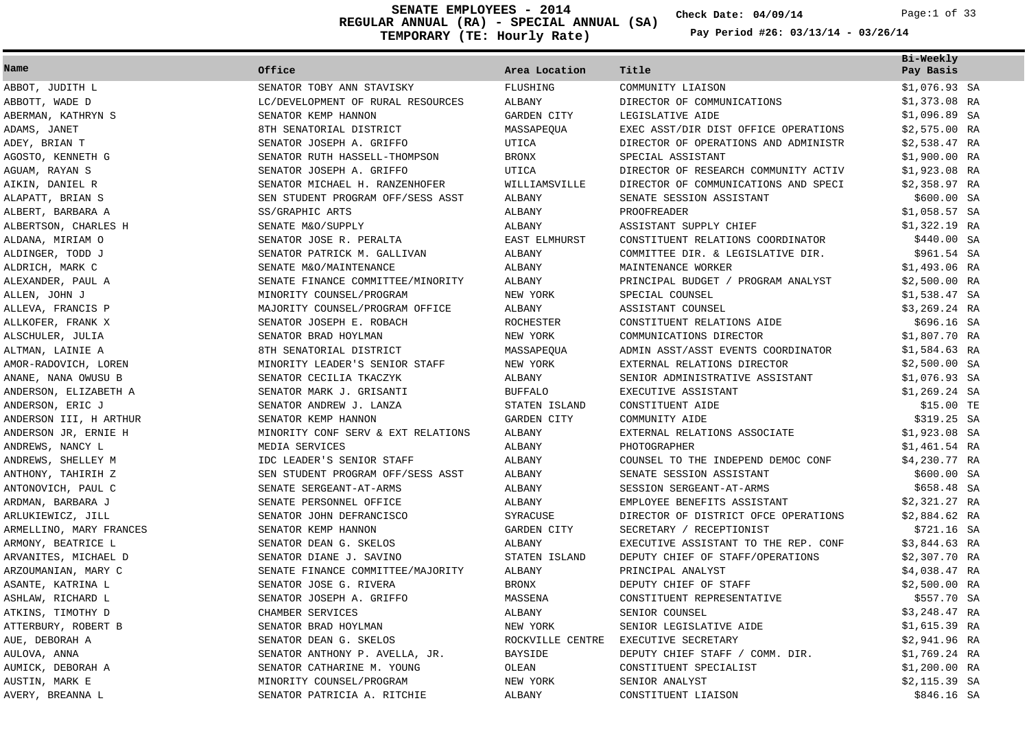# SENATE EMPLOYEES - 2014
## REGULAR ANNUAL (RA) - SPECIAL ANNUAL (SA)
## TEMPORARY (TE: Hourly Rate)

**Check Date: 04/09/14**

**Pay Period #26: 03/13/14 - 03/26/14**

| Name | Office | Area Location | Title | Bi-Weekly Pay Basis |
|---|---|---|---|---|
| ABBOT, JUDITH L | SENATOR TOBY ANN STAVISKY | FLUSHING | COMMUNITY LIAISON | $1,076.93 SA |
| ABBOTT, WADE D | LC/DEVELOPMENT OF RURAL RESOURCES | ALBANY | DIRECTOR OF COMMUNICATIONS | $1,373.08 RA |
| ABERMAN, KATHRYN S | SENATOR KEMP HANNON | GARDEN CITY | LEGISLATIVE AIDE | $1,096.89 SA |
| ADAMS, JANET | 8TH SENATORIAL DISTRICT | MASSAPEQUA | EXEC ASST/DIR DIST OFFICE OPERATIONS | $2,575.00 RA |
| ADEY, BRIAN T | SENATOR JOSEPH A. GRIFFO | UTICA | DIRECTOR OF OPERATIONS AND ADMINISTR | $2,538.47 RA |
| AGOSTO, KENNETH G | SENATOR RUTH HASSELL-THOMPSON | BRONX | SPECIAL ASSISTANT | $1,900.00 RA |
| AGUAM, RAYAN S | SENATOR JOSEPH A. GRIFFO | UTICA | DIRECTOR OF RESEARCH COMMUNITY ACTIV | $1,923.08 RA |
| AIKIN, DANIEL R | SENATOR MICHAEL H. RANZENHOFER | WILLIAMSVILLE | DIRECTOR OF COMMUNICATIONS AND SPECI | $2,358.97 RA |
| ALAPATT, BRIAN S | SEN STUDENT PROGRAM OFF/SESS ASST | ALBANY | SENATE SESSION ASSISTANT | $600.00 SA |
| ALBERT, BARBARA A | SS/GRAPHIC ARTS | ALBANY | PROOFREADER | $1,058.57 SA |
| ALBERTSON, CHARLES H | SENATE M&O/SUPPLY | ALBANY | ASSISTANT SUPPLY CHIEF | $1,322.19 RA |
| ALDANA, MIRIAM O | SENATOR JOSE R. PERALTA | EAST ELMHURST | CONSTITUENT RELATIONS COORDINATOR | $440.00 SA |
| ALDINGER, TODD J | SENATOR PATRICK M. GALLIVAN | ALBANY | COMMITTEE DIR. & LEGISLATIVE DIR. | $961.54 SA |
| ALDRICH, MARK C | SENATE M&O/MAINTENANCE | ALBANY | MAINTENANCE WORKER | $1,493.06 RA |
| ALEXANDER, PAUL A | SENATE FINANCE COMMITTEE/MINORITY | ALBANY | PRINCIPAL BUDGET / PROGRAM ANALYST | $2,500.00 RA |
| ALLEN, JOHN J | MINORITY COUNSEL/PROGRAM | NEW YORK | SPECIAL COUNSEL | $1,538.47 SA |
| ALLEVA, FRANCIS P | MAJORITY COUNSEL/PROGRAM OFFICE | ALBANY | ASSISTANT COUNSEL | $3,269.24 RA |
| ALLKOFER, FRANK X | SENATOR JOSEPH E. ROBACH | ROCHESTER | CONSTITUENT RELATIONS AIDE | $696.16 SA |
| ALSCHULER, JULIA | SENATOR BRAD HOYLMAN | NEW YORK | COMMUNICATIONS DIRECTOR | $1,807.70 RA |
| ALTMAN, LAINIE A | 8TH SENATORIAL DISTRICT | MASSAPEQUA | ADMIN ASST/ASST EVENTS COORDINATOR | $1,584.63 RA |
| AMOR-RADOVICH, LOREN | MINORITY LEADER'S SENIOR STAFF | NEW YORK | EXTERNAL RELATIONS DIRECTOR | $2,500.00 SA |
| ANANE, NANA OWUSU B | SENATOR CECILIA TKACZYK | ALBANY | SENIOR ADMINISTRATIVE ASSISTANT | $1,076.93 SA |
| ANDERSON, ELIZABETH A | SENATOR MARK J. GRISANTI | BUFFALO | EXECUTIVE ASSISTANT | $1,269.24 SA |
| ANDERSON, ERIC J | SENATOR ANDREW J. LANZA | STATEN ISLAND | CONSTITUENT AIDE | $15.00 TE |
| ANDERSON III, H ARTHUR | SENATOR KEMP HANNON | GARDEN CITY | COMMUNITY AIDE | $319.25 SA |
| ANDERSON JR, ERNIE H | MINORITY CONF SERV & EXT RELATIONS | ALBANY | EXTERNAL RELATIONS ASSOCIATE | $1,923.08 SA |
| ANDREWS, NANCY L | MEDIA SERVICES | ALBANY | PHOTOGRAPHER | $1,461.54 RA |
| ANDREWS, SHELLEY M | IDC LEADER'S SENIOR STAFF | ALBANY | COUNSEL TO THE INDEPEND DEMOC CONF | $4,230.77 RA |
| ANTHONY, TAHIRIH Z | SEN STUDENT PROGRAM OFF/SESS ASST | ALBANY | SENATE SESSION ASSISTANT | $600.00 SA |
| ANTONOVICH, PAUL C | SENATE SERGEANT-AT-ARMS | ALBANY | SESSION SERGEANT-AT-ARMS | $658.48 SA |
| ARDMAN, BARBARA J | SENATE PERSONNEL OFFICE | ALBANY | EMPLOYEE BENEFITS ASSISTANT | $2,321.27 RA |
| ARLUKIEWICZ, JILL | SENATOR JOHN DEFRANCISCO | SYRACUSE | DIRECTOR OF DISTRICT OFCE OPERATIONS | $2,884.62 RA |
| ARMELLINO, MARY FRANCES | SENATOR KEMP HANNON | GARDEN CITY | SECRETARY / RECEPTIONIST | $721.16 SA |
| ARMONY, BEATRICE L | SENATOR DEAN G. SKELOS | ALBANY | EXECUTIVE ASSISTANT TO THE REP. CONF | $3,844.63 RA |
| ARVANITES, MICHAEL D | SENATOR DIANE J. SAVINO | STATEN ISLAND | DEPUTY CHIEF OF STAFF/OPERATIONS | $2,307.70 RA |
| ARZOUMANIAN, MARY C | SENATE FINANCE COMMITTEE/MAJORITY | ALBANY | PRINCIPAL ANALYST | $4,038.47 RA |
| ASANTE, KATRINA L | SENATOR JOSE G. RIVERA | BRONX | DEPUTY CHIEF OF STAFF | $2,500.00 RA |
| ASHLAW, RICHARD L | SENATOR JOSEPH A. GRIFFO | MASSENA | CONSTITUENT REPRESENTATIVE | $557.70 SA |
| ATKINS, TIMOTHY D | CHAMBER SERVICES | ALBANY | SENIOR COUNSEL | $3,248.47 RA |
| ATTERBURY, ROBERT B | SENATOR BRAD HOYLMAN | NEW YORK | SENIOR LEGISLATIVE AIDE | $1,615.39 RA |
| AUE, DEBORAH A | SENATOR DEAN G. SKELOS | ROCKVILLE CENTRE | EXECUTIVE SECRETARY | $2,941.96 RA |
| AULOVA, ANNA | SENATOR ANTHONY P. AVELLA, JR. | BAYSIDE | DEPUTY CHIEF STAFF / COMM. DIR. | $1,769.24 RA |
| AUMICK, DEBORAH A | SENATOR CATHARINE M. YOUNG | OLEAN | CONSTITUENT SPECIALIST | $1,200.00 RA |
| AUSTIN, MARK E | MINORITY COUNSEL/PROGRAM | NEW YORK | SENIOR ANALYST | $2,115.39 SA |
| AVERY, BREANNA L | SENATOR PATRICIA A. RITCHIE | ALBANY | CONSTITUENT LIAISON | $846.16 SA |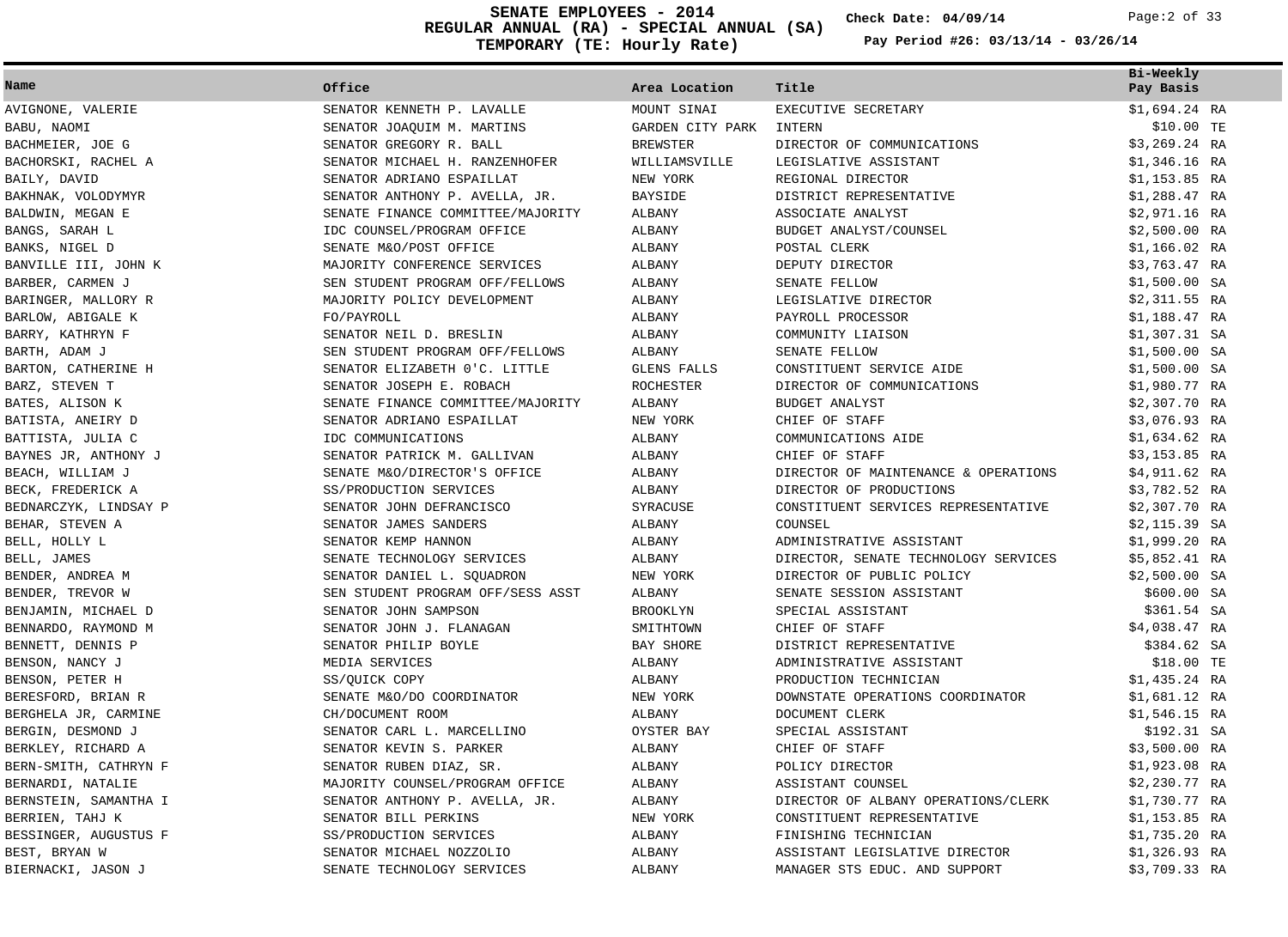# SENATE EMPLOYEES - 2014
## REGULAR ANNUAL (RA) - SPECIAL ANNUAL (SA)
## TEMPORARY (TE: Hourly Rate)

**Check Date: 04/09/14**

**Pay Period #26: 03/13/14 - 03/26/14**

| Name | Office | Area Location | Title | Bi-Weekly Pay Basis |
|---|---|---|---|---|
| AVIGNONE, VALERIE | SENATOR KENNETH P. LAVALLE | MOUNT SINAI | EXECUTIVE SECRETARY | $1,694.24 RA |
| BABU, NAOMI | SENATOR JOAQUIM M. MARTINS | GARDEN CITY PARK | INTERN | $10.00 TE |
| BACHMEIER, JOE G | SENATOR GREGORY R. BALL | BREWSTER | DIRECTOR OF COMMUNICATIONS | $3,269.24 RA |
| BACHORSKI, RACHEL A | SENATOR MICHAEL H. RANZENHOFER | WILLIAMSVILLE | LEGISLATIVE ASSISTANT | $1,346.16 RA |
| BAILY, DAVID | SENATOR ADRIANO ESPAILLAT | NEW YORK | REGIONAL DIRECTOR | $1,153.85 RA |
| BAKHNAK, VOLODYMYR | SENATOR ANTHONY P. AVELLA, JR. | BAYSIDE | DISTRICT REPRESENTATIVE | $1,288.47 RA |
| BALDWIN, MEGAN E | SENATE FINANCE COMMITTEE/MAJORITY | ALBANY | ASSOCIATE ANALYST | $2,971.16 RA |
| BANGS, SARAH L | IDC COUNSEL/PROGRAM OFFICE | ALBANY | BUDGET ANALYST/COUNSEL | $2,500.00 RA |
| BANKS, NIGEL D | SENATE M&O/POST OFFICE | ALBANY | POSTAL CLERK | $1,166.02 RA |
| BANVILLE III, JOHN K | MAJORITY CONFERENCE SERVICES | ALBANY | DEPUTY DIRECTOR | $3,763.47 RA |
| BARBER, CARMEN J | SEN STUDENT PROGRAM OFF/FELLOWS | ALBANY | SENATE FELLOW | $1,500.00 SA |
| BARINGER, MALLORY R | MAJORITY POLICY DEVELOPMENT | ALBANY | LEGISLATIVE DIRECTOR | $2,311.55 RA |
| BARLOW, ABIGALE K | FO/PAYROLL | ALBANY | PAYROLL PROCESSOR | $1,188.47 RA |
| BARRY, KATHRYN F | SENATOR NEIL D. BRESLIN | ALBANY | COMMUNITY LIAISON | $1,307.31 SA |
| BARTH, ADAM J | SEN STUDENT PROGRAM OFF/FELLOWS | ALBANY | SENATE FELLOW | $1,500.00 SA |
| BARTON, CATHERINE H | SENATOR ELIZABETH O'C. LITTLE | GLENS FALLS | CONSTITUENT SERVICE AIDE | $1,500.00 SA |
| BARZ, STEVEN T | SENATOR JOSEPH E. ROBACH | ROCHESTER | DIRECTOR OF COMMUNICATIONS | $1,980.77 RA |
| BATES, ALISON K | SENATE FINANCE COMMITTEE/MAJORITY | ALBANY | BUDGET ANALYST | $2,307.70 RA |
| BATISTA, ANEIRY D | SENATOR ADRIANO ESPAILLAT | NEW YORK | CHIEF OF STAFF | $3,076.93 RA |
| BATTISTA, JULIA C | IDC COMMUNICATIONS | ALBANY | COMMUNICATIONS AIDE | $1,634.62 RA |
| BAYNES JR, ANTHONY J | SENATOR PATRICK M. GALLIVAN | ALBANY | CHIEF OF STAFF | $3,153.85 RA |
| BEACH, WILLIAM J | SENATE M&O/DIRECTOR'S OFFICE | ALBANY | DIRECTOR OF MAINTENANCE & OPERATIONS | $4,911.62 RA |
| BECK, FREDERICK A | SS/PRODUCTION SERVICES | ALBANY | DIRECTOR OF PRODUCTIONS | $3,782.52 RA |
| BEDNARCZYK, LINDSAY P | SENATOR JOHN DEFRANCISCO | SYRACUSE | CONSTITUENT SERVICES REPRESENTATIVE | $2,307.70 RA |
| BEHAR, STEVEN A | SENATOR JAMES SANDERS | ALBANY | COUNSEL | $2,115.39 SA |
| BELL, HOLLY L | SENATOR KEMP HANNON | ALBANY | ADMINISTRATIVE ASSISTANT | $1,999.20 RA |
| BELL, JAMES | SENATE TECHNOLOGY SERVICES | ALBANY | DIRECTOR, SENATE TECHNOLOGY SERVICES | $5,852.41 RA |
| BENDER, ANDREA M | SENATOR DANIEL L. SQUADRON | NEW YORK | DIRECTOR OF PUBLIC POLICY | $2,500.00 SA |
| BENDER, TREVOR W | SEN STUDENT PROGRAM OFF/SESS ASST | ALBANY | SENATE SESSION ASSISTANT | $600.00 SA |
| BENJAMIN, MICHAEL D | SENATOR JOHN SAMPSON | BROOKLYN | SPECIAL ASSISTANT | $361.54 SA |
| BENNARDO, RAYMOND M | SENATOR JOHN J. FLANAGAN | SMITHTOWN | CHIEF OF STAFF | $4,038.47 RA |
| BENNETT, DENNIS P | SENATOR PHILIP BOYLE | BAY SHORE | DISTRICT REPRESENTATIVE | $384.62 SA |
| BENSON, NANCY J | MEDIA SERVICES | ALBANY | ADMINISTRATIVE ASSISTANT | $18.00 TE |
| BENSON, PETER H | SS/QUICK COPY | ALBANY | PRODUCTION TECHNICIAN | $1,435.24 RA |
| BERESFORD, BRIAN R | SENATE M&O/DO COORDINATOR | NEW YORK | DOWNSTATE OPERATIONS COORDINATOR | $1,681.12 RA |
| BERGHELA JR, CARMINE | CH/DOCUMENT ROOM | ALBANY | DOCUMENT CLERK | $1,546.15 RA |
| BERGIN, DESMOND J | SENATOR CARL L. MARCELLINO | OYSTER BAY | SPECIAL ASSISTANT | $192.31 SA |
| BERKLEY, RICHARD A | SENATOR KEVIN S. PARKER | ALBANY | CHIEF OF STAFF | $3,500.00 RA |
| BERN-SMITH, CATHRYN F | SENATOR RUBEN DIAZ, SR. | ALBANY | POLICY DIRECTOR | $1,923.08 RA |
| BERNARDI, NATALIE | MAJORITY COUNSEL/PROGRAM OFFICE | ALBANY | ASSISTANT COUNSEL | $2,230.77 RA |
| BERNSTEIN, SAMANTHA I | SENATOR ANTHONY P. AVELLA, JR. | ALBANY | DIRECTOR OF ALBANY OPERATIONS/CLERK | $1,730.77 RA |
| BERRIEN, TAHJ K | SENATOR BILL PERKINS | NEW YORK | CONSTITUENT REPRESENTATIVE | $1,153.85 RA |
| BESSINGER, AUGUSTUS F | SS/PRODUCTION SERVICES | ALBANY | FINISHING TECHNICIAN | $1,735.20 RA |
| BEST, BRYAN W | SENATOR MICHAEL NOZZOLIO | ALBANY | ASSISTANT LEGISLATIVE DIRECTOR | $1,326.93 RA |
| BIERNACKI, JASON J | SENATE TECHNOLOGY SERVICES | ALBANY | MANAGER STS EDUC. AND SUPPORT | $3,709.33 RA |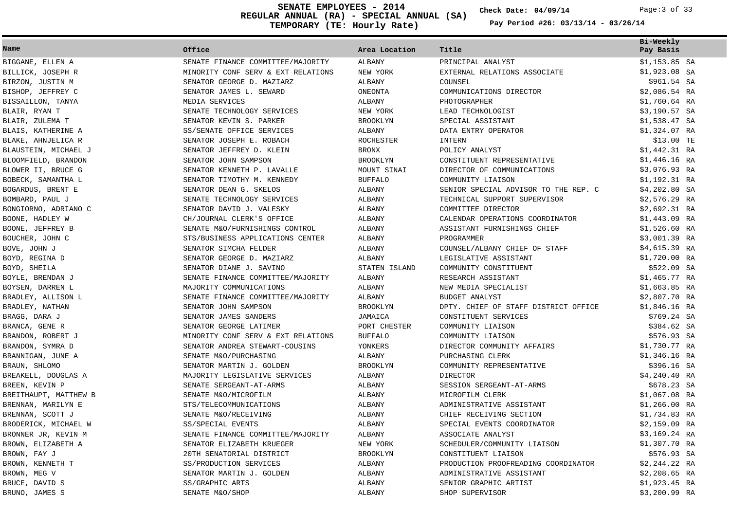# SENATE EMPLOYEES - 2014
## REGULAR ANNUAL (RA) - SPECIAL ANNUAL (SA)
## TEMPORARY (TE: Hourly Rate)

**Check Date: 04/09/14**

**Pay Period #26: 03/13/14 - 03/26/14**

| Name | Office | Area Location | Title | Bi-Weekly Pay Basis |
|---|---|---|---|---|
| BIGGANE, ELLEN A | SENATE FINANCE COMMITTEE/MAJORITY | ALBANY | PRINCIPAL ANALYST | $1,153.85 SA |
| BILLICK, JOSEPH R | MINORITY CONF SERV & EXT RELATIONS | NEW YORK | EXTERNAL RELATIONS ASSOCIATE | $1,923.08 SA |
| BIRZON, JUSTIN M | SENATOR GEORGE D. MAZIARZ | ALBANY | COUNSEL | $961.54 SA |
| BISHOP, JEFFREY C | SENATOR JAMES L. SEWARD | ONEONTA | COMMUNICATIONS DIRECTOR | $2,086.54 RA |
| BISSAILLON, TANYA | MEDIA SERVICES | ALBANY | PHOTOGRAPHER | $1,760.64 RA |
| BLAIR, RYAN T | SENATE TECHNOLOGY SERVICES | NEW YORK | LEAD TECHNOLOGIST | $3,190.57 SA |
| BLAIR, ZULEMA T | SENATOR KEVIN S. PARKER | BROOKLYN | SPECIAL ASSISTANT | $1,538.47 SA |
| BLAIS, KATHERINE A | SS/SENATE OFFICE SERVICES | ALBANY | DATA ENTRY OPERATOR | $1,324.07 RA |
| BLAKE, AHNJELICA R | SENATOR JOSEPH E. ROBACH | ROCHESTER | INTERN | $13.00 TE |
| BLAUSTEIN, MICHAEL J | SENATOR JEFFREY D. KLEIN | BRONX | POLICY ANALYST | $1,442.31 RA |
| BLOOMFIELD, BRANDON | SENATOR JOHN SAMPSON | BROOKLYN | CONSTITUENT REPRESENTATIVE | $1,446.16 RA |
| BLOWER II, BRUCE G | SENATOR KENNETH P. LAVALLE | MOUNT SINAI | DIRECTOR OF COMMUNICATIONS | $3,076.93 RA |
| BOBECK, SAMANTHA L | SENATOR TIMOTHY M. KENNEDY | BUFFALO | COMMUNITY LIAISON | $1,192.31 RA |
| BOGARDUS, BRENT E | SENATOR DEAN G. SKELOS | ALBANY | SENIOR SPECIAL ADVISOR TO THE REP. C | $4,202.80 SA |
| BOMBARD, PAUL J | SENATE TECHNOLOGY SERVICES | ALBANY | TECHNICAL SUPPORT SUPERVISOR | $2,576.29 RA |
| BONGIORNO, ADRIANO C | SENATOR DAVID J. VALESKY | ALBANY | COMMITTEE DIRECTOR | $2,692.31 RA |
| BOONE, HADLEY W | CH/JOURNAL CLERK'S OFFICE | ALBANY | CALENDAR OPERATIONS COORDINATOR | $1,443.09 RA |
| BOONE, JEFFREY B | SENATE M&O/FURNISHINGS CONTROL | ALBANY | ASSISTANT FURNISHINGS CHIEF | $1,526.60 RA |
| BOUCHER, JOHN C | STS/BUSINESS APPLICATIONS CENTER | ALBANY | PROGRAMMER | $3,001.39 RA |
| BOVE, JOHN J | SENATOR SIMCHA FELDER | ALBANY | COUNSEL/ALBANY CHIEF OF STAFF | $4,615.39 RA |
| BOYD, REGINA D | SENATOR GEORGE D. MAZIARZ | ALBANY | LEGISLATIVE ASSISTANT | $1,720.00 RA |
| BOYD, SHEILA | SENATOR DIANE J. SAVINO | STATEN ISLAND | COMMUNITY CONSTITUENT | $522.09 SA |
| BOYLE, BRENDAN J | SENATE FINANCE COMMITTEE/MAJORITY | ALBANY | RESEARCH ASSISTANT | $1,465.77 RA |
| BOYSEN, DARREN L | MAJORITY COMMUNICATIONS | ALBANY | NEW MEDIA SPECIALIST | $1,663.85 RA |
| BRADLEY, ALLISON L | SENATE FINANCE COMMITTEE/MAJORITY | ALBANY | BUDGET ANALYST | $2,807.70 RA |
| BRADLEY, NATHAN | SENATOR JOHN SAMPSON | BROOKLYN | DPTY. CHIEF OF STAFF DISTRICT OFFICE | $1,846.16 RA |
| BRAGG, DARA J | SENATOR JAMES SANDERS | JAMAICA | CONSTITUENT SERVICES | $769.24 SA |
| BRANCA, GENE R | SENATOR GEORGE LATIMER | PORT CHESTER | COMMUNITY LIAISON | $384.62 SA |
| BRANDON, ROBERT J | MINORITY CONF SERV & EXT RELATIONS | BUFFALO | COMMUNITY LIAISON | $576.93 SA |
| BRANDON, SYMRA D | SENATOR ANDREA STEWART-COUSINS | YONKERS | DIRECTOR COMMUNITY AFFAIRS | $1,730.77 RA |
| BRANNIGAN, JUNE A | SENATE M&O/PURCHASING | ALBANY | PURCHASING CLERK | $1,346.16 RA |
| BRAUN, SHLOMO | SENATOR MARTIN J. GOLDEN | BROOKLYN | COMMUNITY REPRESENTATIVE | $396.16 SA |
| BREAKELL, DOUGLAS A | MAJORITY LEGISLATIVE SERVICES | ALBANY | DIRECTOR | $4,240.40 RA |
| BREEN, KEVIN P | SENATE SERGEANT-AT-ARMS | ALBANY | SESSION SERGEANT-AT-ARMS | $678.23 SA |
| BREITHAUPT, MATTHEW B | SENATE M&O/MICROFILM | ALBANY | MICROFILM CLERK | $1,067.08 RA |
| BRENNAN, MARILYN E | STS/TELECOMMUNICATIONS | ALBANY | ADMINISTRATIVE ASSISTANT | $1,266.00 RA |
| BRENNAN, SCOTT J | SENATE M&O/RECEIVING | ALBANY | CHIEF RECEIVING SECTION | $1,734.83 RA |
| BRODERICK, MICHAEL W | SS/SPECIAL EVENTS | ALBANY | SPECIAL EVENTS COORDINATOR | $2,159.09 RA |
| BRONNER JR, KEVIN M | SENATE FINANCE COMMITTEE/MAJORITY | ALBANY | ASSOCIATE ANALYST | $3,169.24 RA |
| BROWN, ELIZABETH A | SENATOR ELIZABETH KRUEGER | NEW YORK | SCHEDULER/COMMUNITY LIAISON | $1,307.70 RA |
| BROWN, FAY J | 20TH SENATORIAL DISTRICT | BROOKLYN | CONSTITUENT LIAISON | $576.93 SA |
| BROWN, KENNETH T | SS/PRODUCTION SERVICES | ALBANY | PRODUCTION PROOFREADING COORDINATOR | $2,244.22 RA |
| BROWN, MEG V | SENATOR MARTIN J. GOLDEN | ALBANY | ADMINISTRATIVE ASSISTANT | $2,208.65 RA |
| BRUCE, DAVID S | SS/GRAPHIC ARTS | ALBANY | SENIOR GRAPHIC ARTIST | $1,923.45 RA |
| BRUNO, JAMES S | SENATE M&O/SHOP | ALBANY | SHOP SUPERVISOR | $3,200.99 RA |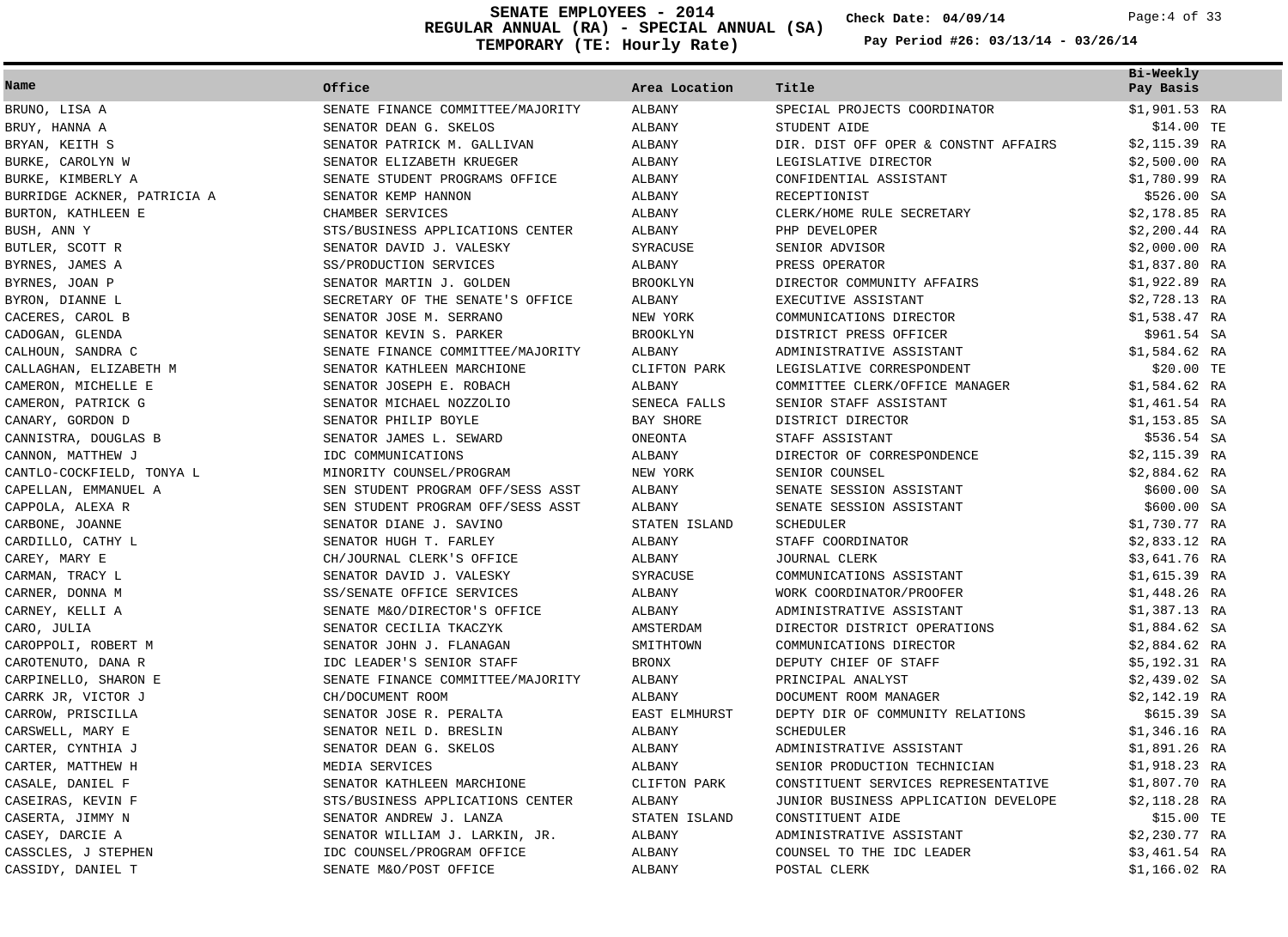# SENATE EMPLOYEES - 2014
## REGULAR ANNUAL (RA) - SPECIAL ANNUAL (SA)
## TEMPORARY (TE: Hourly Rate)

**Check Date: 04/09/14**

**Pay Period #26: 03/13/14 - 03/26/14**

| Name | Office | Area Location | Title | Bi-Weekly Pay Basis |
|---|---|---|---|---|
| BRUNO, LISA A | SENATE FINANCE COMMITTEE/MAJORITY | ALBANY | SPECIAL PROJECTS COORDINATOR | $1,901.53 RA |
| BRUY, HANNA A | SENATOR DEAN G. SKELOS | ALBANY | STUDENT AIDE | $14.00 TE |
| BRYAN, KEITH S | SENATOR PATRICK M. GALLIVAN | ALBANY | DIR. DIST OFF OPER & CONSTNT AFFAIRS | $2,115.39 RA |
| BURKE, CAROLYN W | SENATOR ELIZABETH KRUEGER | ALBANY | LEGISLATIVE DIRECTOR | $2,500.00 RA |
| BURKE, KIMBERLY A | SENATE STUDENT PROGRAMS OFFICE | ALBANY | CONFIDENTIAL ASSISTANT | $1,780.99 RA |
| BURRIDGE ACKNER, PATRICIA A | SENATOR KEMP HANNON | ALBANY | RECEPTIONIST | $526.00 SA |
| BURTON, KATHLEEN E | CHAMBER SERVICES | ALBANY | CLERK/HOME RULE SECRETARY | $2,178.85 RA |
| BUSH, ANN Y | STS/BUSINESS APPLICATIONS CENTER | ALBANY | PHP DEVELOPER | $2,200.44 RA |
| BUTLER, SCOTT R | SENATOR DAVID J. VALESKY | SYRACUSE | SENIOR ADVISOR | $2,000.00 RA |
| BYRNES, JAMES A | SS/PRODUCTION SERVICES | ALBANY | PRESS OPERATOR | $1,837.80 RA |
| BYRNES, JOAN P | SENATOR MARTIN J. GOLDEN | BROOKLYN | DIRECTOR COMMUNITY AFFAIRS | $1,922.89 RA |
| BYRON, DIANNE L | SECRETARY OF THE SENATE'S OFFICE | ALBANY | EXECUTIVE ASSISTANT | $2,728.13 RA |
| CACERES, CAROL B | SENATOR JOSE M. SERRANO | NEW YORK | COMMUNICATIONS DIRECTOR | $1,538.47 RA |
| CADOGAN, GLENDA | SENATOR KEVIN S. PARKER | BROOKLYN | DISTRICT PRESS OFFICER | $961.54 SA |
| CALHOUN, SANDRA C | SENATE FINANCE COMMITTEE/MAJORITY | ALBANY | ADMINISTRATIVE ASSISTANT | $1,584.62 RA |
| CALLAGHAN, ELIZABETH M | SENATOR KATHLEEN MARCHIONE | CLIFTON PARK | LEGISLATIVE CORRESPONDENT | $20.00 TE |
| CAMERON, MICHELLE E | SENATOR JOSEPH E. ROBACH | ALBANY | COMMITTEE CLERK/OFFICE MANAGER | $1,584.62 RA |
| CAMERON, PATRICK G | SENATOR MICHAEL NOZZOLIO | SENECA FALLS | SENIOR STAFF ASSISTANT | $1,461.54 RA |
| CANARY, GORDON D | SENATOR PHILIP BOYLE | BAY SHORE | DISTRICT DIRECTOR | $1,153.85 SA |
| CANNISTRA, DOUGLAS B | SENATOR JAMES L. SEWARD | ONEONTA | STAFF ASSISTANT | $536.54 SA |
| CANNON, MATTHEW J | IDC COMMUNICATIONS | ALBANY | DIRECTOR OF CORRESPONDENCE | $2,115.39 RA |
| CANTLO-COCKFIELD, TONYA L | MINORITY COUNSEL/PROGRAM | NEW YORK | SENIOR COUNSEL | $2,884.62 RA |
| CAPELLAN, EMMANUEL A | SEN STUDENT PROGRAM OFF/SESS ASST | ALBANY | SENATE SESSION ASSISTANT | $600.00 SA |
| CAPPOLA, ALEXA R | SEN STUDENT PROGRAM OFF/SESS ASST | ALBANY | SENATE SESSION ASSISTANT | $600.00 SA |
| CARBONE, JOANNE | SENATOR DIANE J. SAVINO | STATEN ISLAND | SCHEDULER | $1,730.77 RA |
| CARDILLO, CATHY L | SENATOR HUGH T. FARLEY | ALBANY | STAFF COORDINATOR | $2,833.12 RA |
| CAREY, MARY E | CH/JOURNAL CLERK'S OFFICE | ALBANY | JOURNAL CLERK | $3,641.76 RA |
| CARMAN, TRACY L | SENATOR DAVID J. VALESKY | SYRACUSE | COMMUNICATIONS ASSISTANT | $1,615.39 RA |
| CARNER, DONNA M | SS/SENATE OFFICE SERVICES | ALBANY | WORK COORDINATOR/PROOFER | $1,448.26 RA |
| CARNEY, KELLI A | SENATE M&O/DIRECTOR'S OFFICE | ALBANY | ADMINISTRATIVE ASSISTANT | $1,387.13 RA |
| CARO, JULIA | SENATOR CECILIA TKACZYK | AMSTERDAM | DIRECTOR DISTRICT OPERATIONS | $1,884.62 SA |
| CAROPPOLI, ROBERT M | SENATOR JOHN J. FLANAGAN | SMITHTOWN | COMMUNICATIONS DIRECTOR | $2,884.62 RA |
| CAROTENUTO, DANA R | IDC LEADER'S SENIOR STAFF | BRONX | DEPUTY CHIEF OF STAFF | $5,192.31 RA |
| CARPINELLO, SHARON E | SENATE FINANCE COMMITTEE/MAJORITY | ALBANY | PRINCIPAL ANALYST | $2,439.02 SA |
| CARRK JR, VICTOR J | CH/DOCUMENT ROOM | ALBANY | DOCUMENT ROOM MANAGER | $2,142.19 RA |
| CARROW, PRISCILLA | SENATOR JOSE R. PERALTA | EAST ELMHURST | DEPTY DIR OF COMMUNITY RELATIONS | $615.39 SA |
| CARSWELL, MARY E | SENATOR NEIL D. BRESLIN | ALBANY | SCHEDULER | $1,346.16 RA |
| CARTER, CYNTHIA J | SENATOR DEAN G. SKELOS | ALBANY | ADMINISTRATIVE ASSISTANT | $1,891.26 RA |
| CARTER, MATTHEW H | MEDIA SERVICES | ALBANY | SENIOR PRODUCTION TECHNICIAN | $1,918.23 RA |
| CASALE, DANIEL F | SENATOR KATHLEEN MARCHIONE | CLIFTON PARK | CONSTITUENT SERVICES REPRESENTATIVE | $1,807.70 RA |
| CASEIRAS, KEVIN F | STS/BUSINESS APPLICATIONS CENTER | ALBANY | JUNIOR BUSINESS APPLICATION DEVELOPE | $2,118.28 RA |
| CASERTA, JIMMY N | SENATOR ANDREW J. LANZA | STATEN ISLAND | CONSTITUENT AIDE | $15.00 TE |
| CASEY, DARCIE A | SENATOR WILLIAM J. LARKIN, JR. | ALBANY | ADMINISTRATIVE ASSISTANT | $2,230.77 RA |
| CASSCLES, J STEPHEN | IDC COUNSEL/PROGRAM OFFICE | ALBANY | COUNSEL TO THE IDC LEADER | $3,461.54 RA |
| CASSIDY, DANIEL T | SENATE M&O/POST OFFICE | ALBANY | POSTAL CLERK | $1,166.02 RA |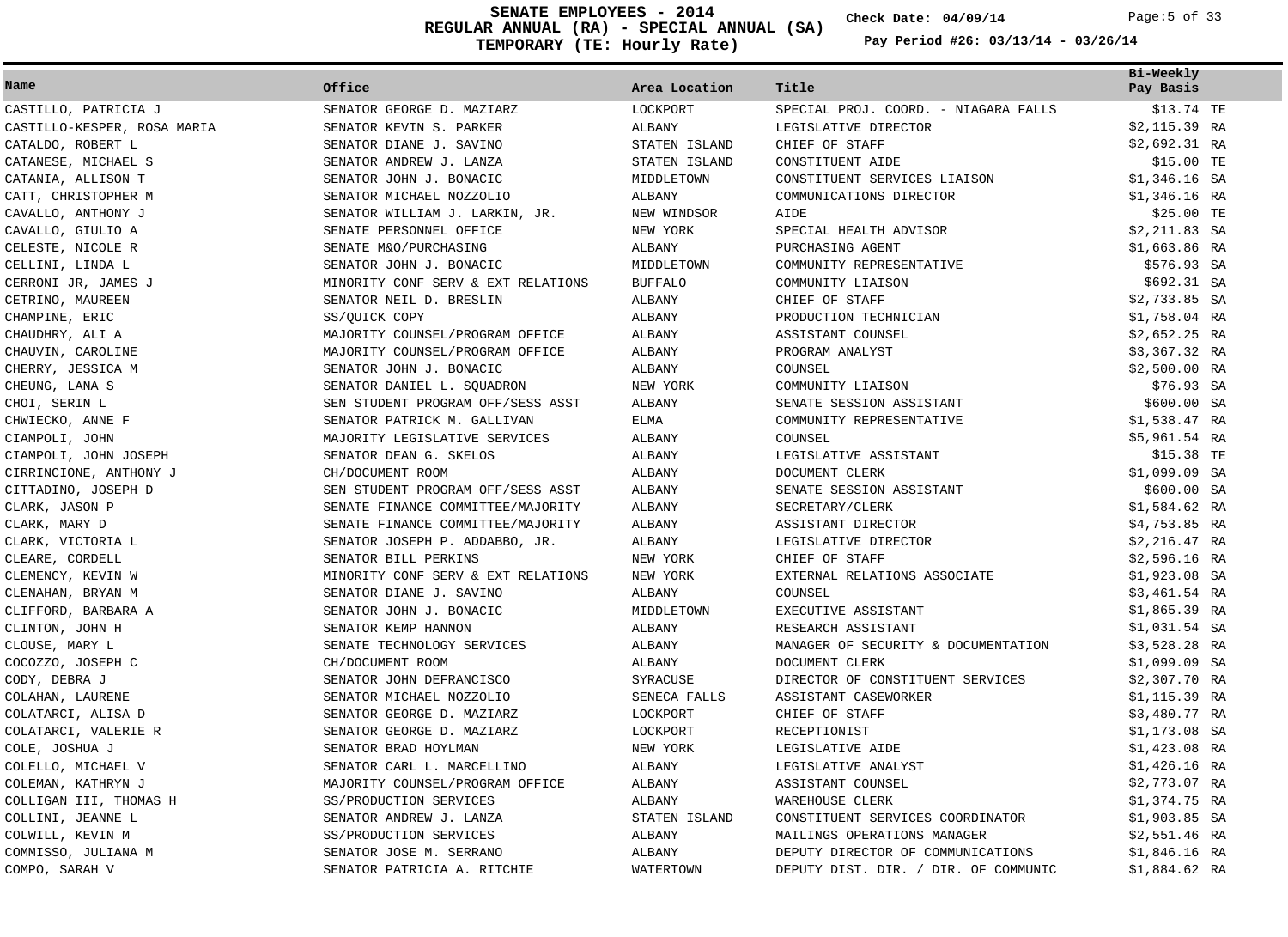# SENATE EMPLOYEES - 2014
## REGULAR ANNUAL (RA) - SPECIAL ANNUAL (SA)
## TEMPORARY (TE: Hourly Rate)

**Check Date: 04/09/14**

**Pay Period #26: 03/13/14 - 03/26/14**

| Name | Office | Area Location | Title | Bi-Weekly Pay Basis |
|---|---|---|---|---|
| CASTILLO, PATRICIA J | SENATOR GEORGE D. MAZIARZ | LOCKPORT | SPECIAL PROJ. COORD. - NIAGARA FALLS | $13.74 TE |
| CASTILLO-KESPER, ROSA MARIA | SENATOR KEVIN S. PARKER | ALBANY | LEGISLATIVE DIRECTOR | $2,115.39 RA |
| CATALDO, ROBERT L | SENATOR DIANE J. SAVINO | STATEN ISLAND | CHIEF OF STAFF | $2,692.31 RA |
| CATANESE, MICHAEL S | SENATOR ANDREW J. LANZA | STATEN ISLAND | CONSTITUENT AIDE | $15.00 TE |
| CATANIA, ALLISON T | SENATOR JOHN J. BONACIC | MIDDLETOWN | CONSTITUENT SERVICES LIAISON | $1,346.16 SA |
| CATT, CHRISTOPHER M | SENATOR MICHAEL NOZZOLIO | ALBANY | COMMUNICATIONS DIRECTOR | $1,346.16 RA |
| CAVALLO, ANTHONY J | SENATOR WILLIAM J. LARKIN, JR. | NEW WINDSOR | AIDE | $25.00 TE |
| CAVALLO, GIULIO A | SENATE PERSONNEL OFFICE | NEW YORK | SPECIAL HEALTH ADVISOR | $2,211.83 SA |
| CELESTE, NICOLE R | SENATE M&O/PURCHASING | ALBANY | PURCHASING AGENT | $1,663.86 RA |
| CELLINI, LINDA L | SENATOR JOHN J. BONACIC | MIDDLETOWN | COMMUNITY REPRESENTATIVE | $576.93 SA |
| CERRONI JR, JAMES J | MINORITY CONF SERV & EXT RELATIONS | BUFFALO | COMMUNITY LIAISON | $692.31 SA |
| CETRINO, MAUREEN | SENATOR NEIL D. BRESLIN | ALBANY | CHIEF OF STAFF | $2,733.85 SA |
| CHAMPINE, ERIC | SS/QUICK COPY | ALBANY | PRODUCTION TECHNICIAN | $1,758.04 RA |
| CHAUDHRY, ALI A | MAJORITY COUNSEL/PROGRAM OFFICE | ALBANY | ASSISTANT COUNSEL | $2,652.25 RA |
| CHAUVIN, CAROLINE | MAJORITY COUNSEL/PROGRAM OFFICE | ALBANY | PROGRAM ANALYST | $3,367.32 RA |
| CHERRY, JESSICA M | SENATOR JOHN J. BONACIC | ALBANY | COUNSEL | $2,500.00 RA |
| CHEUNG, LANA S | SENATOR DANIEL L. SQUADRON | NEW YORK | COMMUNITY LIAISON | $76.93 SA |
| CHOI, SERIN L | SEN STUDENT PROGRAM OFF/SESS ASST | ALBANY | SENATE SESSION ASSISTANT | $600.00 SA |
| CHWIECKO, ANNE F | SENATOR PATRICK M. GALLIVAN | ELMA | COMMUNITY REPRESENTATIVE | $1,538.47 RA |
| CIAMPOLI, JOHN | MAJORITY LEGISLATIVE SERVICES | ALBANY | COUNSEL | $5,961.54 RA |
| CIAMPOLI, JOHN JOSEPH | SENATOR DEAN G. SKELOS | ALBANY | LEGISLATIVE ASSISTANT | $15.38 TE |
| CIRRINCIONE, ANTHONY J | CH/DOCUMENT ROOM | ALBANY | DOCUMENT CLERK | $1,099.09 SA |
| CITTADINO, JOSEPH D | SEN STUDENT PROGRAM OFF/SESS ASST | ALBANY | SENATE SESSION ASSISTANT | $600.00 SA |
| CLARK, JASON P | SENATE FINANCE COMMITTEE/MAJORITY | ALBANY | SECRETARY/CLERK | $1,584.62 RA |
| CLARK, MARY D | SENATE FINANCE COMMITTEE/MAJORITY | ALBANY | ASSISTANT DIRECTOR | $4,753.85 RA |
| CLARK, VICTORIA L | SENATOR JOSEPH P. ADDABBO, JR. | ALBANY | LEGISLATIVE DIRECTOR | $2,216.47 RA |
| CLEARE, CORDELL | SENATOR BILL PERKINS | NEW YORK | CHIEF OF STAFF | $2,596.16 RA |
| CLEMENCY, KEVIN W | MINORITY CONF SERV & EXT RELATIONS | NEW YORK | EXTERNAL RELATIONS ASSOCIATE | $1,923.08 SA |
| CLENAHAN, BRYAN M | SENATOR DIANE J. SAVINO | ALBANY | COUNSEL | $3,461.54 RA |
| CLIFFORD, BARBARA A | SENATOR JOHN J. BONACIC | MIDDLETOWN | EXECUTIVE ASSISTANT | $1,865.39 RA |
| CLINTON, JOHN H | SENATOR KEMP HANNON | ALBANY | RESEARCH ASSISTANT | $1,031.54 SA |
| CLOUSE, MARY L | SENATE TECHNOLOGY SERVICES | ALBANY | MANAGER OF SECURITY & DOCUMENTATION | $3,528.28 RA |
| COCOZZO, JOSEPH C | CH/DOCUMENT ROOM | ALBANY | DOCUMENT CLERK | $1,099.09 SA |
| CODY, DEBRA J | SENATOR JOHN DEFRANCISCO | SYRACUSE | DIRECTOR OF CONSTITUENT SERVICES | $2,307.70 RA |
| COLAHAN, LAURENE | SENATOR MICHAEL NOZZOLIO | SENECA FALLS | ASSISTANT CASEWORKER | $1,115.39 RA |
| COLATARCI, ALISA D | SENATOR GEORGE D. MAZIARZ | LOCKPORT | CHIEF OF STAFF | $3,480.77 RA |
| COLATARCI, VALERIE R | SENATOR GEORGE D. MAZIARZ | LOCKPORT | RECEPTIONIST | $1,173.08 SA |
| COLE, JOSHUA J | SENATOR BRAD HOYLMAN | NEW YORK | LEGISLATIVE AIDE | $1,423.08 RA |
| COLELLO, MICHAEL V | SENATOR CARL L. MARCELLINO | ALBANY | LEGISLATIVE ANALYST | $1,426.16 RA |
| COLEMAN, KATHRYN J | MAJORITY COUNSEL/PROGRAM OFFICE | ALBANY | ASSISTANT COUNSEL | $2,773.07 RA |
| COLLIGAN III, THOMAS H | SS/PRODUCTION SERVICES | ALBANY | WAREHOUSE CLERK | $1,374.75 RA |
| COLLINI, JEANNE L | SENATOR ANDREW J. LANZA | STATEN ISLAND | CONSTITUENT SERVICES COORDINATOR | $1,903.85 SA |
| COLWILL, KEVIN M | SS/PRODUCTION SERVICES | ALBANY | MAILINGS OPERATIONS MANAGER | $2,551.46 RA |
| COMMISSO, JULIANA M | SENATOR JOSE M. SERRANO | ALBANY | DEPUTY DIRECTOR OF COMMUNICATIONS | $1,846.16 RA |
| COMPO, SARAH V | SENATOR PATRICIA A. RITCHIE | WATERTOWN | DEPUTY DIST. DIR. / DIR. OF COMMUNIC | $1,884.62 RA |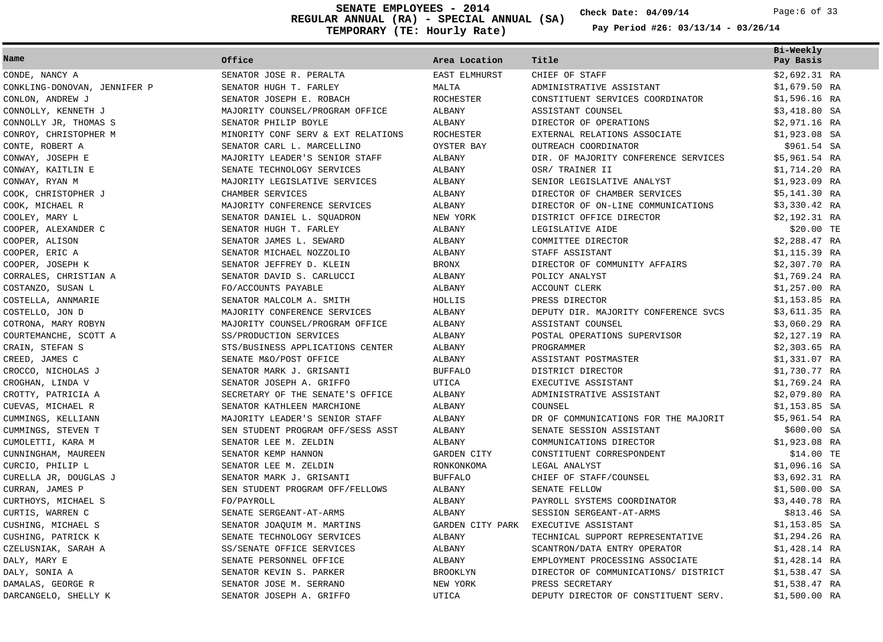# SENATE EMPLOYEES - 2014
## REGULAR ANNUAL (RA) - SPECIAL ANNUAL (SA)
## TEMPORARY (TE: Hourly Rate)

Check Date: 04/09/14

Pay Period #26: 03/13/14 - 03/26/14

| Name | Office | Area Location | Title | Bi-Weekly Pay Basis |
|---|---|---|---|---|
| CONDE, NANCY A | SENATOR JOSE R. PERALTA | EAST ELMHURST | CHIEF OF STAFF | $2,692.31 RA |
| CONKLING-DONOVAN, JENNIFER P | SENATOR HUGH T. FARLEY | MALTA | ADMINISTRATIVE ASSISTANT | $1,679.50 RA |
| CONLON, ANDREW J | SENATOR JOSEPH E. ROBACH | ROCHESTER | CONSTITUENT SERVICES COORDINATOR | $1,596.16 RA |
| CONNOLLY, KENNETH J | MAJORITY COUNSEL/PROGRAM OFFICE | ALBANY | ASSISTANT COUNSEL | $3,418.80 SA |
| CONNOLLY JR, THOMAS S | SENATOR PHILIP BOYLE | ALBANY | DIRECTOR OF OPERATIONS | $2,971.16 RA |
| CONROY, CHRISTOPHER M | MINORITY CONF SERV & EXT RELATIONS | ROCHESTER | EXTERNAL RELATIONS ASSOCIATE | $1,923.08 SA |
| CONTE, ROBERT A | SENATOR CARL L. MARCELLINO | OYSTER BAY | OUTREACH COORDINATOR | $961.54 SA |
| CONWAY, JOSEPH E | MAJORITY LEADER'S SENIOR STAFF | ALBANY | DIR. OF MAJORITY CONFERENCE SERVICES | $5,961.54 RA |
| CONWAY, KAITLIN E | SENATE TECHNOLOGY SERVICES | ALBANY | OSR/ TRAINER II | $1,714.20 RA |
| CONWAY, RYAN M | MAJORITY LEGISLATIVE SERVICES | ALBANY | SENIOR LEGISLATIVE ANALYST | $1,923.09 RA |
| COOK, CHRISTOPHER J | CHAMBER SERVICES | ALBANY | DIRECTOR OF CHAMBER SERVICES | $5,141.30 RA |
| COOK, MICHAEL R | MAJORITY CONFERENCE SERVICES | ALBANY | DIRECTOR OF ON-LINE COMMUNICATIONS | $3,330.42 RA |
| COOLEY, MARY L | SENATOR DANIEL L. SQUADRON | NEW YORK | DISTRICT OFFICE DIRECTOR | $2,192.31 RA |
| COOPER, ALEXANDER C | SENATOR HUGH T. FARLEY | ALBANY | LEGISLATIVE AIDE | $20.00 TE |
| COOPER, ALISON | SENATOR JAMES L. SEWARD | ALBANY | COMMITTEE DIRECTOR | $2,288.47 RA |
| COOPER, ERIC A | SENATOR MICHAEL NOZZOLIO | ALBANY | STAFF ASSISTANT | $1,115.39 RA |
| COOPER, JOSEPH K | SENATOR JEFFREY D. KLEIN | BRONX | DIRECTOR OF COMMUNITY AFFAIRS | $2,307.70 RA |
| CORRALES, CHRISTIAN A | SENATOR DAVID S. CARLUCCI | ALBANY | POLICY ANALYST | $1,769.24 RA |
| COSTANZO, SUSAN L | FO/ACCOUNTS PAYABLE | ALBANY | ACCOUNT CLERK | $1,257.00 RA |
| COSTELLA, ANNMARIE | SENATOR MALCOLM A. SMITH | HOLLIS | PRESS DIRECTOR | $1,153.85 RA |
| COSTELLO, JON D | MAJORITY CONFERENCE SERVICES | ALBANY | DEPUTY DIR. MAJORITY CONFERENCE SVCS | $3,611.35 RA |
| COTRONA, MARY ROBYN | MAJORITY COUNSEL/PROGRAM OFFICE | ALBANY | ASSISTANT COUNSEL | $3,060.29 RA |
| COURTEMANCHE, SCOTT A | SS/PRODUCTION SERVICES | ALBANY | POSTAL OPERATIONS SUPERVISOR | $2,127.19 RA |
| CRAIN, STEFAN S | STS/BUSINESS APPLICATIONS CENTER | ALBANY | PROGRAMMER | $2,303.65 RA |
| CREED, JAMES C | SENATE M&O/POST OFFICE | ALBANY | ASSISTANT POSTMASTER | $1,331.07 RA |
| CROCCO, NICHOLAS J | SENATOR MARK J. GRISANTI | BUFFALO | DISTRICT DIRECTOR | $1,730.77 RA |
| CROGHAN, LINDA V | SENATOR JOSEPH A. GRIFFO | UTICA | EXECUTIVE ASSISTANT | $1,769.24 RA |
| CROTTY, PATRICIA A | SECRETARY OF THE SENATE'S OFFICE | ALBANY | ADMINISTRATIVE ASSISTANT | $2,079.80 RA |
| CUEVAS, MICHAEL R | SENATOR KATHLEEN MARCHIONE | ALBANY | COUNSEL | $1,153.85 SA |
| CUMMINGS, KELLIANN | MAJORITY LEADER'S SENIOR STAFF | ALBANY | DR OF COMMUNICATIONS FOR THE MAJORIT | $5,961.54 RA |
| CUMMINGS, STEVEN T | SEN STUDENT PROGRAM OFF/SESS ASST | ALBANY | SENATE SESSION ASSISTANT | $600.00 SA |
| CUMOLETTI, KARA M | SENATOR LEE M. ZELDIN | ALBANY | COMMUNICATIONS DIRECTOR | $1,923.08 RA |
| CUNNINGHAM, MAUREEN | SENATOR KEMP HANNON | GARDEN CITY | CONSTITUENT CORRESPONDENT | $14.00 TE |
| CURCIO, PHILIP L | SENATOR LEE M. ZELDIN | RONKONKOMA | LEGAL ANALYST | $1,096.16 SA |
| CURELLA JR, DOUGLAS J | SENATOR MARK J. GRISANTI | BUFFALO | CHIEF OF STAFF/COUNSEL | $3,692.31 RA |
| CURRAN, JAMES P | SEN STUDENT PROGRAM OFF/FELLOWS | ALBANY | SENATE FELLOW | $1,500.00 SA |
| CURTHOYS, MICHAEL S | FO/PAYROLL | ALBANY | PAYROLL SYSTEMS COORDINATOR | $3,440.78 RA |
| CURTIS, WARREN C | SENATE SERGEANT-AT-ARMS | ALBANY | SESSION SERGEANT-AT-ARMS | $813.46 SA |
| CUSHING, MICHAEL S | SENATOR JOAQUIM M. MARTINS | GARDEN CITY PARK | EXECUTIVE ASSISTANT | $1,153.85 SA |
| CUSHING, PATRICK K | SENATE TECHNOLOGY SERVICES | ALBANY | TECHNICAL SUPPORT REPRESENTATIVE | $1,294.26 RA |
| CZELUSNIAK, SARAH A | SS/SENATE OFFICE SERVICES | ALBANY | SCANTRON/DATA ENTRY OPERATOR | $1,428.14 RA |
| DALY, MARY E | SENATE PERSONNEL OFFICE | ALBANY | EMPLOYMENT PROCESSING ASSOCIATE | $1,428.14 RA |
| DALY, SONIA A | SENATOR KEVIN S. PARKER | BROOKLYN | DIRECTOR OF COMMUNICATIONS/ DISTRICT | $1,538.47 SA |
| DAMALAS, GEORGE R | SENATOR JOSE M. SERRANO | NEW YORK | PRESS SECRETARY | $1,538.47 RA |
| DARCANGELO, SHELLY K | SENATOR JOSEPH A. GRIFFO | UTICA | DEPUTY DIRECTOR OF CONSTITUENT SERV. | $1,500.00 RA |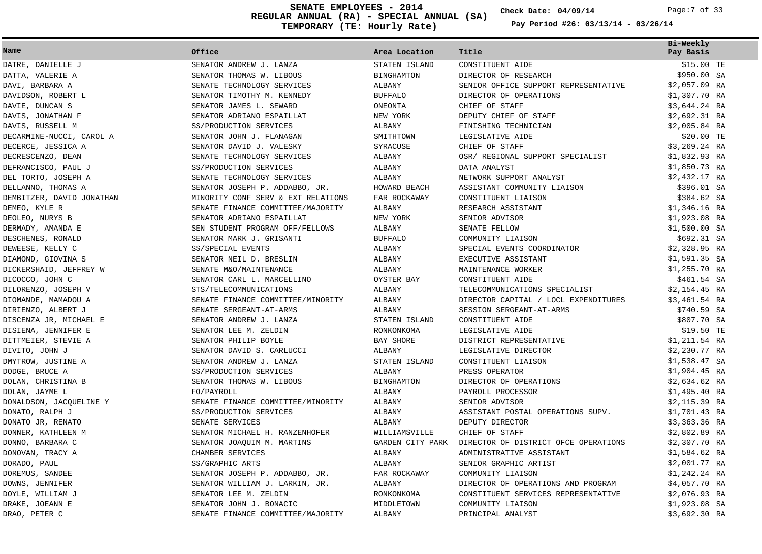# SENATE EMPLOYEES - 2014
## REGULAR ANNUAL (RA) - SPECIAL ANNUAL (SA)
## TEMPORARY (TE: Hourly Rate)

**Check Date: 04/09/14**

**Pay Period #26: 03/13/14 - 03/26/14**

| Name | Office | Area Location | Title | Bi-Weekly Pay Basis |
|---|---|---|---|---|
| DATRE, DANIELLE J | SENATOR ANDREW J. LANZA | STATEN ISLAND | CONSTITUENT AIDE | $15.00 TE |
| DATTA, VALERIE A | SENATOR THOMAS W. LIBOUS | BINGHAMTON | DIRECTOR OF RESEARCH | $950.00 SA |
| DAVI, BARBARA A | SENATE TECHNOLOGY SERVICES | ALBANY | SENIOR OFFICE SUPPORT REPRESENTATIVE | $2,057.09 RA |
| DAVIDSON, ROBERT L | SENATOR TIMOTHY M. KENNEDY | BUFFALO | DIRECTOR OF OPERATIONS | $1,307.70 RA |
| DAVIE, DUNCAN S | SENATOR JAMES L. SEWARD | ONEONTA | CHIEF OF STAFF | $3,644.24 RA |
| DAVIS, JONATHAN F | SENATOR ADRIANO ESPAILLAT | NEW YORK | DEPUTY CHIEF OF STAFF | $2,692.31 RA |
| DAVIS, RUSSELL M | SS/PRODUCTION SERVICES | ALBANY | FINISHING TECHNICIAN | $2,005.84 RA |
| DECARMINE-NUCCI, CAROL A | SENATOR JOHN J. FLANAGAN | SMITHTOWN | LEGISLATIVE AIDE | $20.00 TE |
| DECERCE, JESSICA A | SENATOR DAVID J. VALESKY | SYRACUSE | CHIEF OF STAFF | $3,269.24 RA |
| DECRESCENZO, DEAN | SENATE TECHNOLOGY SERVICES | ALBANY | OSR/ REGIONAL SUPPORT SPECIALIST | $1,832.93 RA |
| DEFRANCISCO, PAUL J | SS/PRODUCTION SERVICES | ALBANY | DATA ANALYST | $1,850.73 RA |
| DEL TORTO, JOSEPH A | SENATE TECHNOLOGY SERVICES | ALBANY | NETWORK SUPPORT ANALYST | $2,432.17 RA |
| DELLANNO, THOMAS A | SENATOR JOSEPH P. ADDABBO, JR. | HOWARD BEACH | ASSISTANT COMMUNITY LIAISON | $396.01 SA |
| DEMBITZER, DAVID JONATHAN | MINORITY CONF SERV & EXT RELATIONS | FAR ROCKAWAY | CONSTITUENT LIAISON | $384.62 SA |
| DEMEO, KYLE R | SENATE FINANCE COMMITTEE/MAJORITY | ALBANY | RESEARCH ASSISTANT | $1,346.16 RA |
| DEOLEO, NURYS B | SENATOR ADRIANO ESPAILLAT | NEW YORK | SENIOR ADVISOR | $1,923.08 RA |
| DERMADY, AMANDA E | SEN STUDENT PROGRAM OFF/FELLOWS | ALBANY | SENATE FELLOW | $1,500.00 SA |
| DESCHENES, RONALD | SENATOR MARK J. GRISANTI | BUFFALO | COMMUNITY LIAISON | $692.31 SA |
| DEWEESE, KELLY C | SS/SPECIAL EVENTS | ALBANY | SPECIAL EVENTS COORDINATOR | $2,328.95 RA |
| DIAMOND, GIOVINA S | SENATOR NEIL D. BRESLIN | ALBANY | EXECUTIVE ASSISTANT | $1,591.35 SA |
| DICKERSHAID, JEFFREY W | SENATE M&O/MAINTENANCE | ALBANY | MAINTENANCE WORKER | $1,255.70 RA |
| DICOCCO, JOHN C | SENATOR CARL L. MARCELLINO | OYSTER BAY | CONSTITUENT AIDE | $461.54 SA |
| DILORENZO, JOSEPH V | STS/TELECOMMUNICATIONS | ALBANY | TELECOMMUNICATIONS SPECIALIST | $2,154.45 RA |
| DIOMANDE, MAMADOU A | SENATE FINANCE COMMITTEE/MINORITY | ALBANY | DIRECTOR CAPITAL / LOCL EXPENDITURES | $3,461.54 RA |
| DIRIENZO, ALBERT J | SENATE SERGEANT-AT-ARMS | ALBANY | SESSION SERGEANT-AT-ARMS | $740.59 SA |
| DISCENZA JR, MICHAEL E | SENATOR ANDREW J. LANZA | STATEN ISLAND | CONSTITUENT AIDE | $807.70 SA |
| DISIENA, JENNIFER E | SENATOR LEE M. ZELDIN | RONKONKOMA | LEGISLATIVE AIDE | $19.50 TE |
| DITTMEIER, STEVIE A | SENATOR PHILIP BOYLE | BAY SHORE | DISTRICT REPRESENTATIVE | $1,211.54 RA |
| DIVITO, JOHN J | SENATOR DAVID S. CARLUCCI | ALBANY | LEGISLATIVE DIRECTOR | $2,230.77 RA |
| DMYTROW, JUSTINE A | SENATOR ANDREW J. LANZA | STATEN ISLAND | CONSTITUENT LIAISON | $1,538.47 SA |
| DODGE, BRUCE A | SS/PRODUCTION SERVICES | ALBANY | PRESS OPERATOR | $1,904.45 RA |
| DOLAN, CHRISTINA B | SENATOR THOMAS W. LIBOUS | BINGHAMTON | DIRECTOR OF OPERATIONS | $2,634.62 RA |
| DOLAN, JAYME L | FO/PAYROLL | ALBANY | PAYROLL PROCESSOR | $1,495.40 RA |
| DONALDSON, JACQUELINE Y | SENATE FINANCE COMMITTEE/MINORITY | ALBANY | SENIOR ADVISOR | $2,115.39 RA |
| DONATO, RALPH J | SS/PRODUCTION SERVICES | ALBANY | ASSISTANT POSTAL OPERATIONS SUPV. | $1,701.43 RA |
| DONATO JR, RENATO | SENATE SERVICES | ALBANY | DEPUTY DIRECTOR | $3,363.36 RA |
| DONNER, KATHLEEN M | SENATOR MICHAEL H. RANZENHOFER | WILLIAMSVILLE | CHIEF OF STAFF | $2,802.89 RA |
| DONNO, BARBARA C | SENATOR JOAQUIM M. MARTINS | GARDEN CITY PARK | DIRECTOR OF DISTRICT OFCE OPERATIONS | $2,307.70 RA |
| DONOVAN, TRACY A | CHAMBER SERVICES | ALBANY | ADMINISTRATIVE ASSISTANT | $1,584.62 RA |
| DORADO, PAUL | SS/GRAPHIC ARTS | ALBANY | SENIOR GRAPHIC ARTIST | $2,001.77 RA |
| DOREMUS, SANDEE | SENATOR JOSEPH P. ADDABBO, JR. | FAR ROCKAWAY | COMMUNITY LIAISON | $1,242.24 RA |
| DOWNS, JENNIFER | SENATOR WILLIAM J. LARKIN, JR. | ALBANY | DIRECTOR OF OPERATIONS AND PROGRAM | $4,057.70 RA |
| DOYLE, WILLIAM J | SENATOR LEE M. ZELDIN | RONKONKOMA | CONSTITUENT SERVICES REPRESENTATIVE | $2,076.93 RA |
| DRAKE, JOEANN E | SENATOR JOHN J. BONACIC | MIDDLETOWN | COMMUNITY LIAISON | $1,923.08 SA |
| DRAO, PETER C | SENATE FINANCE COMMITTEE/MAJORITY | ALBANY | PRINCIPAL ANALYST | $3,692.30 RA |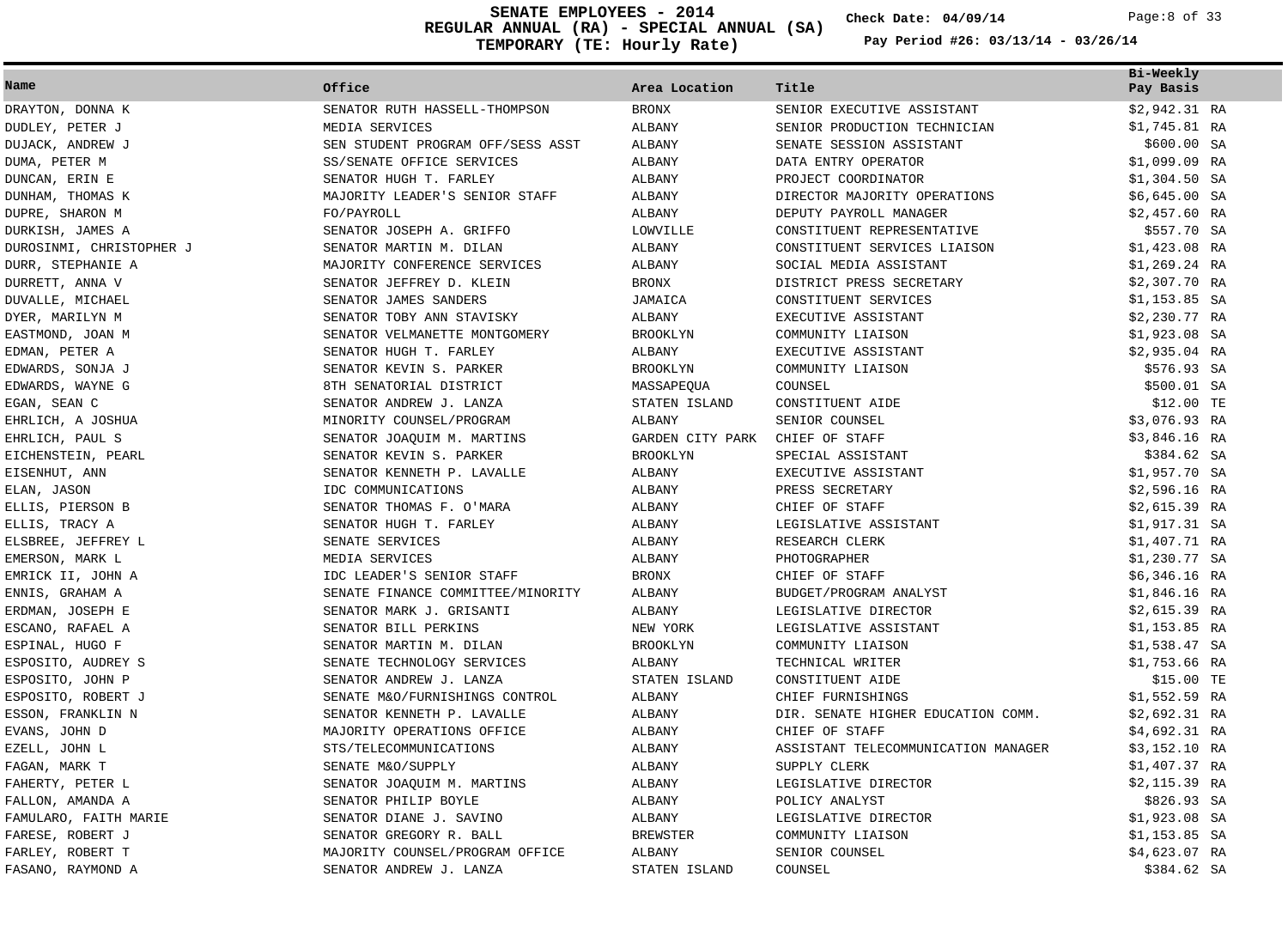# SENATE EMPLOYEES - 2014
## REGULAR ANNUAL (RA) - SPECIAL ANNUAL (SA)
## TEMPORARY (TE: Hourly Rate)

Check Date: 04/09/14

Pay Period #26: 03/13/14 - 03/26/14

| Name | Office | Area Location | Title | Bi-Weekly Pay Basis |
|---|---|---|---|---|
| DRAYTON, DONNA K | SENATOR RUTH HASSELL-THOMPSON | BRONX | SENIOR EXECUTIVE ASSISTANT | $2,942.31 RA |
| DUDLEY, PETER J | MEDIA SERVICES | ALBANY | SENIOR PRODUCTION TECHNICIAN | $1,745.81 RA |
| DUJACK, ANDREW J | SEN STUDENT PROGRAM OFF/SESS ASST | ALBANY | SENATE SESSION ASSISTANT | $600.00 SA |
| DUMA, PETER M | SS/SENATE OFFICE SERVICES | ALBANY | DATA ENTRY OPERATOR | $1,099.09 RA |
| DUNCAN, ERIN E | SENATOR HUGH T. FARLEY | ALBANY | PROJECT COORDINATOR | $1,304.50 SA |
| DUNHAM, THOMAS K | MAJORITY LEADER'S SENIOR STAFF | ALBANY | DIRECTOR MAJORITY OPERATIONS | $6,645.00 SA |
| DUPRE, SHARON M | FO/PAYROLL | ALBANY | DEPUTY PAYROLL MANAGER | $2,457.60 RA |
| DURKISH, JAMES A | SENATOR JOSEPH A. GRIFFO | LOWVILLE | CONSTITUENT REPRESENTATIVE | $557.70 SA |
| DUROSINMI, CHRISTOPHER J | SENATOR MARTIN M. DILAN | ALBANY | CONSTITUENT SERVICES LIAISON | $1,423.08 RA |
| DURR, STEPHANIE A | MAJORITY CONFERENCE SERVICES | ALBANY | SOCIAL MEDIA ASSISTANT | $1,269.24 RA |
| DURRETT, ANNA V | SENATOR JEFFREY D. KLEIN | BRONX | DISTRICT PRESS SECRETARY | $2,307.70 RA |
| DUVALLE, MICHAEL | SENATOR JAMES SANDERS | JAMAICA | CONSTITUENT SERVICES | $1,153.85 SA |
| DYER, MARILYN M | SENATOR TOBY ANN STAVISKY | ALBANY | EXECUTIVE ASSISTANT | $2,230.77 RA |
| EASTMOND, JOAN M | SENATOR VELMANETTE MONTGOMERY | BROOKLYN | COMMUNITY LIAISON | $1,923.08 SA |
| EDMAN, PETER A | SENATOR HUGH T. FARLEY | ALBANY | EXECUTIVE ASSISTANT | $2,935.04 RA |
| EDWARDS, SONJA J | SENATOR KEVIN S. PARKER | BROOKLYN | COMMUNITY LIAISON | $576.93 SA |
| EDWARDS, WAYNE G | 8TH SENATORIAL DISTRICT | MASSAPEQUA | COUNSEL | $500.01 SA |
| EGAN, SEAN C | SENATOR ANDREW J. LANZA | STATEN ISLAND | CONSTITUENT AIDE | $12.00 TE |
| EHRLICH, A JOSHUA | MINORITY COUNSEL/PROGRAM | ALBANY | SENIOR COUNSEL | $3,076.93 RA |
| EHRLICH, PAUL S | SENATOR JOAQUIM M. MARTINS | GARDEN CITY PARK | CHIEF OF STAFF | $3,846.16 RA |
| EICHENSTEIN, PEARL | SENATOR KEVIN S. PARKER | BROOKLYN | SPECIAL ASSISTANT | $384.62 SA |
| EISENHUT, ANN | SENATOR KENNETH P. LAVALLE | ALBANY | EXECUTIVE ASSISTANT | $1,957.70 SA |
| ELAN, JASON | IDC COMMUNICATIONS | ALBANY | PRESS SECRETARY | $2,596.16 RA |
| ELLIS, PIERSON B | SENATOR THOMAS F. O'MARA | ALBANY | CHIEF OF STAFF | $2,615.39 RA |
| ELLIS, TRACY A | SENATOR HUGH T. FARLEY | ALBANY | LEGISLATIVE ASSISTANT | $1,917.31 SA |
| ELSBREE, JEFFREY L | SENATE SERVICES | ALBANY | RESEARCH CLERK | $1,407.71 RA |
| EMERSON, MARK L | MEDIA SERVICES | ALBANY | PHOTOGRAPHER | $1,230.77 SA |
| EMRICK II, JOHN A | IDC LEADER'S SENIOR STAFF | BRONX | CHIEF OF STAFF | $6,346.16 RA |
| ENNIS, GRAHAM A | SENATE FINANCE COMMITTEE/MINORITY | ALBANY | BUDGET/PROGRAM ANALYST | $1,846.16 RA |
| ERDMAN, JOSEPH E | SENATOR MARK J. GRISANTI | ALBANY | LEGISLATIVE DIRECTOR | $2,615.39 RA |
| ESCANO, RAFAEL A | SENATOR BILL PERKINS | NEW YORK | LEGISLATIVE ASSISTANT | $1,153.85 RA |
| ESPINAL, HUGO F | SENATOR MARTIN M. DILAN | BROOKLYN | COMMUNITY LIAISON | $1,538.47 SA |
| ESPOSITO, AUDREY S | SENATE TECHNOLOGY SERVICES | ALBANY | TECHNICAL WRITER | $1,753.66 RA |
| ESPOSITO, JOHN P | SENATOR ANDREW J. LANZA | STATEN ISLAND | CONSTITUENT AIDE | $15.00 TE |
| ESPOSITO, ROBERT J | SENATE M&O/FURNISHINGS CONTROL | ALBANY | CHIEF FURNISHINGS | $1,552.59 RA |
| ESSON, FRANKLIN N | SENATOR KENNETH P. LAVALLE | ALBANY | DIR. SENATE HIGHER EDUCATION COMM. | $2,692.31 RA |
| EVANS, JOHN D | MAJORITY OPERATIONS OFFICE | ALBANY | CHIEF OF STAFF | $4,692.31 RA |
| EZELL, JOHN L | STS/TELECOMMUNICATIONS | ALBANY | ASSISTANT TELECOMMUNICATION MANAGER | $3,152.10 RA |
| FAGAN, MARK T | SENATE M&O/SUPPLY | ALBANY | SUPPLY CLERK | $1,407.37 RA |
| FAHERTY, PETER L | SENATOR JOAQUIM M. MARTINS | ALBANY | LEGISLATIVE DIRECTOR | $2,115.39 RA |
| FALLON, AMANDA A | SENATOR PHILIP BOYLE | ALBANY | POLICY ANALYST | $826.93 SA |
| FAMULARO, FAITH MARIE | SENATOR DIANE J. SAVINO | ALBANY | LEGISLATIVE DIRECTOR | $1,923.08 SA |
| FARESE, ROBERT J | SENATOR GREGORY R. BALL | BREWSTER | COMMUNITY LIAISON | $1,153.85 SA |
| FARLEY, ROBERT T | MAJORITY COUNSEL/PROGRAM OFFICE | ALBANY | SENIOR COUNSEL | $4,623.07 RA |
| FASANO, RAYMOND A | SENATOR ANDREW J. LANZA | STATEN ISLAND | COUNSEL | $384.62 SA |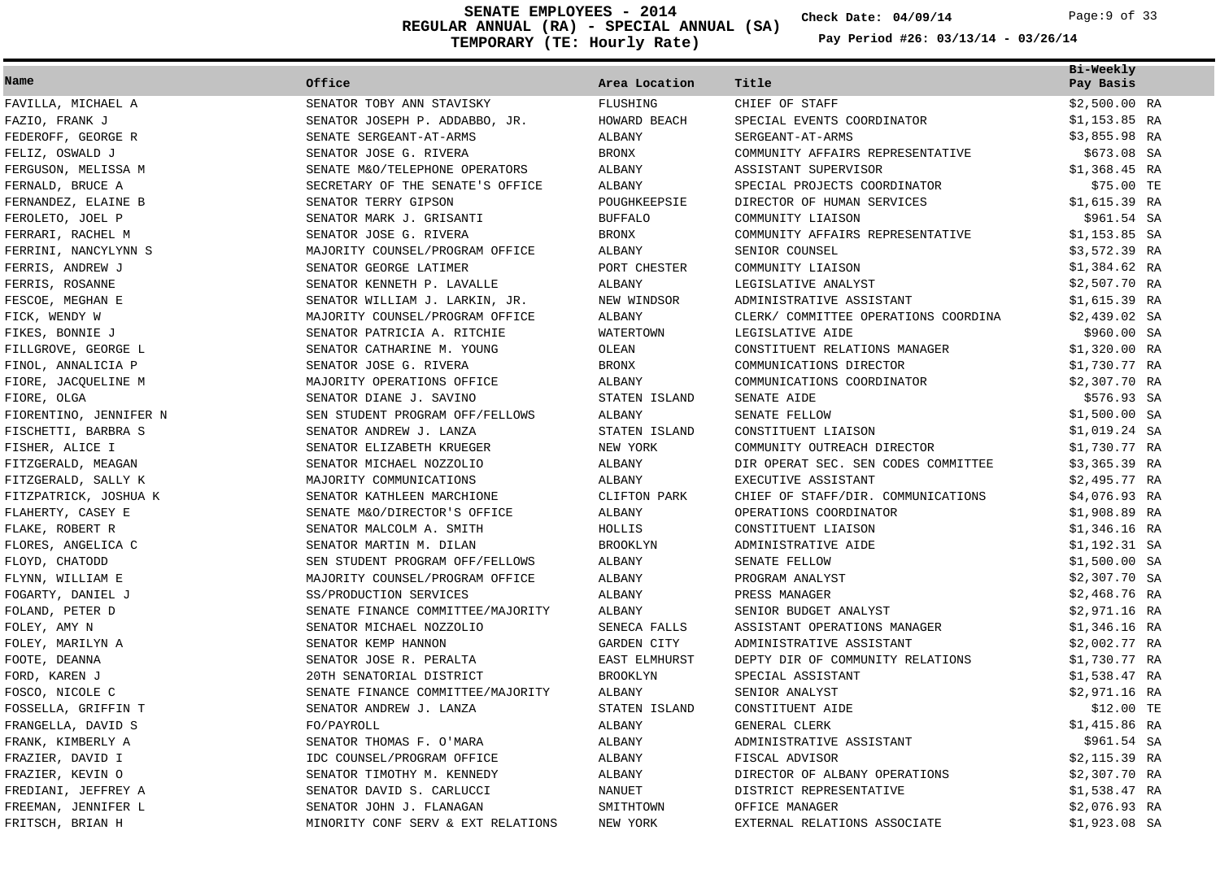# SENATE EMPLOYEES - 2014
## REGULAR ANNUAL (RA) - SPECIAL ANNUAL (SA)
## TEMPORARY (TE: Hourly Rate)

**Check Date: 04/09/14**

**Pay Period #26: 03/13/14 - 03/26/14**

| Name | Office | Area Location | Title | Bi-Weekly Pay Basis |
|---|---|---|---|---|
| FAVILLA, MICHAEL A | SENATOR TOBY ANN STAVISKY | FLUSHING | CHIEF OF STAFF | $2,500.00 RA |
| FAZIO, FRANK J | SENATOR JOSEPH P. ADDABBO, JR. | HOWARD BEACH | SPECIAL EVENTS COORDINATOR | $1,153.85 RA |
| FEDEROFF, GEORGE R | SENATE SERGEANT-AT-ARMS | ALBANY | SERGEANT-AT-ARMS | $3,855.98 RA |
| FELIZ, OSWALD J | SENATOR JOSE G. RIVERA | BRONX | COMMUNITY AFFAIRS REPRESENTATIVE | $673.08 SA |
| FERGUSON, MELISSA M | SENATE M&O/TELEPHONE OPERATORS | ALBANY | ASSISTANT SUPERVISOR | $1,368.45 RA |
| FERNALD, BRUCE A | SECRETARY OF THE SENATE'S OFFICE | ALBANY | SPECIAL PROJECTS COORDINATOR | $75.00 TE |
| FERNANDEZ, ELAINE B | SENATOR TERRY GIPSON | POUGHKEEPSIE | DIRECTOR OF HUMAN SERVICES | $1,615.39 RA |
| FEROLETO, JOEL P | SENATOR MARK J. GRISANTI | BUFFALO | COMMUNITY LIAISON | $961.54 SA |
| FERRARI, RACHEL M | SENATOR JOSE G. RIVERA | BRONX | COMMUNITY AFFAIRS REPRESENTATIVE | $1,153.85 SA |
| FERRINI, NANCYLYNN S | MAJORITY COUNSEL/PROGRAM OFFICE | ALBANY | SENIOR COUNSEL | $3,572.39 RA |
| FERRIS, ANDREW J | SENATOR GEORGE LATIMER | PORT CHESTER | COMMUNITY LIAISON | $1,384.62 RA |
| FERRIS, ROSANNE | SENATOR KENNETH P. LAVALLE | ALBANY | LEGISLATIVE ANALYST | $2,507.70 RA |
| FESCOE, MEGHAN E | SENATOR WILLIAM J. LARKIN, JR. | NEW WINDSOR | ADMINISTRATIVE ASSISTANT | $1,615.39 RA |
| FICK, WENDY W | MAJORITY COUNSEL/PROGRAM OFFICE | ALBANY | CLERK/ COMMITTEE OPERATIONS COORDINA | $2,439.02 SA |
| FIKES, BONNIE J | SENATOR PATRICIA A. RITCHIE | WATERTOWN | LEGISLATIVE AIDE | $960.00 SA |
| FILLGROVE, GEORGE L | SENATOR CATHARINE M. YOUNG | OLEAN | CONSTITUENT RELATIONS MANAGER | $1,320.00 RA |
| FINOL, ANNALICIA P | SENATOR JOSE G. RIVERA | BRONX | COMMUNICATIONS DIRECTOR | $1,730.77 RA |
| FIORE, JACQUELINE M | MAJORITY OPERATIONS OFFICE | ALBANY | COMMUNICATIONS COORDINATOR | $2,307.70 RA |
| FIORE, OLGA | SENATOR DIANE J. SAVINO | STATEN ISLAND | SENATE AIDE | $576.93 SA |
| FIORENTINO, JENNIFER N | SEN STUDENT PROGRAM OFF/FELLOWS | ALBANY | SENATE FELLOW | $1,500.00 SA |
| FISCHETTI, BARBRA S | SENATOR ANDREW J. LANZA | STATEN ISLAND | CONSTITUENT LIAISON | $1,019.24 SA |
| FISHER, ALICE I | SENATOR ELIZABETH KRUEGER | NEW YORK | COMMUNITY OUTREACH DIRECTOR | $1,730.77 RA |
| FITZGERALD, MEAGAN | SENATOR MICHAEL NOZZOLIO | ALBANY | DIR OPERAT SEC. SEN CODES COMMITTEE | $3,365.39 RA |
| FITZGERALD, SALLY K | MAJORITY COMMUNICATIONS | ALBANY | EXECUTIVE ASSISTANT | $2,495.77 RA |
| FITZPATRICK, JOSHUA K | SENATOR KATHLEEN MARCHIONE | CLIFTON PARK | CHIEF OF STAFF/DIR. COMMUNICATIONS | $4,076.93 RA |
| FLAHERTY, CASEY E | SENATE M&O/DIRECTOR'S OFFICE | ALBANY | OPERATIONS COORDINATOR | $1,908.89 RA |
| FLAKE, ROBERT R | SENATOR MALCOLM A. SMITH | HOLLIS | CONSTITUENT LIAISON | $1,346.16 RA |
| FLORES, ANGELICA C | SENATOR MARTIN M. DILAN | BROOKLYN | ADMINISTRATIVE AIDE | $1,192.31 SA |
| FLOYD, CHATODD | SEN STUDENT PROGRAM OFF/FELLOWS | ALBANY | SENATE FELLOW | $1,500.00 SA |
| FLYNN, WILLIAM E | MAJORITY COUNSEL/PROGRAM OFFICE | ALBANY | PROGRAM ANALYST | $2,307.70 SA |
| FOGARTY, DANIEL J | SS/PRODUCTION SERVICES | ALBANY | PRESS MANAGER | $2,468.76 RA |
| FOLAND, PETER D | SENATE FINANCE COMMITTEE/MAJORITY | ALBANY | SENIOR BUDGET ANALYST | $2,971.16 RA |
| FOLEY, AMY N | SENATOR MICHAEL NOZZOLIO | SENECA FALLS | ASSISTANT OPERATIONS MANAGER | $1,346.16 RA |
| FOLEY, MARILYN A | SENATOR KEMP HANNON | GARDEN CITY | ADMINISTRATIVE ASSISTANT | $2,002.77 RA |
| FOOTE, DEANNA | SENATOR JOSE R. PERALTA | EAST ELMHURST | DEPTY DIR OF COMMUNITY RELATIONS | $1,730.77 RA |
| FORD, KAREN J | 20TH SENATORIAL DISTRICT | BROOKLYN | SPECIAL ASSISTANT | $1,538.47 RA |
| FOSCO, NICOLE C | SENATE FINANCE COMMITTEE/MAJORITY | ALBANY | SENIOR ANALYST | $2,971.16 RA |
| FOSSELLA, GRIFFIN T | SENATOR ANDREW J. LANZA | STATEN ISLAND | CONSTITUENT AIDE | $12.00 TE |
| FRANGELLA, DAVID S | FO/PAYROLL | ALBANY | GENERAL CLERK | $1,415.86 RA |
| FRANK, KIMBERLY A | SENATOR THOMAS F. O'MARA | ALBANY | ADMINISTRATIVE ASSISTANT | $961.54 SA |
| FRAZIER, DAVID I | IDC COUNSEL/PROGRAM OFFICE | ALBANY | FISCAL ADVISOR | $2,115.39 RA |
| FRAZIER, KEVIN O | SENATOR TIMOTHY M. KENNEDY | ALBANY | DIRECTOR OF ALBANY OPERATIONS | $2,307.70 RA |
| FREDIANI, JEFFREY A | SENATOR DAVID S. CARLUCCI | NANUET | DISTRICT REPRESENTATIVE | $1,538.47 RA |
| FREEMAN, JENNIFER L | SENATOR JOHN J. FLANAGAN | SMITHTOWN | OFFICE MANAGER | $2,076.93 RA |
| FRITSCH, BRIAN H | MINORITY CONF SERV & EXT RELATIONS | NEW YORK | EXTERNAL RELATIONS ASSOCIATE | $1,923.08 SA |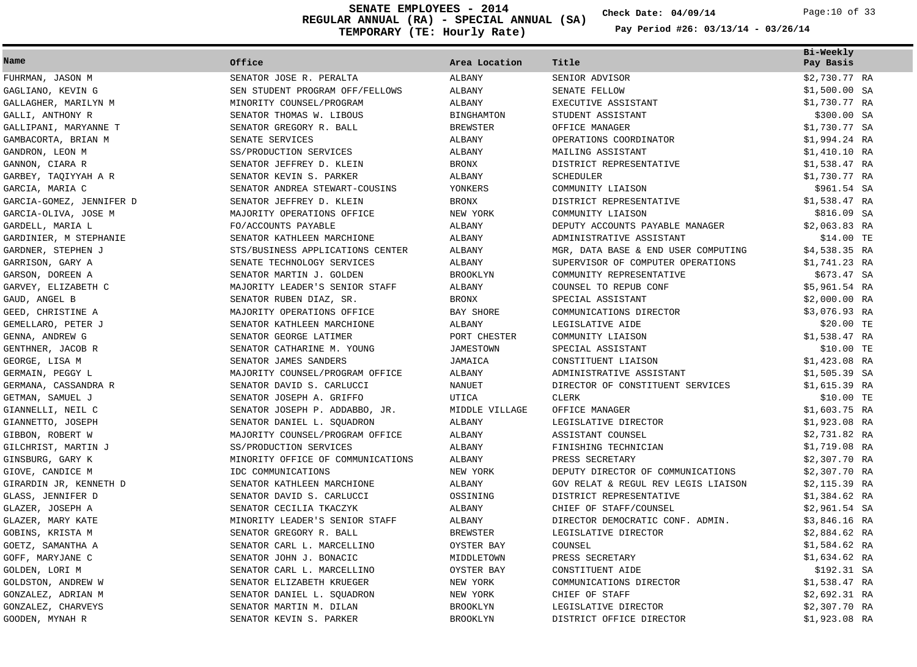# SENATE EMPLOYEES - 2014
## REGULAR ANNUAL (RA) - SPECIAL ANNUAL (SA)
## TEMPORARY (TE: Hourly Rate)

Check Date: 04/09/14

Pay Period #26: 03/13/14 - 03/26/14

| Name | Office | Area Location | Title | Bi-Weekly Pay Basis |
|---|---|---|---|---|
| FUHRMAN, JASON M | SENATOR JOSE R. PERALTA | ALBANY | SENIOR ADVISOR | $2,730.77 RA |
| GAGLIANO, KEVIN G | SEN STUDENT PROGRAM OFF/FELLOWS | ALBANY | SENATE FELLOW | $1,500.00 SA |
| GALLAGHER, MARILYN M | MINORITY COUNSEL/PROGRAM | ALBANY | EXECUTIVE ASSISTANT | $1,730.77 RA |
| GALLI, ANTHONY R | SENATOR THOMAS W. LIBOUS | BINGHAMTON | STUDENT ASSISTANT | $300.00 SA |
| GALLIPANI, MARYANNE T | SENATOR GREGORY R. BALL | BREWSTER | OFFICE MANAGER | $1,730.77 SA |
| GAMBACORTA, BRIAN M | SENATE SERVICES | ALBANY | OPERATIONS COORDINATOR | $1,994.24 RA |
| GANDRON, LEON M | SS/PRODUCTION SERVICES | ALBANY | MAILING ASSISTANT | $1,410.10 RA |
| GANNON, CIARA R | SENATOR JEFFREY D. KLEIN | BRONX | DISTRICT REPRESENTATIVE | $1,538.47 RA |
| GARBEY, TAQIYYAH A R | SENATOR KEVIN S. PARKER | ALBANY | SCHEDULER | $1,730.77 RA |
| GARCIA, MARIA C | SENATOR ANDREA STEWART-COUSINS | YONKERS | COMMUNITY LIAISON | $961.54 SA |
| GARCIA-GOMEZ, JENNIFER D | SENATOR JEFFREY D. KLEIN | BRONX | DISTRICT REPRESENTATIVE | $1,538.47 RA |
| GARCIA-OLIVA, JOSE M | MAJORITY OPERATIONS OFFICE | NEW YORK | COMMUNITY LIAISON | $816.09 SA |
| GARDELL, MARIA L | FO/ACCOUNTS PAYABLE | ALBANY | DEPUTY ACCOUNTS PAYABLE MANAGER | $2,063.83 RA |
| GARDINIER, M STEPHANIE | SENATOR KATHLEEN MARCHIONE | ALBANY | ADMINISTRATIVE ASSISTANT | $14.00 TE |
| GARDNER, STEPHEN J | STS/BUSINESS APPLICATIONS CENTER | ALBANY | MGR, DATA BASE & END USER COMPUTING | $4,538.35 RA |
| GARRISON, GARY A | SENATE TECHNOLOGY SERVICES | ALBANY | SUPERVISOR OF COMPUTER OPERATIONS | $1,741.23 RA |
| GARSON, DOREEN A | SENATOR MARTIN J. GOLDEN | BROOKLYN | COMMUNITY REPRESENTATIVE | $673.47 SA |
| GARVEY, ELIZABETH C | MAJORITY LEADER'S SENIOR STAFF | ALBANY | COUNSEL TO REPUB CONF | $5,961.54 RA |
| GAUD, ANGEL B | SENATOR RUBEN DIAZ, SR. | BRONX | SPECIAL ASSISTANT | $2,000.00 RA |
| GEED, CHRISTINE A | MAJORITY OPERATIONS OFFICE | BAY SHORE | COMMUNICATIONS DIRECTOR | $3,076.93 RA |
| GEMELLARO, PETER J | SENATOR KATHLEEN MARCHIONE | ALBANY | LEGISLATIVE AIDE | $20.00 TE |
| GENNA, ANDREW G | SENATOR GEORGE LATIMER | PORT CHESTER | COMMUNITY LIAISON | $1,538.47 RA |
| GENTHNER, JACOB R | SENATOR CATHARINE M. YOUNG | JAMESTOWN | SPECIAL ASSISTANT | $10.00 TE |
| GEORGE, LISA M | SENATOR JAMES SANDERS | JAMAICA | CONSTITUENT LIAISON | $1,423.08 RA |
| GERMAIN, PEGGY L | MAJORITY COUNSEL/PROGRAM OFFICE | ALBANY | ADMINISTRATIVE ASSISTANT | $1,505.39 SA |
| GERMANA, CASSANDRA R | SENATOR DAVID S. CARLUCCI | NANUET | DIRECTOR OF CONSTITUENT SERVICES | $1,615.39 RA |
| GETMAN, SAMUEL J | SENATOR JOSEPH A. GRIFFO | UTICA | CLERK | $10.00 TE |
| GIANNELLI, NEIL C | SENATOR JOSEPH P. ADDABBO, JR. | MIDDLE VILLAGE | OFFICE MANAGER | $1,603.75 RA |
| GIANNETTO, JOSEPH | SENATOR DANIEL L. SQUADRON | ALBANY | LEGISLATIVE DIRECTOR | $1,923.08 RA |
| GIBBON, ROBERT W | MAJORITY COUNSEL/PROGRAM OFFICE | ALBANY | ASSISTANT COUNSEL | $2,731.82 RA |
| GILCHRIST, MARTIN J | SS/PRODUCTION SERVICES | ALBANY | FINISHING TECHNICIAN | $1,719.08 RA |
| GINSBURG, GARY K | MINORITY OFFICE OF COMMUNICATIONS | ALBANY | PRESS SECRETARY | $2,307.70 RA |
| GIOVE, CANDICE M | IDC COMMUNICATIONS | NEW YORK | DEPUTY DIRECTOR OF COMMUNICATIONS | $2,307.70 RA |
| GIRARDIN JR, KENNETH D | SENATOR KATHLEEN MARCHIONE | ALBANY | GOV RELAT & REGUL REV LEGIS LIAISON | $2,115.39 RA |
| GLASS, JENNIFER D | SENATOR DAVID S. CARLUCCI | OSSINING | DISTRICT REPRESENTATIVE | $1,384.62 RA |
| GLAZER, JOSEPH A | SENATOR CECILIA TKACZYK | ALBANY | CHIEF OF STAFF/COUNSEL | $2,961.54 SA |
| GLAZER, MARY KATE | MINORITY LEADER'S SENIOR STAFF | ALBANY | DIRECTOR DEMOCRATIC CONF. ADMIN. | $3,846.16 RA |
| GOBINS, KRISTA M | SENATOR GREGORY R. BALL | BREWSTER | LEGISLATIVE DIRECTOR | $2,884.62 RA |
| GOETZ, SAMANTHA A | SENATOR CARL L. MARCELLINO | OYSTER BAY | COUNSEL | $1,584.62 RA |
| GOFF, MARYJANE C | SENATOR JOHN J. BONACIC | MIDDLETOWN | PRESS SECRETARY | $1,634.62 RA |
| GOLDEN, LORI M | SENATOR CARL L. MARCELLINO | OYSTER BAY | CONSTITUENT AIDE | $192.31 SA |
| GOLDSTON, ANDREW W | SENATOR ELIZABETH KRUEGER | NEW YORK | COMMUNICATIONS DIRECTOR | $1,538.47 RA |
| GONZALEZ, ADRIAN M | SENATOR DANIEL L. SQUADRON | NEW YORK | CHIEF OF STAFF | $2,692.31 RA |
| GONZALEZ, CHARVEYS | SENATOR MARTIN M. DILAN | BROOKLYN | LEGISLATIVE DIRECTOR | $2,307.70 RA |
| GOODEN, MYNAH R | SENATOR KEVIN S. PARKER | BROOKLYN | DISTRICT OFFICE DIRECTOR | $1,923.08 RA |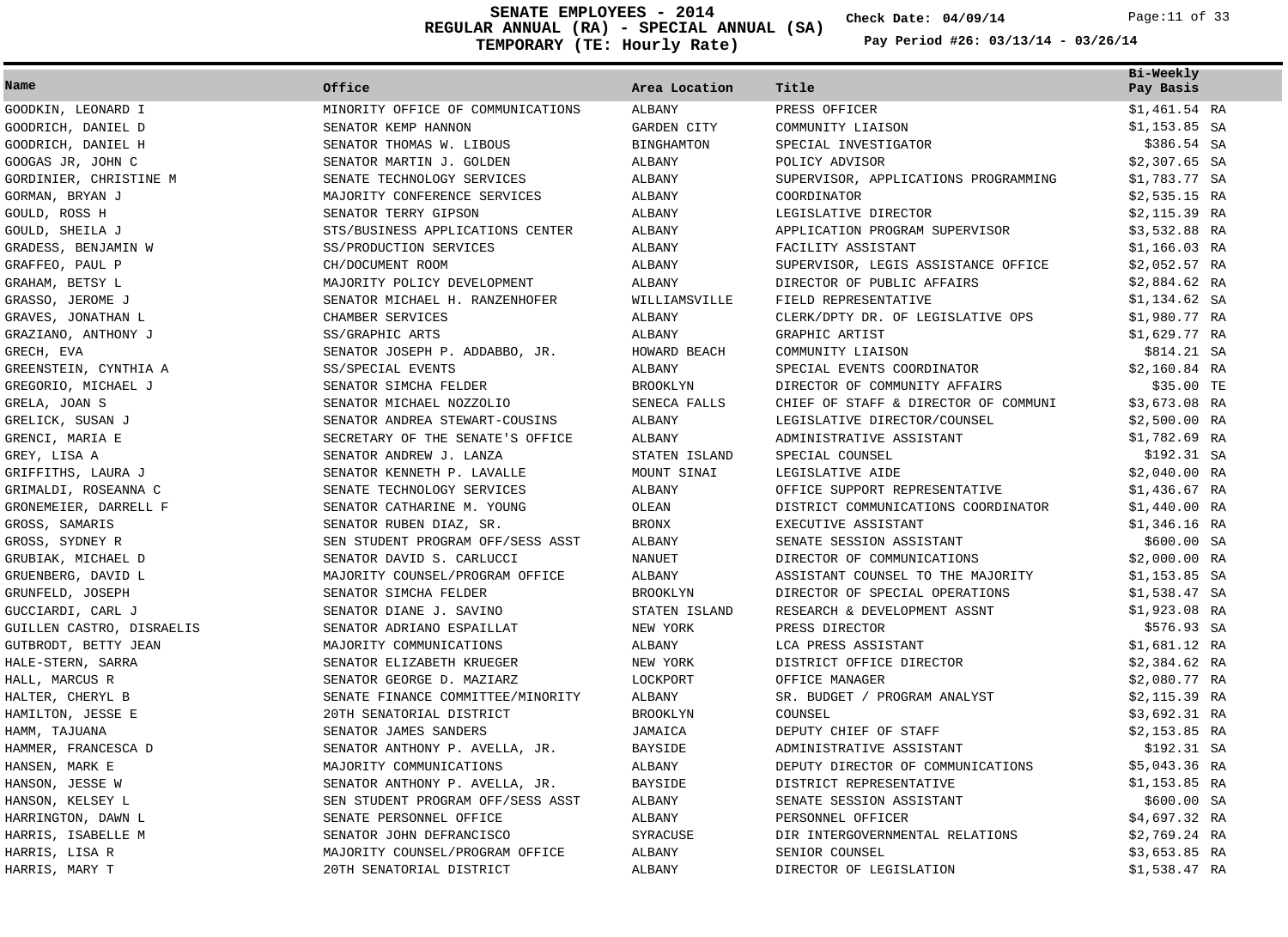# SENATE EMPLOYEES - 2014
## REGULAR ANNUAL (RA) - SPECIAL ANNUAL (SA)
## TEMPORARY (TE: Hourly Rate)

**Check Date: 04/09/14**

**Pay Period #26: 03/13/14 - 03/26/14**

| Name | Office | Area Location | Title | Bi-Weekly Pay Basis |
|---|---|---|---|---|
| GOODKIN, LEONARD I | MINORITY OFFICE OF COMMUNICATIONS | ALBANY | PRESS OFFICER | $1,461.54 RA |
| GOODRICH, DANIEL D | SENATOR KEMP HANNON | GARDEN CITY | COMMUNITY LIAISON | $1,153.85 SA |
| GOODRICH, DANIEL H | SENATOR THOMAS W. LIBOUS | BINGHAMTON | SPECIAL INVESTIGATOR | $386.54 SA |
| GOOGAS JR, JOHN C | SENATOR MARTIN J. GOLDEN | ALBANY | POLICY ADVISOR | $2,307.65 SA |
| GORDINIER, CHRISTINE M | SENATE TECHNOLOGY SERVICES | ALBANY | SUPERVISOR, APPLICATIONS PROGRAMMING | $1,783.77 SA |
| GORMAN, BRYAN J | MAJORITY CONFERENCE SERVICES | ALBANY | COORDINATOR | $2,535.15 RA |
| GOULD, ROSS H | SENATOR TERRY GIPSON | ALBANY | LEGISLATIVE DIRECTOR | $2,115.39 RA |
| GOULD, SHEILA J | STS/BUSINESS APPLICATIONS CENTER | ALBANY | APPLICATION PROGRAM SUPERVISOR | $3,532.88 RA |
| GRADESS, BENJAMIN W | SS/PRODUCTION SERVICES | ALBANY | FACILITY ASSISTANT | $1,166.03 RA |
| GRAFFEO, PAUL P | CH/DOCUMENT ROOM | ALBANY | SUPERVISOR, LEGIS ASSISTANCE OFFICE | $2,052.57 RA |
| GRAHAM, BETSY L | MAJORITY POLICY DEVELOPMENT | ALBANY | DIRECTOR OF PUBLIC AFFAIRS | $2,884.62 RA |
| GRASSO, JEROME J | SENATOR MICHAEL H. RANZENHOFER | WILLIAMSVILLE | FIELD REPRESENTATIVE | $1,134.62 SA |
| GRAVES, JONATHAN L | CHAMBER SERVICES | ALBANY | CLERK/DPTY DR. OF LEGISLATIVE OPS | $1,980.77 RA |
| GRAZIANO, ANTHONY J | SS/GRAPHIC ARTS | ALBANY | GRAPHIC ARTIST | $1,629.77 RA |
| GRECH, EVA | SENATOR JOSEPH P. ADDABBO, JR. | HOWARD BEACH | COMMUNITY LIAISON | $814.21 SA |
| GREENSTEIN, CYNTHIA A | SS/SPECIAL EVENTS | ALBANY | SPECIAL EVENTS COORDINATOR | $2,160.84 RA |
| GREGORIO, MICHAEL J | SENATOR SIMCHA FELDER | BROOKLYN | DIRECTOR OF COMMUNITY AFFAIRS | $35.00 TE |
| GRELA, JOAN S | SENATOR MICHAEL NOZZOLIO | SENECA FALLS | CHIEF OF STAFF & DIRECTOR OF COMMUNI | $3,673.08 RA |
| GRELICK, SUSAN J | SENATOR ANDREA STEWART-COUSINS | ALBANY | LEGISLATIVE DIRECTOR/COUNSEL | $2,500.00 RA |
| GRENCI, MARIA E | SECRETARY OF THE SENATE'S OFFICE | ALBANY | ADMINISTRATIVE ASSISTANT | $1,782.69 RA |
| GREY, LISA A | SENATOR ANDREW J. LANZA | STATEN ISLAND | SPECIAL COUNSEL | $192.31 SA |
| GRIFFITHS, LAURA J | SENATOR KENNETH P. LAVALLE | MOUNT SINAI | LEGISLATIVE AIDE | $2,040.00 RA |
| GRIMALDI, ROSEANNA C | SENATE TECHNOLOGY SERVICES | ALBANY | OFFICE SUPPORT REPRESENTATIVE | $1,436.67 RA |
| GRONEMEIER, DARRELL F | SENATOR CATHARINE M. YOUNG | OLEAN | DISTRICT COMMUNICATIONS COORDINATOR | $1,440.00 RA |
| GROSS, SAMARIS | SENATOR RUBEN DIAZ, SR. | BRONX | EXECUTIVE ASSISTANT | $1,346.16 RA |
| GROSS, SYDNEY R | SEN STUDENT PROGRAM OFF/SESS ASST | ALBANY | SENATE SESSION ASSISTANT | $600.00 SA |
| GRUBIAK, MICHAEL D | SENATOR DAVID S. CARLUCCI | NANUET | DIRECTOR OF COMMUNICATIONS | $2,000.00 RA |
| GRUENBERG, DAVID L | MAJORITY COUNSEL/PROGRAM OFFICE | ALBANY | ASSISTANT COUNSEL TO THE MAJORITY | $1,153.85 SA |
| GRUNFELD, JOSEPH | SENATOR SIMCHA FELDER | BROOKLYN | DIRECTOR OF SPECIAL OPERATIONS | $1,538.47 SA |
| GUCCIARDI, CARL J | SENATOR DIANE J. SAVINO | STATEN ISLAND | RESEARCH & DEVELOPMENT ASSNT | $1,923.08 RA |
| GUILLEN CASTRO, DISRAELIS | SENATOR ADRIANO ESPAILLAT | NEW YORK | PRESS DIRECTOR | $576.93 SA |
| GUTBRODT, BETTY JEAN | MAJORITY COMMUNICATIONS | ALBANY | LCA PRESS ASSISTANT | $1,681.12 RA |
| HALE-STERN, SARRA | SENATOR ELIZABETH KRUEGER | NEW YORK | DISTRICT OFFICE DIRECTOR | $2,384.62 RA |
| HALL, MARCUS R | SENATOR GEORGE D. MAZIARZ | LOCKPORT | OFFICE MANAGER | $2,080.77 RA |
| HALTER, CHERYL B | SENATE FINANCE COMMITTEE/MINORITY | ALBANY | SR. BUDGET / PROGRAM ANALYST | $2,115.39 RA |
| HAMILTON, JESSE E | 20TH SENATORIAL DISTRICT | BROOKLYN | COUNSEL | $3,692.31 RA |
| HAMM, TAJUANA | SENATOR JAMES SANDERS | JAMAICA | DEPUTY CHIEF OF STAFF | $2,153.85 RA |
| HAMMER, FRANCESCA D | SENATOR ANTHONY P. AVELLA, JR. | BAYSIDE | ADMINISTRATIVE ASSISTANT | $192.31 SA |
| HANSEN, MARK E | MAJORITY COMMUNICATIONS | ALBANY | DEPUTY DIRECTOR OF COMMUNICATIONS | $5,043.36 RA |
| HANSON, JESSE W | SENATOR ANTHONY P. AVELLA, JR. | BAYSIDE | DISTRICT REPRESENTATIVE | $1,153.85 RA |
| HANSON, KELSEY L | SEN STUDENT PROGRAM OFF/SESS ASST | ALBANY | SENATE SESSION ASSISTANT | $600.00 SA |
| HARRINGTON, DAWN L | SENATE PERSONNEL OFFICE | ALBANY | PERSONNEL OFFICER | $4,697.32 RA |
| HARRIS, ISABELLE M | SENATOR JOHN DEFRANCISCO | SYRACUSE | DIR INTERGOVERNMENTAL RELATIONS | $2,769.24 RA |
| HARRIS, LISA R | MAJORITY COUNSEL/PROGRAM OFFICE | ALBANY | SENIOR COUNSEL | $3,653.85 RA |
| HARRIS, MARY T | 20TH SENATORIAL DISTRICT | ALBANY | DIRECTOR OF LEGISLATION | $1,538.47 RA |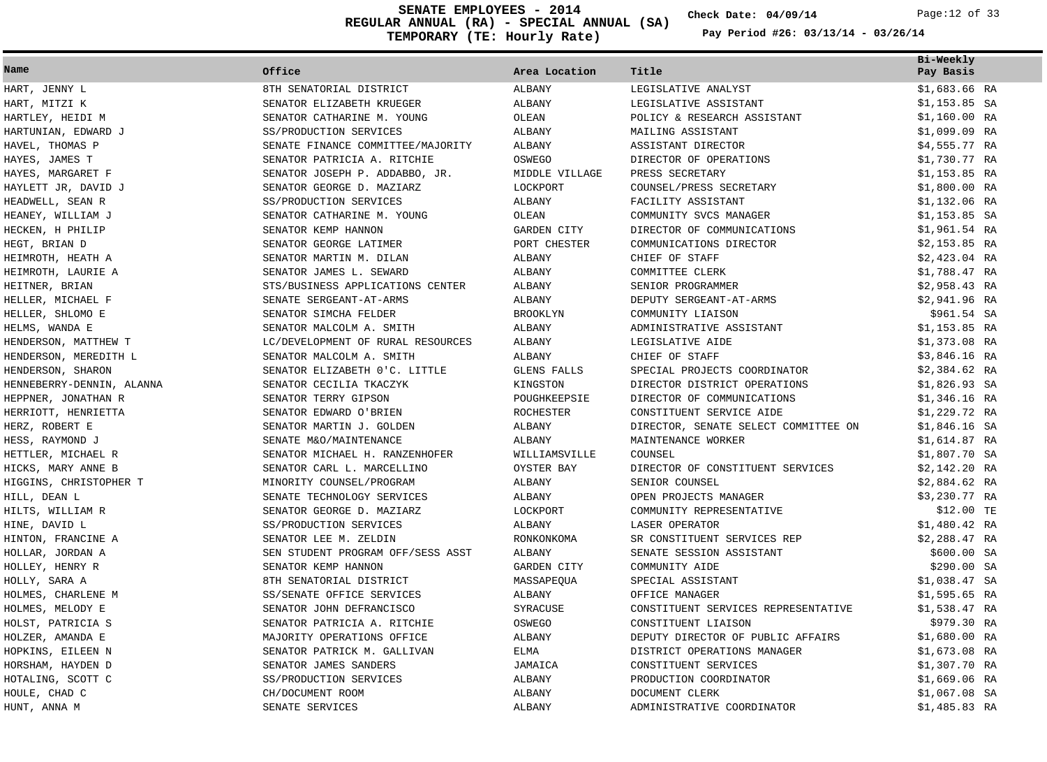# SENATE EMPLOYEES - 2014
## REGULAR ANNUAL (RA) - SPECIAL ANNUAL (SA)
## TEMPORARY (TE: Hourly Rate)

**Check Date: 04/09/14**

**Pay Period #26: 03/13/14 - 03/26/14**

| Name | Office | Area Location | Title | Bi-Weekly Pay Basis |
|---|---|---|---|---|
| HART, JENNY L | 8TH SENATORIAL DISTRICT | ALBANY | LEGISLATIVE ANALYST | $1,683.66 RA |
| HART, MITZI K | SENATOR ELIZABETH KRUEGER | ALBANY | LEGISLATIVE ASSISTANT | $1,153.85 SA |
| HARTLEY, HEIDI M | SENATOR CATHARINE M. YOUNG | OLEAN | POLICY & RESEARCH ASSISTANT | $1,160.00 RA |
| HARTUNIAN, EDWARD J | SS/PRODUCTION SERVICES | ALBANY | MAILING ASSISTANT | $1,099.09 RA |
| HAVEL, THOMAS P | SENATE FINANCE COMMITTEE/MAJORITY | ALBANY | ASSISTANT DIRECTOR | $4,555.77 RA |
| HAYES, JAMES T | SENATOR PATRICIA A. RITCHIE | OSWEGO | DIRECTOR OF OPERATIONS | $1,730.77 RA |
| HAYES, MARGARET F | SENATOR JOSEPH P. ADDABBO, JR. | MIDDLE VILLAGE | PRESS SECRETARY | $1,153.85 RA |
| HAYLETT JR, DAVID J | SENATOR GEORGE D. MAZIARZ | LOCKPORT | COUNSEL/PRESS SECRETARY | $1,800.00 RA |
| HEADWELL, SEAN R | SS/PRODUCTION SERVICES | ALBANY | FACILITY ASSISTANT | $1,132.06 RA |
| HEANEY, WILLIAM J | SENATOR CATHARINE M. YOUNG | OLEAN | COMMUNITY SVCS MANAGER | $1,153.85 SA |
| HECKEN, H PHILIP | SENATOR KEMP HANNON | GARDEN CITY | DIRECTOR OF COMMUNICATIONS | $1,961.54 RA |
| HEGT, BRIAN D | SENATOR GEORGE LATIMER | PORT CHESTER | COMMUNICATIONS DIRECTOR | $2,153.85 RA |
| HEIMROTH, HEATH A | SENATOR MARTIN M. DILAN | ALBANY | CHIEF OF STAFF | $2,423.04 RA |
| HEIMROTH, LAURIE A | SENATOR JAMES L. SEWARD | ALBANY | COMMITTEE CLERK | $1,788.47 RA |
| HEITNER, BRIAN | STS/BUSINESS APPLICATIONS CENTER | ALBANY | SENIOR PROGRAMMER | $2,958.43 RA |
| HELLER, MICHAEL F | SENATE SERGEANT-AT-ARMS | ALBANY | DEPUTY SERGEANT-AT-ARMS | $2,941.96 RA |
| HELLER, SHLOMO E | SENATOR SIMCHA FELDER | BROOKLYN | COMMUNITY LIAISON | $961.54 SA |
| HELMS, WANDA E | SENATOR MALCOLM A. SMITH | ALBANY | ADMINISTRATIVE ASSISTANT | $1,153.85 RA |
| HENDERSON, MATTHEW T | LC/DEVELOPMENT OF RURAL RESOURCES | ALBANY | LEGISLATIVE AIDE | $1,373.08 RA |
| HENDERSON, MEREDITH L | SENATOR MALCOLM A. SMITH | ALBANY | CHIEF OF STAFF | $3,846.16 RA |
| HENDERSON, SHARON | SENATOR ELIZABETH O'C. LITTLE | GLENS FALLS | SPECIAL PROJECTS COORDINATOR | $2,384.62 RA |
| HENNEBERRY-DENNIN, ALANNA | SENATOR CECILIA TKACZYK | KINGSTON | DIRECTOR DISTRICT OPERATIONS | $1,826.93 SA |
| HEPPNER, JONATHAN R | SENATOR TERRY GIPSON | POUGHKEEPSIE | DIRECTOR OF COMMUNICATIONS | $1,346.16 RA |
| HERRIOTT, HENRIETTA | SENATOR EDWARD O'BRIEN | ROCHESTER | CONSTITUENT SERVICE AIDE | $1,229.72 RA |
| HERZ, ROBERT E | SENATOR MARTIN J. GOLDEN | ALBANY | DIRECTOR, SENATE SELECT COMMITTEE ON | $1,846.16 SA |
| HESS, RAYMOND J | SENATE M&O/MAINTENANCE | ALBANY | MAINTENANCE WORKER | $1,614.87 RA |
| HETTLER, MICHAEL R | SENATOR MICHAEL H. RANZENHOFER | WILLIAMSVILLE | COUNSEL | $1,807.70 SA |
| HICKS, MARY ANNE B | SENATOR CARL L. MARCELLINO | OYSTER BAY | DIRECTOR OF CONSTITUENT SERVICES | $2,142.20 RA |
| HIGGINS, CHRISTOPHER T | MINORITY COUNSEL/PROGRAM | ALBANY | SENIOR COUNSEL | $2,884.62 RA |
| HILL, DEAN L | SENATE TECHNOLOGY SERVICES | ALBANY | OPEN PROJECTS MANAGER | $3,230.77 RA |
| HILTS, WILLIAM R | SENATOR GEORGE D. MAZIARZ | LOCKPORT | COMMUNITY REPRESENTATIVE | $12.00 TE |
| HINE, DAVID L | SS/PRODUCTION SERVICES | ALBANY | LASER OPERATOR | $1,480.42 RA |
| HINTON, FRANCINE A | SENATOR LEE M. ZELDIN | RONKONKOMA | SR CONSTITUENT SERVICES REP | $2,288.47 RA |
| HOLLAR, JORDAN A | SEN STUDENT PROGRAM OFF/SESS ASST | ALBANY | SENATE SESSION ASSISTANT | $600.00 SA |
| HOLLEY, HENRY R | SENATOR KEMP HANNON | GARDEN CITY | COMMUNITY AIDE | $290.00 SA |
| HOLLY, SARA A | 8TH SENATORIAL DISTRICT | MASSAPEQUA | SPECIAL ASSISTANT | $1,038.47 SA |
| HOLMES, CHARLENE M | SS/SENATE OFFICE SERVICES | ALBANY | OFFICE MANAGER | $1,595.65 RA |
| HOLMES, MELODY E | SENATOR JOHN DEFRANCISCO | SYRACUSE | CONSTITUENT SERVICES REPRESENTATIVE | $1,538.47 RA |
| HOLST, PATRICIA S | SENATOR PATRICIA A. RITCHIE | OSWEGO | CONSTITUENT LIAISON | $979.30 RA |
| HOLZER, AMANDA E | MAJORITY OPERATIONS OFFICE | ALBANY | DEPUTY DIRECTOR OF PUBLIC AFFAIRS | $1,680.00 RA |
| HOPKINS, EILEEN N | SENATOR PATRICK M. GALLIVAN | ELMA | DISTRICT OPERATIONS MANAGER | $1,673.08 RA |
| HORSHAM, HAYDEN D | SENATOR JAMES SANDERS | JAMAICA | CONSTITUENT SERVICES | $1,307.70 RA |
| HOTALING, SCOTT C | SS/PRODUCTION SERVICES | ALBANY | PRODUCTION COORDINATOR | $1,669.06 RA |
| HOULE, CHAD C | CH/DOCUMENT ROOM | ALBANY | DOCUMENT CLERK | $1,067.08 SA |
| HUNT, ANNA M | SENATE SERVICES | ALBANY | ADMINISTRATIVE COORDINATOR | $1,485.83 RA |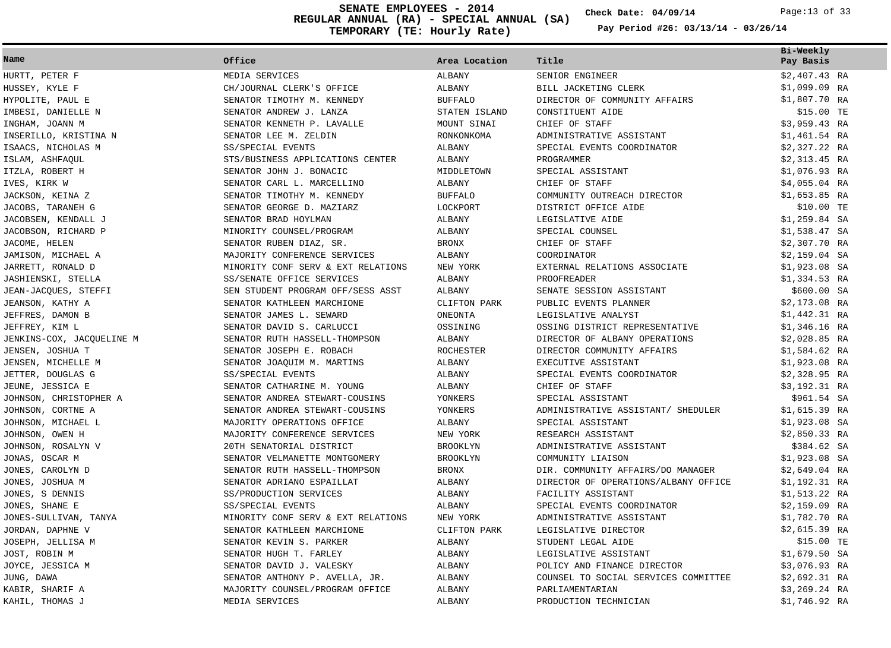# SENATE EMPLOYEES - 2014
## REGULAR ANNUAL (RA) - SPECIAL ANNUAL (SA)
## TEMPORARY (TE: Hourly Rate)

Check Date: 04/09/14

Pay Period #26: 03/13/14 - 03/26/14

| Name | Office | Area Location | Title | Bi-Weekly Pay Basis |
|---|---|---|---|---|
| HURTT, PETER F | MEDIA SERVICES | ALBANY | SENIOR ENGINEER | $2,407.43 RA |
| HUSSEY, KYLE F | CH/JOURNAL CLERK'S OFFICE | ALBANY | BILL JACKETING CLERK | $1,099.09 RA |
| HYPOLITE, PAUL E | SENATOR TIMOTHY M. KENNEDY | BUFFALO | DIRECTOR OF COMMUNITY AFFAIRS | $1,807.70 RA |
| IMBESI, DANIELLE N | SENATOR ANDREW J. LANZA | STATEN ISLAND | CONSTITUENT AIDE | $15.00 TE |
| INGHAM, JOANN M | SENATOR KENNETH P. LAVALLE | MOUNT SINAI | CHIEF OF STAFF | $3,959.43 RA |
| INSERILLO, KRISTINA N | SENATOR LEE M. ZELDIN | RONKONKOMA | ADMINISTRATIVE ASSISTANT | $1,461.54 RA |
| ISAACS, NICHOLAS M | SS/SPECIAL EVENTS | ALBANY | SPECIAL EVENTS COORDINATOR | $2,327.22 RA |
| ISLAM, ASHFAQUL | STS/BUSINESS APPLICATIONS CENTER | ALBANY | PROGRAMMER | $2,313.45 RA |
| ITZLA, ROBERT H | SENATOR JOHN J. BONACIC | MIDDLETOWN | SPECIAL ASSISTANT | $1,076.93 RA |
| IVES, KIRK W | SENATOR CARL L. MARCELLINO | ALBANY | CHIEF OF STAFF | $4,055.04 RA |
| JACKSON, KEINA Z | SENATOR TIMOTHY M. KENNEDY | BUFFALO | COMMUNITY OUTREACH DIRECTOR | $1,653.85 RA |
| JACOBS, TARANEH G | SENATOR GEORGE D. MAZIARZ | LOCKPORT | DISTRICT OFFICE AIDE | $10.00 TE |
| JACOBSEN, KENDALL J | SENATOR BRAD HOYLMAN | ALBANY | LEGISLATIVE AIDE | $1,259.84 SA |
| JACOBSON, RICHARD P | MINORITY COUNSEL/PROGRAM | ALBANY | SPECIAL COUNSEL | $1,538.47 SA |
| JACOME, HELEN | SENATOR RUBEN DIAZ, SR. | BRONX | CHIEF OF STAFF | $2,307.70 RA |
| JAMISON, MICHAEL A | MAJORITY CONFERENCE SERVICES | ALBANY | COORDINATOR | $2,159.04 SA |
| JARRETT, RONALD D | MINORITY CONF SERV & EXT RELATIONS | NEW YORK | EXTERNAL RELATIONS ASSOCIATE | $1,923.08 SA |
| JASHIENSKI, STELLA | SS/SENATE OFFICE SERVICES | ALBANY | PROOFREADER | $1,334.53 RA |
| JEAN-JACQUES, STEFFI | SEN STUDENT PROGRAM OFF/SESS ASST | ALBANY | SENATE SESSION ASSISTANT | $600.00 SA |
| JEANSON, KATHY A | SENATOR KATHLEEN MARCHIONE | CLIFTON PARK | PUBLIC EVENTS PLANNER | $2,173.08 RA |
| JEFFRES, DAMON B | SENATOR JAMES L. SEWARD | ONEONTA | LEGISLATIVE ANALYST | $1,442.31 RA |
| JEFFREY, KIM L | SENATOR DAVID S. CARLUCCI | OSSINING | OSSING DISTRICT REPRESENTATIVE | $1,346.16 RA |
| JENKINS-COX, JACQUELINE M | SENATOR RUTH HASSELL-THOMPSON | ALBANY | DIRECTOR OF ALBANY OPERATIONS | $2,028.85 RA |
| JENSEN, JOSHUA T | SENATOR JOSEPH E. ROBACH | ROCHESTER | DIRECTOR COMMUNITY AFFAIRS | $1,584.62 RA |
| JENSEN, MICHELLE M | SENATOR JOAQUIM M. MARTINS | ALBANY | EXECUTIVE ASSISTANT | $1,923.08 RA |
| JETTER, DOUGLAS G | SS/SPECIAL EVENTS | ALBANY | SPECIAL EVENTS COORDINATOR | $2,328.95 RA |
| JEUNE, JESSICA E | SENATOR CATHARINE M. YOUNG | ALBANY | CHIEF OF STAFF | $3,192.31 RA |
| JOHNSON, CHRISTOPHER A | SENATOR ANDREA STEWART-COUSINS | YONKERS | SPECIAL ASSISTANT | $961.54 SA |
| JOHNSON, CORTNE A | SENATOR ANDREA STEWART-COUSINS | YONKERS | ADMINISTRATIVE ASSISTANT/ SHEDULER | $1,615.39 RA |
| JOHNSON, MICHAEL L | MAJORITY OPERATIONS OFFICE | ALBANY | SPECIAL ASSISTANT | $1,923.08 SA |
| JOHNSON, OWEN H | MAJORITY CONFERENCE SERVICES | NEW YORK | RESEARCH ASSISTANT | $2,850.33 RA |
| JOHNSON, ROSALYN V | 20TH SENATORIAL DISTRICT | BROOKLYN | ADMINISTRATIVE ASSISTANT | $384.62 SA |
| JONAS, OSCAR M | SENATOR VELMANETTE MONTGOMERY | BROOKLYN | COMMUNITY LIAISON | $1,923.08 SA |
| JONES, CAROLYN D | SENATOR RUTH HASSELL-THOMPSON | BRONX | DIR. COMMUNITY AFFAIRS/DO MANAGER | $2,649.04 RA |
| JONES, JOSHUA M | SENATOR ADRIANO ESPAILLAT | ALBANY | DIRECTOR OF OPERATIONS/ALBANY OFFICE | $1,192.31 RA |
| JONES, S DENNIS | SS/PRODUCTION SERVICES | ALBANY | FACILITY ASSISTANT | $1,513.22 RA |
| JONES, SHANE E | SS/SPECIAL EVENTS | ALBANY | SPECIAL EVENTS COORDINATOR | $2,159.09 RA |
| JONES-SULLIVAN, TANYA | MINORITY CONF SERV & EXT RELATIONS | NEW YORK | ADMINISTRATIVE ASSISTANT | $1,782.70 RA |
| JORDAN, DAPHNE V | SENATOR KATHLEEN MARCHIONE | CLIFTON PARK | LEGISLATIVE DIRECTOR | $2,615.39 RA |
| JOSEPH, JELLISA M | SENATOR KEVIN S. PARKER | ALBANY | STUDENT LEGAL AIDE | $15.00 TE |
| JOST, ROBIN M | SENATOR HUGH T. FARLEY | ALBANY | LEGISLATIVE ASSISTANT | $1,679.50 SA |
| JOYCE, JESSICA M | SENATOR DAVID J. VALESKY | ALBANY | POLICY AND FINANCE DIRECTOR | $3,076.93 RA |
| JUNG, DAWA | SENATOR ANTHONY P. AVELLA, JR. | ALBANY | COUNSEL TO SOCIAL SERVICES COMMITTEE | $2,692.31 RA |
| KABIR, SHARIF A | MAJORITY COUNSEL/PROGRAM OFFICE | ALBANY | PARLIAMENTARIAN | $3,269.24 RA |
| KAHIL, THOMAS J | MEDIA SERVICES | ALBANY | PRODUCTION TECHNICIAN | $1,746.92 RA |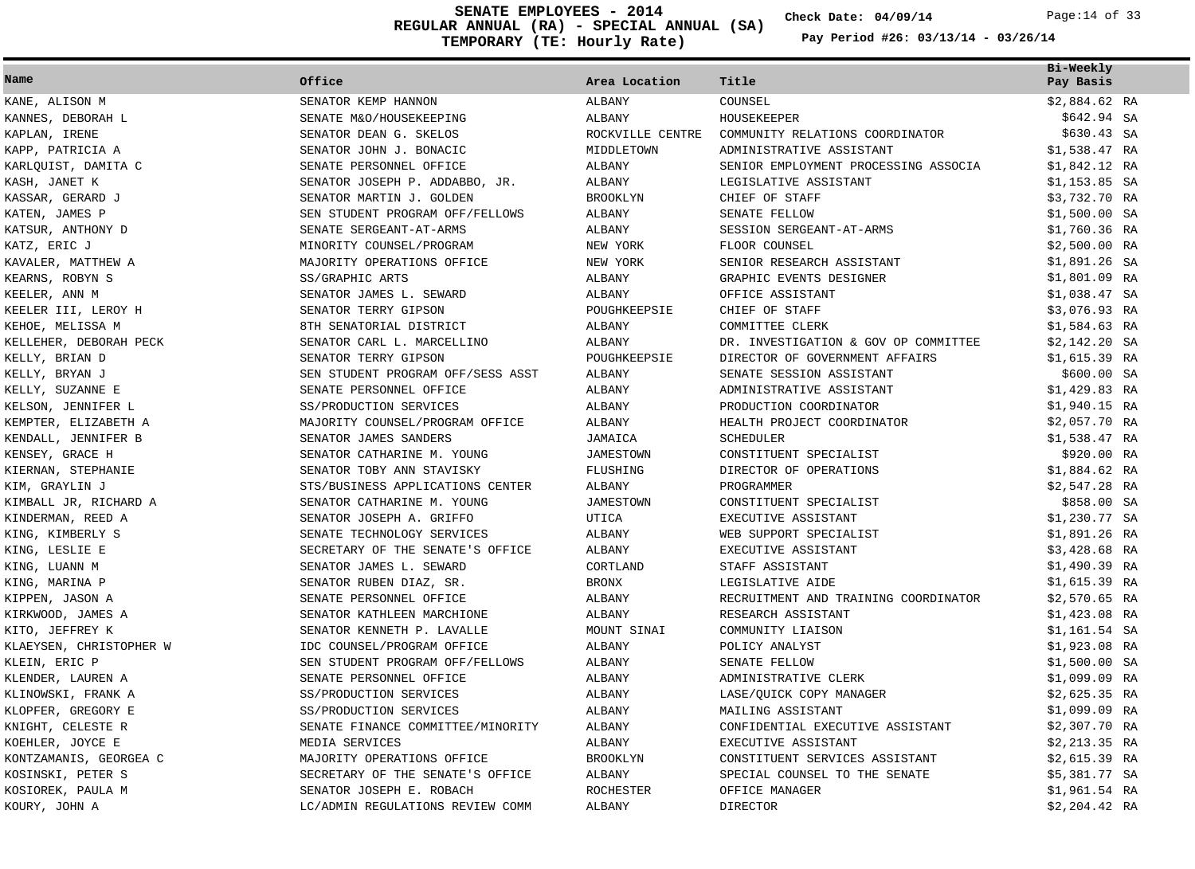# SENATE EMPLOYEES - 2014
## REGULAR ANNUAL (RA) - SPECIAL ANNUAL (SA)
## TEMPORARY (TE: Hourly Rate)

Check Date: 04/09/14

Pay Period #26: 03/13/14 - 03/26/14

| Name | Office | Area Location | Title | Bi-Weekly Pay Basis |
|---|---|---|---|---|
| KANE, ALISON M | SENATOR KEMP HANNON | ALBANY | COUNSEL | $2,884.62 RA |
| KANNES, DEBORAH L | SENATE M&O/HOUSEKEEPING | ALBANY | HOUSEKEEPER | $642.94 SA |
| KAPLAN, IRENE | SENATOR DEAN G. SKELOS | ROCKVILLE CENTRE | COMMUNITY RELATIONS COORDINATOR | $630.43 SA |
| KAPP, PATRICIA A | SENATOR JOHN J. BONACIC | MIDDLETOWN | ADMINISTRATIVE ASSISTANT | $1,538.47 RA |
| KARLQUIST, DAMITA C | SENATE PERSONNEL OFFICE | ALBANY | SENIOR EMPLOYMENT PROCESSING ASSOCIA | $1,842.12 RA |
| KASH, JANET K | SENATOR JOSEPH P. ADDABBO, JR. | ALBANY | LEGISLATIVE ASSISTANT | $1,153.85 SA |
| KASSAR, GERARD J | SENATOR MARTIN J. GOLDEN | BROOKLYN | CHIEF OF STAFF | $3,732.70 RA |
| KATEN, JAMES P | SEN STUDENT PROGRAM OFF/FELLOWS | ALBANY | SENATE FELLOW | $1,500.00 SA |
| KATSUR, ANTHONY D | SENATE SERGEANT-AT-ARMS | ALBANY | SESSION SERGEANT-AT-ARMS | $1,760.36 RA |
| KATZ, ERIC J | MINORITY COUNSEL/PROGRAM | NEW YORK | FLOOR COUNSEL | $2,500.00 RA |
| KAVALER, MATTHEW A | MAJORITY OPERATIONS OFFICE | NEW YORK | SENIOR RESEARCH ASSISTANT | $1,891.26 SA |
| KEARNS, ROBYN S | SS/GRAPHIC ARTS | ALBANY | GRAPHIC EVENTS DESIGNER | $1,801.09 RA |
| KEELER, ANN M | SENATOR JAMES L. SEWARD | ALBANY | OFFICE ASSISTANT | $1,038.47 SA |
| KEELER III, LEROY H | SENATOR TERRY GIPSON | POUGHKEEPSIE | CHIEF OF STAFF | $3,076.93 RA |
| KEHOE, MELISSA M | 8TH SENATORIAL DISTRICT | ALBANY | COMMITTEE CLERK | $1,584.63 RA |
| KELLEHER, DEBORAH PECK | SENATOR CARL L. MARCELLINO | ALBANY | DR. INVESTIGATION & GOV OP COMMITTEE | $2,142.20 SA |
| KELLY, BRIAN D | SENATOR TERRY GIPSON | POUGHKEEPSIE | DIRECTOR OF GOVERNMENT AFFAIRS | $1,615.39 RA |
| KELLY, BRYAN J | SEN STUDENT PROGRAM OFF/SESS ASST | ALBANY | SENATE SESSION ASSISTANT | $600.00 SA |
| KELLY, SUZANNE E | SENATE PERSONNEL OFFICE | ALBANY | ADMINISTRATIVE ASSISTANT | $1,429.83 RA |
| KELSON, JENNIFER L | SS/PRODUCTION SERVICES | ALBANY | PRODUCTION COORDINATOR | $1,940.15 RA |
| KEMPTER, ELIZABETH A | MAJORITY COUNSEL/PROGRAM OFFICE | ALBANY | HEALTH PROJECT COORDINATOR | $2,057.70 RA |
| KENDALL, JENNIFER B | SENATOR JAMES SANDERS | JAMAICA | SCHEDULER | $1,538.47 RA |
| KENSEY, GRACE H | SENATOR CATHARINE M. YOUNG | JAMESTOWN | CONSTITUENT SPECIALIST | $920.00 RA |
| KIERNAN, STEPHANIE | SENATOR TOBY ANN STAVISKY | FLUSHING | DIRECTOR OF OPERATIONS | $1,884.62 RA |
| KIM, GRAYLIN J | STS/BUSINESS APPLICATIONS CENTER | ALBANY | PROGRAMMER | $2,547.28 RA |
| KIMBALL JR, RICHARD A | SENATOR CATHARINE M. YOUNG | JAMESTOWN | CONSTITUENT SPECIALIST | $858.00 SA |
| KINDERMAN, REED A | SENATOR JOSEPH A. GRIFFO | UTICA | EXECUTIVE ASSISTANT | $1,230.77 SA |
| KING, KIMBERLY S | SENATE TECHNOLOGY SERVICES | ALBANY | WEB SUPPORT SPECIALIST | $1,891.26 RA |
| KING, LESLIE E | SECRETARY OF THE SENATE'S OFFICE | ALBANY | EXECUTIVE ASSISTANT | $3,428.68 RA |
| KING, LUANN M | SENATOR JAMES L. SEWARD | CORTLAND | STAFF ASSISTANT | $1,490.39 RA |
| KING, MARINA P | SENATOR RUBEN DIAZ, SR. | BRONX | LEGISLATIVE AIDE | $1,615.39 RA |
| KIPPEN, JASON A | SENATE PERSONNEL OFFICE | ALBANY | RECRUITMENT AND TRAINING COORDINATOR | $2,570.65 RA |
| KIRKWOOD, JAMES A | SENATOR KATHLEEN MARCHIONE | ALBANY | RESEARCH ASSISTANT | $1,423.08 RA |
| KITO, JEFFREY K | SENATOR KENNETH P. LAVALLE | MOUNT SINAI | COMMUNITY LIAISON | $1,161.54 SA |
| KLAEYSEN, CHRISTOPHER W | IDC COUNSEL/PROGRAM OFFICE | ALBANY | POLICY ANALYST | $1,923.08 RA |
| KLEIN, ERIC P | SEN STUDENT PROGRAM OFF/FELLOWS | ALBANY | SENATE FELLOW | $1,500.00 SA |
| KLENDER, LAUREN A | SENATE PERSONNEL OFFICE | ALBANY | ADMINISTRATIVE CLERK | $1,099.09 RA |
| KLINOWSKI, FRANK A | SS/PRODUCTION SERVICES | ALBANY | LASE/QUICK COPY MANAGER | $2,625.35 RA |
| KLOPFER, GREGORY E | SS/PRODUCTION SERVICES | ALBANY | MAILING ASSISTANT | $1,099.09 RA |
| KNIGHT, CELESTE R | SENATE FINANCE COMMITTEE/MINORITY | ALBANY | CONFIDENTIAL EXECUTIVE ASSISTANT | $2,307.70 RA |
| KOEHLER, JOYCE E | MEDIA SERVICES | ALBANY | EXECUTIVE ASSISTANT | $2,213.35 RA |
| KONTZAMANIS, GEORGEA C | MAJORITY OPERATIONS OFFICE | BROOKLYN | CONSTITUENT SERVICES ASSISTANT | $2,615.39 RA |
| KOSINSKI, PETER S | SECRETARY OF THE SENATE'S OFFICE | ALBANY | SPECIAL COUNSEL TO THE SENATE | $5,381.77 SA |
| KOSIOREK, PAULA M | SENATOR JOSEPH E. ROBACH | ROCHESTER | OFFICE MANAGER | $1,961.54 RA |
| KOURY, JOHN A | LC/ADMIN REGULATIONS REVIEW COMM | ALBANY | DIRECTOR | $2,204.42 RA |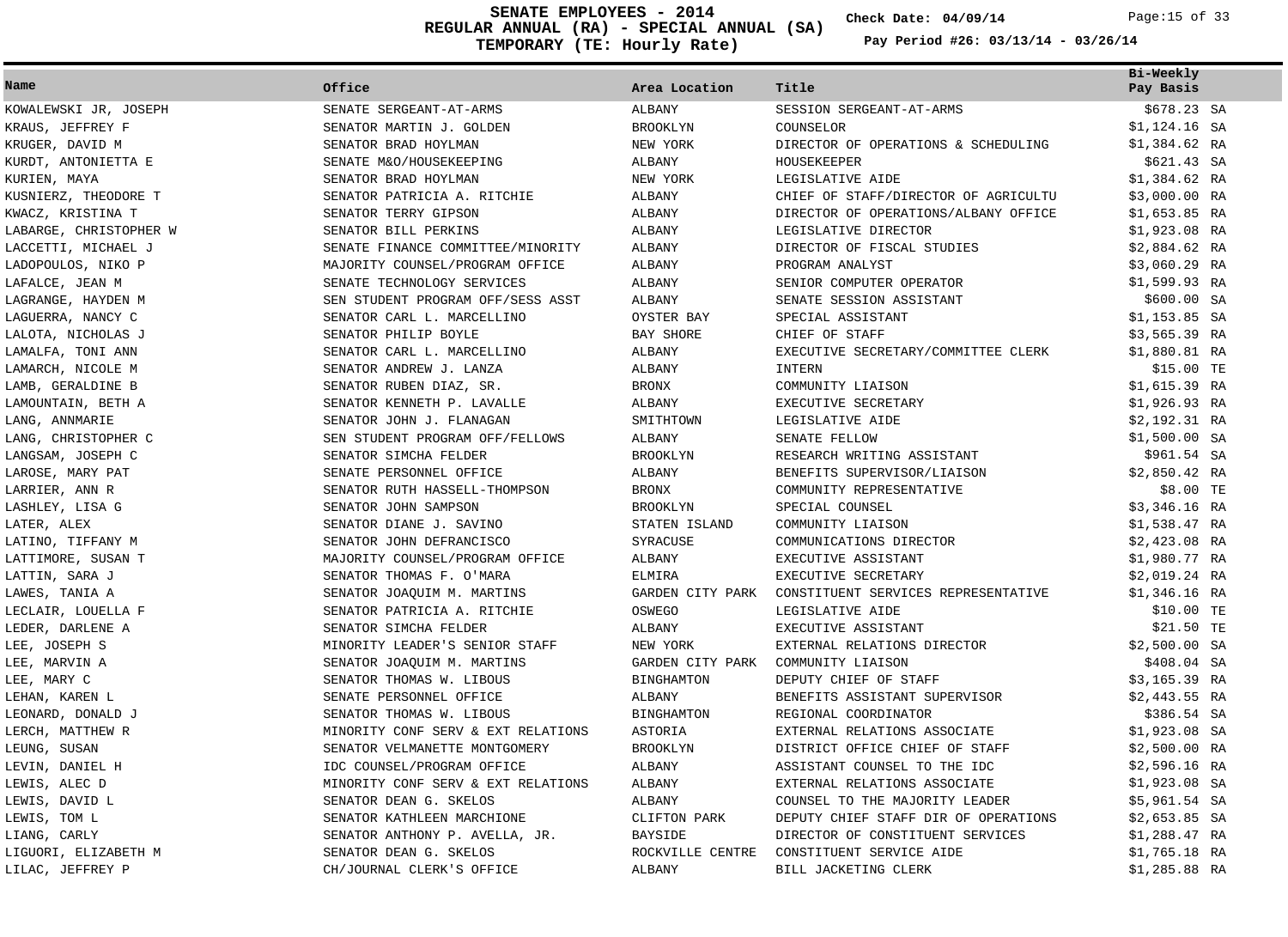# SENATE EMPLOYEES - 2014
## REGULAR ANNUAL (RA) - SPECIAL ANNUAL (SA)
## TEMPORARY (TE: Hourly Rate)

Check Date: 04/09/14

Pay Period #26: 03/13/14 - 03/26/14

| Name | Office | Area Location | Title | Bi-Weekly Pay Basis |
|---|---|---|---|---|
| KOWALEWSKI JR, JOSEPH | SENATE SERGEANT-AT-ARMS | ALBANY | SESSION SERGEANT-AT-ARMS | $678.23 SA |
| KRAUS, JEFFREY F | SENATOR MARTIN J. GOLDEN | BROOKLYN | COUNSELOR | $1,124.16 SA |
| KRUGER, DAVID M | SENATOR BRAD HOYLMAN | NEW YORK | DIRECTOR OF OPERATIONS & SCHEDULING | $1,384.62 RA |
| KURDT, ANTONIETTA E | SENATE M&O/HOUSEKEEPING | ALBANY | HOUSEKEEPER | $621.43 SA |
| KURIEN, MAYA | SENATOR BRAD HOYLMAN | NEW YORK | LEGISLATIVE AIDE | $1,384.62 RA |
| KUSNIERZ, THEODORE T | SENATOR PATRICIA A. RITCHIE | ALBANY | CHIEF OF STAFF/DIRECTOR OF AGRICULTU | $3,000.00 RA |
| KWACZ, KRISTINA T | SENATOR TERRY GIPSON | ALBANY | DIRECTOR OF OPERATIONS/ALBANY OFFICE | $1,653.85 RA |
| LABARGE, CHRISTOPHER W | SENATOR BILL PERKINS | ALBANY | LEGISLATIVE DIRECTOR | $1,923.08 RA |
| LACCETTI, MICHAEL J | SENATE FINANCE COMMITTEE/MINORITY | ALBANY | DIRECTOR OF FISCAL STUDIES | $2,884.62 RA |
| LADOPOULOS, NIKO P | MAJORITY COUNSEL/PROGRAM OFFICE | ALBANY | PROGRAM ANALYST | $3,060.29 RA |
| LAFALCE, JEAN M | SENATE TECHNOLOGY SERVICES | ALBANY | SENIOR COMPUTER OPERATOR | $1,599.93 RA |
| LAGRANGE, HAYDEN M | SEN STUDENT PROGRAM OFF/SESS ASST | ALBANY | SENATE SESSION ASSISTANT | $600.00 SA |
| LAGUERRA, NANCY C | SENATOR CARL L. MARCELLINO | OYSTER BAY | SPECIAL ASSISTANT | $1,153.85 SA |
| LALOTA, NICHOLAS J | SENATOR PHILIP BOYLE | BAY SHORE | CHIEF OF STAFF | $3,565.39 RA |
| LAMALFA, TONI ANN | SENATOR CARL L. MARCELLINO | ALBANY | EXECUTIVE SECRETARY/COMMITTEE CLERK | $1,880.81 RA |
| LAMARCH, NICOLE M | SENATOR ANDREW J. LANZA | ALBANY | INTERN | $15.00 TE |
| LAMB, GERALDINE B | SENATOR RUBEN DIAZ, SR. | BRONX | COMMUNITY LIAISON | $1,615.39 RA |
| LAMOUNTAIN, BETH A | SENATOR KENNETH P. LAVALLE | ALBANY | EXECUTIVE SECRETARY | $1,926.93 RA |
| LANG, ANNMARIE | SENATOR JOHN J. FLANAGAN | SMITHTOWN | LEGISLATIVE AIDE | $2,192.31 RA |
| LANG, CHRISTOPHER C | SEN STUDENT PROGRAM OFF/FELLOWS | ALBANY | SENATE FELLOW | $1,500.00 SA |
| LANGSAM, JOSEPH C | SENATOR SIMCHA FELDER | BROOKLYN | RESEARCH WRITING ASSISTANT | $961.54 SA |
| LAROSE, MARY PAT | SENATE PERSONNEL OFFICE | ALBANY | BENEFITS SUPERVISOR/LIAISON | $2,850.42 RA |
| LARRIER, ANN R | SENATOR RUTH HASSELL-THOMPSON | BRONX | COMMUNITY REPRESENTATIVE | $8.00 TE |
| LASHLEY, LISA G | SENATOR JOHN SAMPSON | BROOKLYN | SPECIAL COUNSEL | $3,346.16 RA |
| LATER, ALEX | SENATOR DIANE J. SAVINO | STATEN ISLAND | COMMUNITY LIAISON | $1,538.47 RA |
| LATINO, TIFFANY M | SENATOR JOHN DEFRANCISCO | SYRACUSE | COMMUNICATIONS DIRECTOR | $2,423.08 RA |
| LATTIMORE, SUSAN T | MAJORITY COUNSEL/PROGRAM OFFICE | ALBANY | EXECUTIVE ASSISTANT | $1,980.77 RA |
| LATTIN, SARA J | SENATOR THOMAS F. O'MARA | ELMIRA | EXECUTIVE SECRETARY | $2,019.24 RA |
| LAWES, TANIA A | SENATOR JOAQUIM M. MARTINS | GARDEN CITY PARK | CONSTITUENT SERVICES REPRESENTATIVE | $1,346.16 RA |
| LECLAIR, LOUELLA F | SENATOR PATRICIA A. RITCHIE | OSWEGO | LEGISLATIVE AIDE | $10.00 TE |
| LEDER, DARLENE A | SENATOR SIMCHA FELDER | ALBANY | EXECUTIVE ASSISTANT | $21.50 TE |
| LEE, JOSEPH S | MINORITY LEADER'S SENIOR STAFF | NEW YORK | EXTERNAL RELATIONS DIRECTOR | $2,500.00 SA |
| LEE, MARVIN A | SENATOR JOAQUIM M. MARTINS | GARDEN CITY PARK | COMMUNITY LIAISON | $408.04 SA |
| LEE, MARY C | SENATOR THOMAS W. LIBOUS | BINGHAMTON | DEPUTY CHIEF OF STAFF | $3,165.39 RA |
| LEHAN, KAREN L | SENATE PERSONNEL OFFICE | ALBANY | BENEFITS ASSISTANT SUPERVISOR | $2,443.55 RA |
| LEONARD, DONALD J | SENATOR THOMAS W. LIBOUS | BINGHAMTON | REGIONAL COORDINATOR | $386.54 SA |
| LERCH, MATTHEW R | MINORITY CONF SERV & EXT RELATIONS | ASTORIA | EXTERNAL RELATIONS ASSOCIATE | $1,923.08 SA |
| LEUNG, SUSAN | SENATOR VELMANETTE MONTGOMERY | BROOKLYN | DISTRICT OFFICE CHIEF OF STAFF | $2,500.00 RA |
| LEVIN, DANIEL H | IDC COUNSEL/PROGRAM OFFICE | ALBANY | ASSISTANT COUNSEL TO THE IDC | $2,596.16 RA |
| LEWIS, ALEC D | MINORITY CONF SERV & EXT RELATIONS | ALBANY | EXTERNAL RELATIONS ASSOCIATE | $1,923.08 SA |
| LEWIS, DAVID L | SENATOR DEAN G. SKELOS | ALBANY | COUNSEL TO THE MAJORITY LEADER | $5,961.54 SA |
| LEWIS, TOM L | SENATOR KATHLEEN MARCHIONE | CLIFTON PARK | DEPUTY CHIEF STAFF DIR OF OPERATIONS | $2,653.85 SA |
| LIANG, CARLY | SENATOR ANTHONY P. AVELLA, JR. | BAYSIDE | DIRECTOR OF CONSTITUENT SERVICES | $1,288.47 RA |
| LIGUORI, ELIZABETH M | SENATOR DEAN G. SKELOS | ROCKVILLE CENTRE | CONSTITUENT SERVICE AIDE | $1,765.18 RA |
| LILAC, JEFFREY P | CH/JOURNAL CLERK'S OFFICE | ALBANY | BILL JACKETING CLERK | $1,285.88 RA |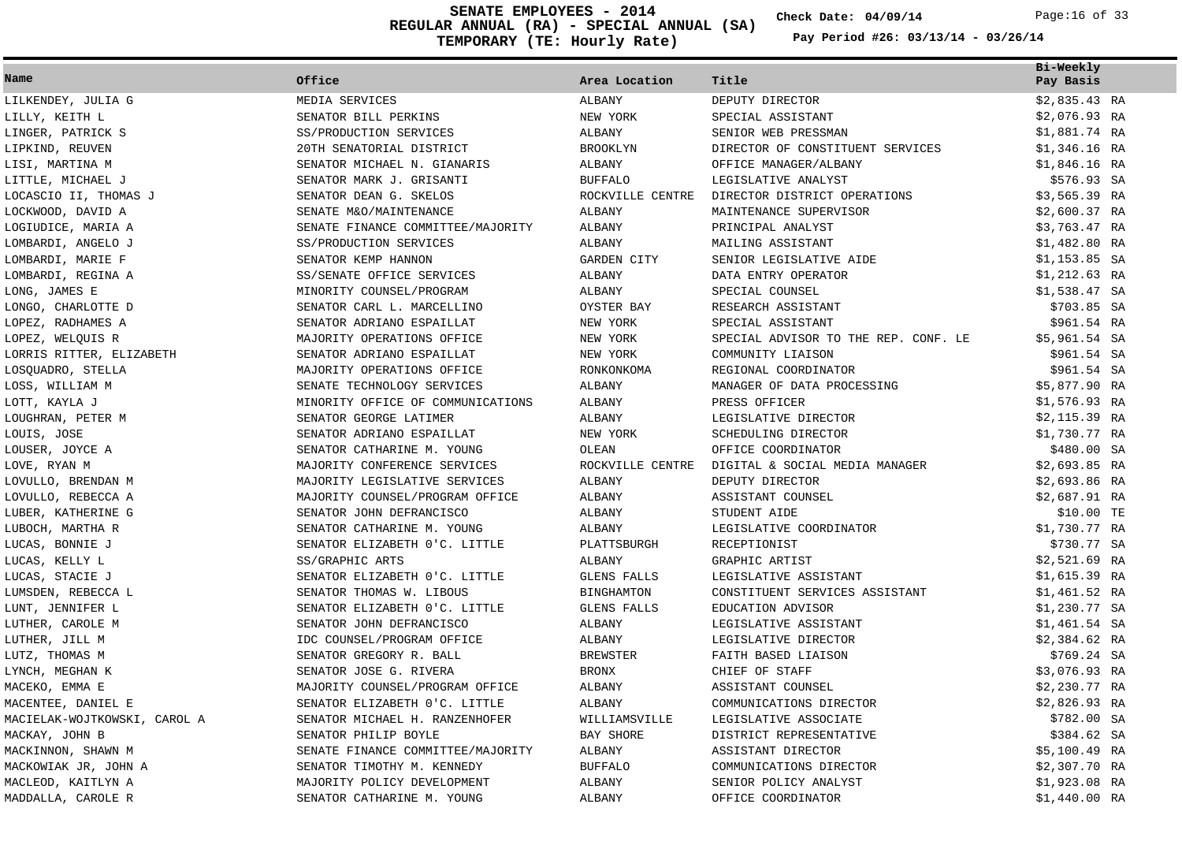# SENATE EMPLOYEES - 2014
## REGULAR ANNUAL (RA) - SPECIAL ANNUAL (SA)
## TEMPORARY (TE: Hourly Rate)

**Check Date: 04/09/14**

**Pay Period #26: 03/13/14 - 03/26/14**

| Name | Office | Area Location | Title | Bi-Weekly Pay Basis |
|---|---|---|---|---|
| LILKENDEY, JULIA G | MEDIA SERVICES | ALBANY | DEPUTY DIRECTOR | $2,835.43 RA |
| LILLY, KEITH L | SENATOR BILL PERKINS | NEW YORK | SPECIAL ASSISTANT | $2,076.93 RA |
| LINGER, PATRICK S | SS/PRODUCTION SERVICES | ALBANY | SENIOR WEB PRESSMAN | $1,881.74 RA |
| LIPKIND, REUVEN | 20TH SENATORIAL DISTRICT | BROOKLYN | DIRECTOR OF CONSTITUENT SERVICES | $1,346.16 RA |
| LISI, MARTINA M | SENATOR MICHAEL N. GIANARIS | ALBANY | OFFICE MANAGER/ALBANY | $1,846.16 RA |
| LITTLE, MICHAEL J | SENATOR MARK J. GRISANTI | BUFFALO | LEGISLATIVE ANALYST | $576.93 SA |
| LOCASCIO II, THOMAS J | SENATOR DEAN G. SKELOS | ROCKVILLE CENTRE | DIRECTOR DISTRICT OPERATIONS | $3,565.39 RA |
| LOCKWOOD, DAVID A | SENATE M&O/MAINTENANCE | ALBANY | MAINTENANCE SUPERVISOR | $2,600.37 RA |
| LOGIUDICE, MARIA A | SENATE FINANCE COMMITTEE/MAJORITY | ALBANY | PRINCIPAL ANALYST | $3,763.47 RA |
| LOMBARDI, ANGELO J | SS/PRODUCTION SERVICES | ALBANY | MAILING ASSISTANT | $1,482.80 RA |
| LOMBARDI, MARIE F | SENATOR KEMP HANNON | GARDEN CITY | SENIOR LEGISLATIVE AIDE | $1,153.85 SA |
| LOMBARDI, REGINA A | SS/SENATE OFFICE SERVICES | ALBANY | DATA ENTRY OPERATOR | $1,212.63 RA |
| LONG, JAMES E | MINORITY COUNSEL/PROGRAM | ALBANY | SPECIAL COUNSEL | $1,538.47 SA |
| LONGO, CHARLOTTE D | SENATOR CARL L. MARCELLINO | OYSTER BAY | RESEARCH ASSISTANT | $703.85 SA |
| LOPEZ, RADHAMES A | SENATOR ADRIANO ESPAILLAT | NEW YORK | SPECIAL ASSISTANT | $961.54 RA |
| LOPEZ, WELQUIS R | MAJORITY OPERATIONS OFFICE | NEW YORK | SPECIAL ADVISOR TO THE REP. CONF. LE | $5,961.54 SA |
| LORRIS RITTER, ELIZABETH | SENATOR ADRIANO ESPAILLAT | NEW YORK | COMMUNITY LIAISON | $961.54 SA |
| LOSQUADRO, STELLA | MAJORITY OPERATIONS OFFICE | RONKONKOMA | REGIONAL COORDINATOR | $961.54 SA |
| LOSS, WILLIAM M | SENATE TECHNOLOGY SERVICES | ALBANY | MANAGER OF DATA PROCESSING | $5,877.90 RA |
| LOTT, KAYLA J | MINORITY OFFICE OF COMMUNICATIONS | ALBANY | PRESS OFFICER | $1,576.93 RA |
| LOUGHRAN, PETER M | SENATOR GEORGE LATIMER | ALBANY | LEGISLATIVE DIRECTOR | $2,115.39 RA |
| LOUIS, JOSE | SENATOR ADRIANO ESPAILLAT | NEW YORK | SCHEDULING DIRECTOR | $1,730.77 RA |
| LOUSER, JOYCE A | SENATOR CATHARINE M. YOUNG | OLEAN | OFFICE COORDINATOR | $480.00 SA |
| LOVE, RYAN M | MAJORITY CONFERENCE SERVICES | ROCKVILLE CENTRE | DIGITAL & SOCIAL MEDIA MANAGER | $2,693.85 RA |
| LOVULLO, BRENDAN M | MAJORITY LEGISLATIVE SERVICES | ALBANY | DEPUTY DIRECTOR | $2,693.86 RA |
| LOVULLO, REBECCA A | MAJORITY COUNSEL/PROGRAM OFFICE | ALBANY | ASSISTANT COUNSEL | $2,687.91 RA |
| LUBER, KATHERINE G | SENATOR JOHN DEFRANCISCO | ALBANY | STUDENT AIDE | $10.00 TE |
| LUBOCH, MARTHA R | SENATOR CATHARINE M. YOUNG | ALBANY | LEGISLATIVE COORDINATOR | $1,730.77 RA |
| LUCAS, BONNIE J | SENATOR ELIZABETH O'C. LITTLE | PLATTSBURGH | RECEPTIONIST | $730.77 SA |
| LUCAS, KELLY L | SS/GRAPHIC ARTS | ALBANY | GRAPHIC ARTIST | $2,521.69 RA |
| LUCAS, STACIE J | SENATOR ELIZABETH O'C. LITTLE | GLENS FALLS | LEGISLATIVE ASSISTANT | $1,615.39 RA |
| LUMSDEN, REBECCA L | SENATOR THOMAS W. LIBOUS | BINGHAMTON | CONSTITUENT SERVICES ASSISTANT | $1,461.52 RA |
| LUNT, JENNIFER L | SENATOR ELIZABETH O'C. LITTLE | GLENS FALLS | EDUCATION ADVISOR | $1,230.77 SA |
| LUTHER, CAROLE M | SENATOR JOHN DEFRANCISCO | ALBANY | LEGISLATIVE ASSISTANT | $1,461.54 SA |
| LUTHER, JILL M | IDC COUNSEL/PROGRAM OFFICE | ALBANY | LEGISLATIVE DIRECTOR | $2,384.62 RA |
| LUTZ, THOMAS M | SENATOR GREGORY R. BALL | BREWSTER | FAITH BASED LIAISON | $769.24 SA |
| LYNCH, MEGHAN K | SENATOR JOSE G. RIVERA | BRONX | CHIEF OF STAFF | $3,076.93 RA |
| MACEKO, EMMA E | MAJORITY COUNSEL/PROGRAM OFFICE | ALBANY | ASSISTANT COUNSEL | $2,230.77 RA |
| MACENTEE, DANIEL E | SENATOR ELIZABETH O'C. LITTLE | ALBANY | COMMUNICATIONS DIRECTOR | $2,826.93 RA |
| MACIELAK-WOJTKOWSKI, CAROL A | SENATOR MICHAEL H. RANZENHOFER | WILLIAMSVILLE | LEGISLATIVE ASSOCIATE | $782.00 SA |
| MACKAY, JOHN B | SENATOR PHILIP BOYLE | BAY SHORE | DISTRICT REPRESENTATIVE | $384.62 SA |
| MACKINNON, SHAWN M | SENATE FINANCE COMMITTEE/MAJORITY | ALBANY | ASSISTANT DIRECTOR | $5,100.49 RA |
| MACKOWIAK JR, JOHN A | SENATOR TIMOTHY M. KENNEDY | BUFFALO | COMMUNICATIONS DIRECTOR | $2,307.70 RA |
| MACLEOD, KAITLYN A | MAJORITY POLICY DEVELOPMENT | ALBANY | SENIOR POLICY ANALYST | $1,923.08 RA |
| MADDALLA, CAROLE R | SENATOR CATHARINE M. YOUNG | ALBANY | OFFICE COORDINATOR | $1,440.00 RA |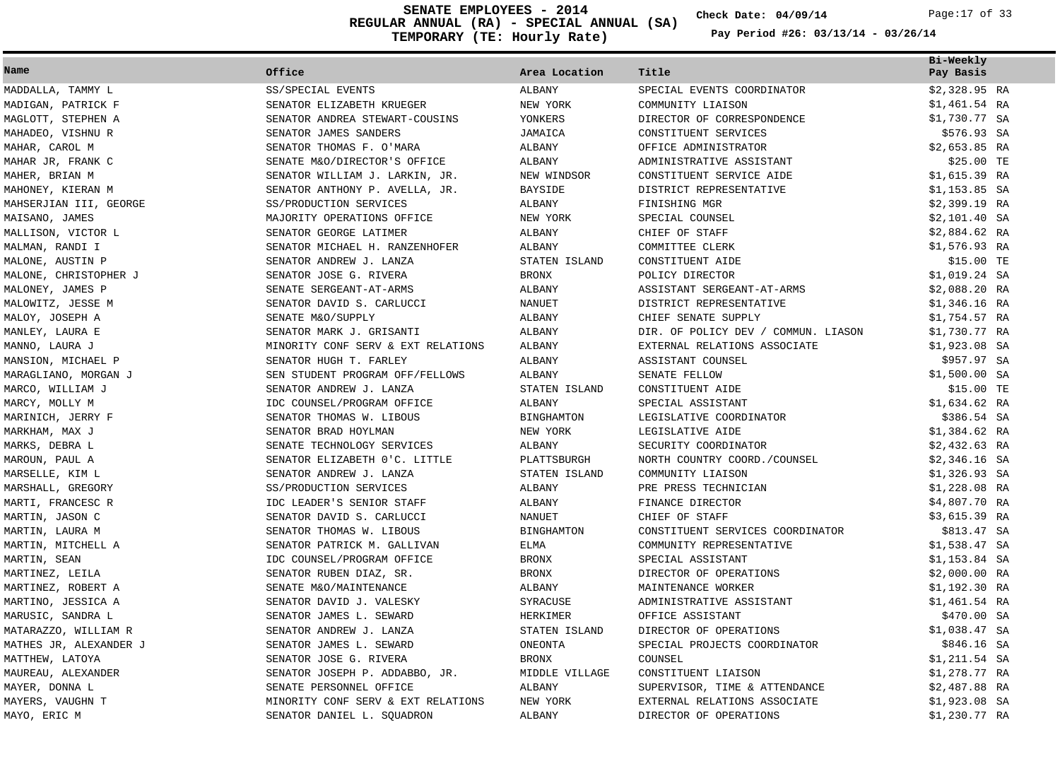# SENATE EMPLOYEES - 2014
## REGULAR ANNUAL (RA) - SPECIAL ANNUAL (SA)
## TEMPORARY (TE: Hourly Rate)

**Check Date: 04/09/14**

**Pay Period #26: 03/13/14 - 03/26/14**

| Name | Office | Area Location | Title | Bi-Weekly Pay Basis |
|---|---|---|---|---|
| MADDALLA, TAMMY L | SS/SPECIAL EVENTS | ALBANY | SPECIAL EVENTS COORDINATOR | $2,328.95 RA |
| MADIGAN, PATRICK F | SENATOR ELIZABETH KRUEGER | NEW YORK | COMMUNITY LIAISON | $1,461.54 RA |
| MAGLOTT, STEPHEN A | SENATOR ANDREA STEWART-COUSINS | YONKERS | DIRECTOR OF CORRESPONDENCE | $1,730.77 SA |
| MAHADEO, VISHNU R | SENATOR JAMES SANDERS | JAMAICA | CONSTITUENT SERVICES | $576.93 SA |
| MAHAR, CAROL M | SENATOR THOMAS F. O'MARA | ALBANY | OFFICE ADMINISTRATOR | $2,653.85 RA |
| MAHAR JR, FRANK C | SENATE M&O/DIRECTOR'S OFFICE | ALBANY | ADMINISTRATIVE ASSISTANT | $25.00 TE |
| MAHER, BRIAN M | SENATOR WILLIAM J. LARKIN, JR. | NEW WINDSOR | CONSTITUENT SERVICE AIDE | $1,615.39 RA |
| MAHONEY, KIERAN M | SENATOR ANTHONY P. AVELLA, JR. | BAYSIDE | DISTRICT REPRESENTATIVE | $1,153.85 SA |
| MAHSERJIAN III, GEORGE | SS/PRODUCTION SERVICES | ALBANY | FINISHING MGR | $2,399.19 RA |
| MAISANO, JAMES | MAJORITY OPERATIONS OFFICE | NEW YORK | SPECIAL COUNSEL | $2,101.40 SA |
| MALLISON, VICTOR L | SENATOR GEORGE LATIMER | ALBANY | CHIEF OF STAFF | $2,884.62 RA |
| MALMAN, RANDI I | SENATOR MICHAEL H. RANZENHOFER | ALBANY | COMMITTEE CLERK | $1,576.93 RA |
| MALONE, AUSTIN P | SENATOR ANDREW J. LANZA | STATEN ISLAND | CONSTITUENT AIDE | $15.00 TE |
| MALONE, CHRISTOPHER J | SENATOR JOSE G. RIVERA | BRONX | POLICY DIRECTOR | $1,019.24 SA |
| MALONEY, JAMES P | SENATE SERGEANT-AT-ARMS | ALBANY | ASSISTANT SERGEANT-AT-ARMS | $2,088.20 RA |
| MALOWITZ, JESSE M | SENATOR DAVID S. CARLUCCI | NANUET | DISTRICT REPRESENTATIVE | $1,346.16 RA |
| MALOY, JOSEPH A | SENATE M&O/SUPPLY | ALBANY | CHIEF SENATE SUPPLY | $1,754.57 RA |
| MANLEY, LAURA E | SENATOR MARK J. GRISANTI | ALBANY | DIR. OF POLICY DEV / COMMUN. LIASON | $1,730.77 RA |
| MANNO, LAURA J | MINORITY CONF SERV & EXT RELATIONS | ALBANY | EXTERNAL RELATIONS ASSOCIATE | $1,923.08 SA |
| MANSION, MICHAEL P | SENATOR HUGH T. FARLEY | ALBANY | ASSISTANT COUNSEL | $957.97 SA |
| MARAGLIANO, MORGAN J | SEN STUDENT PROGRAM OFF/FELLOWS | ALBANY | SENATE FELLOW | $1,500.00 SA |
| MARCO, WILLIAM J | SENATOR ANDREW J. LANZA | STATEN ISLAND | CONSTITUENT AIDE | $15.00 TE |
| MARCY, MOLLY M | IDC COUNSEL/PROGRAM OFFICE | ALBANY | SPECIAL ASSISTANT | $1,634.62 RA |
| MARINICH, JERRY F | SENATOR THOMAS W. LIBOUS | BINGHAMTON | LEGISLATIVE COORDINATOR | $386.54 SA |
| MARKHAM, MAX J | SENATOR BRAD HOYLMAN | NEW YORK | LEGISLATIVE AIDE | $1,384.62 RA |
| MARKS, DEBRA L | SENATE TECHNOLOGY SERVICES | ALBANY | SECURITY COORDINATOR | $2,432.63 RA |
| MAROUN, PAUL A | SENATOR ELIZABETH 0'C. LITTLE | PLATTSBURGH | NORTH COUNTRY COORD./COUNSEL | $2,346.16 SA |
| MARSELLE, KIM L | SENATOR ANDREW J. LANZA | STATEN ISLAND | COMMUNITY LIAISON | $1,326.93 SA |
| MARSHALL, GREGORY | SS/PRODUCTION SERVICES | ALBANY | PRE PRESS TECHNICIAN | $1,228.08 RA |
| MARTI, FRANCESC R | IDC LEADER'S SENIOR STAFF | ALBANY | FINANCE DIRECTOR | $4,807.70 RA |
| MARTIN, JASON C | SENATOR DAVID S. CARLUCCI | NANUET | CHIEF OF STAFF | $3,615.39 RA |
| MARTIN, LAURA M | SENATOR THOMAS W. LIBOUS | BINGHAMTON | CONSTITUENT SERVICES COORDINATOR | $813.47 SA |
| MARTIN, MITCHELL A | SENATOR PATRICK M. GALLIVAN | ELMA | COMMUNITY REPRESENTATIVE | $1,538.47 SA |
| MARTIN, SEAN | IDC COUNSEL/PROGRAM OFFICE | BRONX | SPECIAL ASSISTANT | $1,153.84 SA |
| MARTINEZ, LEILA | SENATOR RUBEN DIAZ, SR. | BRONX | DIRECTOR OF OPERATIONS | $2,000.00 RA |
| MARTINEZ, ROBERT A | SENATE M&O/MAINTENANCE | ALBANY | MAINTENANCE WORKER | $1,192.30 RA |
| MARTINO, JESSICA A | SENATOR DAVID J. VALESKY | SYRACUSE | ADMINISTRATIVE ASSISTANT | $1,461.54 RA |
| MARUSIC, SANDRA L | SENATOR JAMES L. SEWARD | HERKIMER | OFFICE ASSISTANT | $470.00 SA |
| MATARAZZO, WILLIAM R | SENATOR ANDREW J. LANZA | STATEN ISLAND | DIRECTOR OF OPERATIONS | $1,038.47 SA |
| MATHES JR, ALEXANDER J | SENATOR JAMES L. SEWARD | ONEONTA | SPECIAL PROJECTS COORDINATOR | $846.16 SA |
| MATTHEW, LATOYA | SENATOR JOSE G. RIVERA | BRONX | COUNSEL | $1,211.54 SA |
| MAUREAU, ALEXANDER | SENATOR JOSEPH P. ADDABBO, JR. | MIDDLE VILLAGE | CONSTITUENT LIAISON | $1,278.77 RA |
| MAYER, DONNA L | SENATE PERSONNEL OFFICE | ALBANY | SUPERVISOR, TIME & ATTENDANCE | $2,487.88 RA |
| MAYERS, VAUGHN T | MINORITY CONF SERV & EXT RELATIONS | NEW YORK | EXTERNAL RELATIONS ASSOCIATE | $1,923.08 SA |
| MAYO, ERIC M | SENATOR DANIEL L. SQUADRON | ALBANY | DIRECTOR OF OPERATIONS | $1,230.77 RA |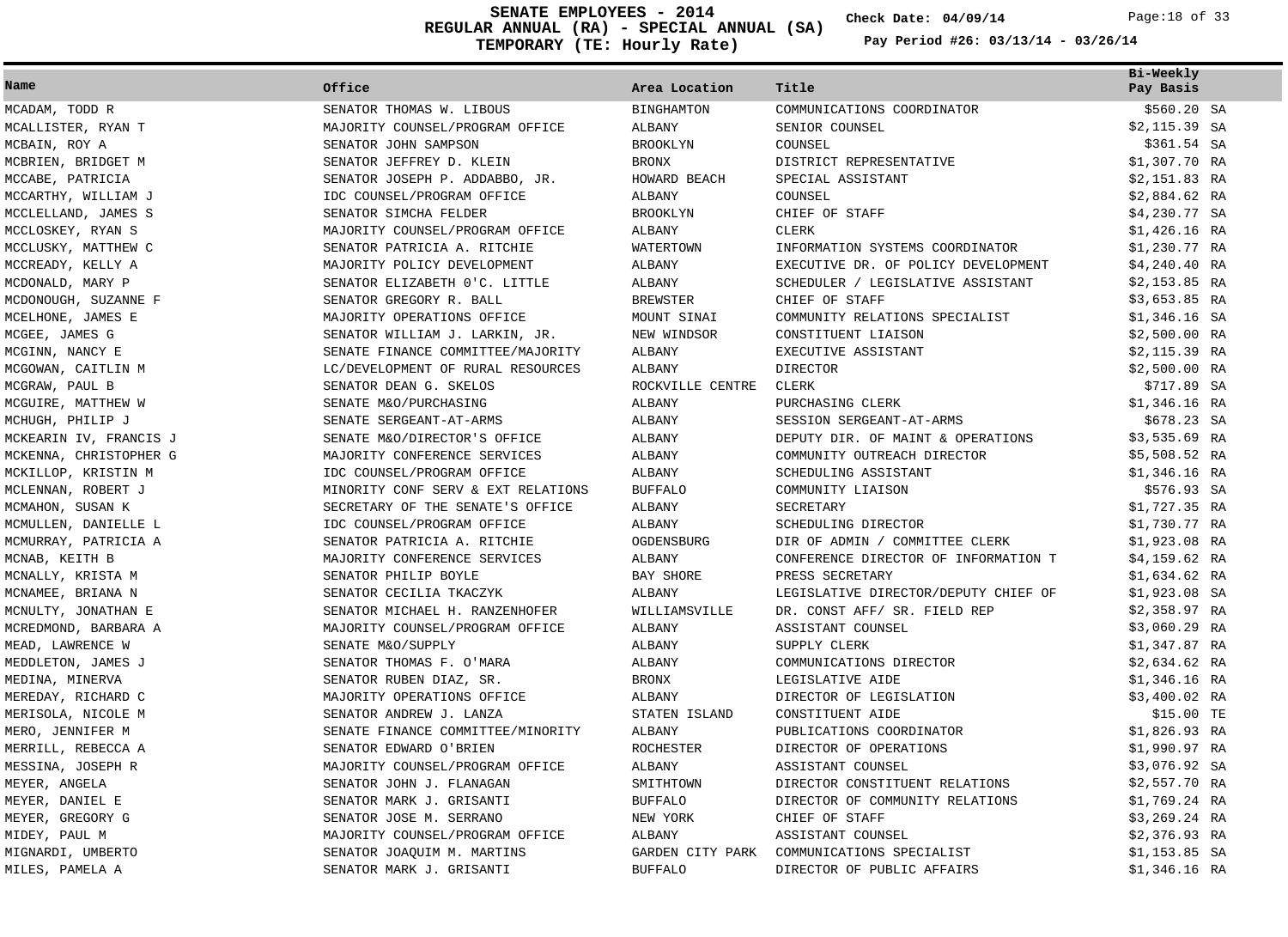# SENATE EMPLOYEES - 2014
## REGULAR ANNUAL (RA) - SPECIAL ANNUAL (SA)
## TEMPORARY (TE: Hourly Rate)

Check Date: 04/09/14

Pay Period #26: 03/13/14 - 03/26/14

| Name | Office | Area Location | Title | Bi-Weekly Pay Basis |
|---|---|---|---|---|
| MCADAM, TODD R | SENATOR THOMAS W. LIBOUS | BINGHAMTON | COMMUNICATIONS COORDINATOR | $560.20 SA |
| MCALLISTER, RYAN T | MAJORITY COUNSEL/PROGRAM OFFICE | ALBANY | SENIOR COUNSEL | $2,115.39 SA |
| MCBAIN, ROY A | SENATOR JOHN SAMPSON | BROOKLYN | COUNSEL | $361.54 SA |
| MCBRIEN, BRIDGET M | SENATOR JEFFREY D. KLEIN | BRONX | DISTRICT REPRESENTATIVE | $1,307.70 RA |
| MCCABE, PATRICIA | SENATOR JOSEPH P. ADDABBO, JR. | HOWARD BEACH | SPECIAL ASSISTANT | $2,151.83 RA |
| MCCARTHY, WILLIAM J | IDC COUNSEL/PROGRAM OFFICE | ALBANY | COUNSEL | $2,884.62 RA |
| MCCLELLAND, JAMES S | SENATOR SIMCHA FELDER | BROOKLYN | CHIEF OF STAFF | $4,230.77 SA |
| MCCLOSKEY, RYAN S | MAJORITY COUNSEL/PROGRAM OFFICE | ALBANY | CLERK | $1,426.16 RA |
| MCCLUSKY, MATTHEW C | SENATOR PATRICIA A. RITCHIE | WATERTOWN | INFORMATION SYSTEMS COORDINATOR | $1,230.77 RA |
| MCCREADY, KELLY A | MAJORITY POLICY DEVELOPMENT | ALBANY | EXECUTIVE DR. OF POLICY DEVELOPMENT | $4,240.40 RA |
| MCDONALD, MARY P | SENATOR ELIZABETH O'C. LITTLE | ALBANY | SCHEDULER / LEGISLATIVE ASSISTANT | $2,153.85 RA |
| MCDONOUGH, SUZANNE F | SENATOR GREGORY R. BALL | BREWSTER | CHIEF OF STAFF | $3,653.85 RA |
| MCELHONE, JAMES E | MAJORITY OPERATIONS OFFICE | MOUNT SINAI | COMMUNITY RELATIONS SPECIALIST | $1,346.16 SA |
| MCGEE, JAMES G | SENATOR WILLIAM J. LARKIN, JR. | NEW WINDSOR | CONSTITUENT LIAISON | $2,500.00 RA |
| MCGINN, NANCY E | SENATE FINANCE COMMITTEE/MAJORITY | ALBANY | EXECUTIVE ASSISTANT | $2,115.39 RA |
| MCGOWAN, CAITLIN M | LC/DEVELOPMENT OF RURAL RESOURCES | ALBANY | DIRECTOR | $2,500.00 RA |
| MCGRAW, PAUL B | SENATOR DEAN G. SKELOS | ROCKVILLE CENTRE | CLERK | $717.89 SA |
| MCGUIRE, MATTHEW W | SENATE M&O/PURCHASING | ALBANY | PURCHASING CLERK | $1,346.16 RA |
| MCHUGH, PHILIP J | SENATE SERGEANT-AT-ARMS | ALBANY | SESSION SERGEANT-AT-ARMS | $678.23 SA |
| MCKEARIN IV, FRANCIS J | SENATE M&O/DIRECTOR'S OFFICE | ALBANY | DEPUTY DIR. OF MAINT & OPERATIONS | $3,535.69 RA |
| MCKENNA, CHRISTOPHER G | MAJORITY CONFERENCE SERVICES | ALBANY | COMMUNITY OUTREACH DIRECTOR | $5,508.52 RA |
| MCKILLOP, KRISTIN M | IDC COUNSEL/PROGRAM OFFICE | ALBANY | SCHEDULING ASSISTANT | $1,346.16 RA |
| MCLENNAN, ROBERT J | MINORITY CONF SERV & EXT RELATIONS | BUFFALO | COMMUNITY LIAISON | $576.93 SA |
| MCMAHON, SUSAN K | SECRETARY OF THE SENATE'S OFFICE | ALBANY | SECRETARY | $1,727.35 RA |
| MCMULLEN, DANIELLE L | IDC COUNSEL/PROGRAM OFFICE | ALBANY | SCHEDULING DIRECTOR | $1,730.77 RA |
| MCMURRAY, PATRICIA A | SENATOR PATRICIA A. RITCHIE | OGDENSBURG | DIR OF ADMIN / COMMITTEE CLERK | $1,923.08 RA |
| MCNAB, KEITH B | MAJORITY CONFERENCE SERVICES | ALBANY | CONFERENCE DIRECTOR OF INFORMATION T | $4,159.62 RA |
| MCNALLY, KRISTA M | SENATOR PHILIP BOYLE | BAY SHORE | PRESS SECRETARY | $1,634.62 RA |
| MCNAMEE, BRIANA N | SENATOR CECILIA TKACZYK | ALBANY | LEGISLATIVE DIRECTOR/DEPUTY CHIEF OF | $1,923.08 SA |
| MCNULTY, JONATHAN E | SENATOR MICHAEL H. RANZENHOFER | WILLIAMSVILLE | DR. CONST AFF/ SR. FIELD REP | $2,358.97 RA |
| MCREDMOND, BARBARA A | MAJORITY COUNSEL/PROGRAM OFFICE | ALBANY | ASSISTANT COUNSEL | $3,060.29 RA |
| MEAD, LAWRENCE W | SENATE M&O/SUPPLY | ALBANY | SUPPLY CLERK | $1,347.87 RA |
| MEDDLETON, JAMES J | SENATOR THOMAS F. O'MARA | ALBANY | COMMUNICATIONS DIRECTOR | $2,634.62 RA |
| MEDINA, MINERVA | SENATOR RUBEN DIAZ, SR. | BRONX | LEGISLATIVE AIDE | $1,346.16 RA |
| MEREDAY, RICHARD C | MAJORITY OPERATIONS OFFICE | ALBANY | DIRECTOR OF LEGISLATION | $3,400.02 RA |
| MERISOLA, NICOLE M | SENATOR ANDREW J. LANZA | STATEN ISLAND | CONSTITUENT AIDE | $15.00 TE |
| MERO, JENNIFER M | SENATE FINANCE COMMITTEE/MINORITY | ALBANY | PUBLICATIONS COORDINATOR | $1,826.93 RA |
| MERRILL, REBECCA A | SENATOR EDWARD O'BRIEN | ROCHESTER | DIRECTOR OF OPERATIONS | $1,990.97 RA |
| MESSINA, JOSEPH R | MAJORITY COUNSEL/PROGRAM OFFICE | ALBANY | ASSISTANT COUNSEL | $3,076.92 SA |
| MEYER, ANGELA | SENATOR JOHN J. FLANAGAN | SMITHTOWN | DIRECTOR CONSTITUENT RELATIONS | $2,557.70 RA |
| MEYER, DANIEL E | SENATOR MARK J. GRISANTI | BUFFALO | DIRECTOR OF COMMUNITY RELATIONS | $1,769.24 RA |
| MEYER, GREGORY G | SENATOR JOSE M. SERRANO | NEW YORK | CHIEF OF STAFF | $3,269.24 RA |
| MIDEY, PAUL M | MAJORITY COUNSEL/PROGRAM OFFICE | ALBANY | ASSISTANT COUNSEL | $2,376.93 RA |
| MIGNARDI, UMBERTO | SENATOR JOAQUIM M. MARTINS | GARDEN CITY PARK | COMMUNICATIONS SPECIALIST | $1,153.85 SA |
| MILES, PAMELA A | SENATOR MARK J. GRISANTI | BUFFALO | DIRECTOR OF PUBLIC AFFAIRS | $1,346.16 RA |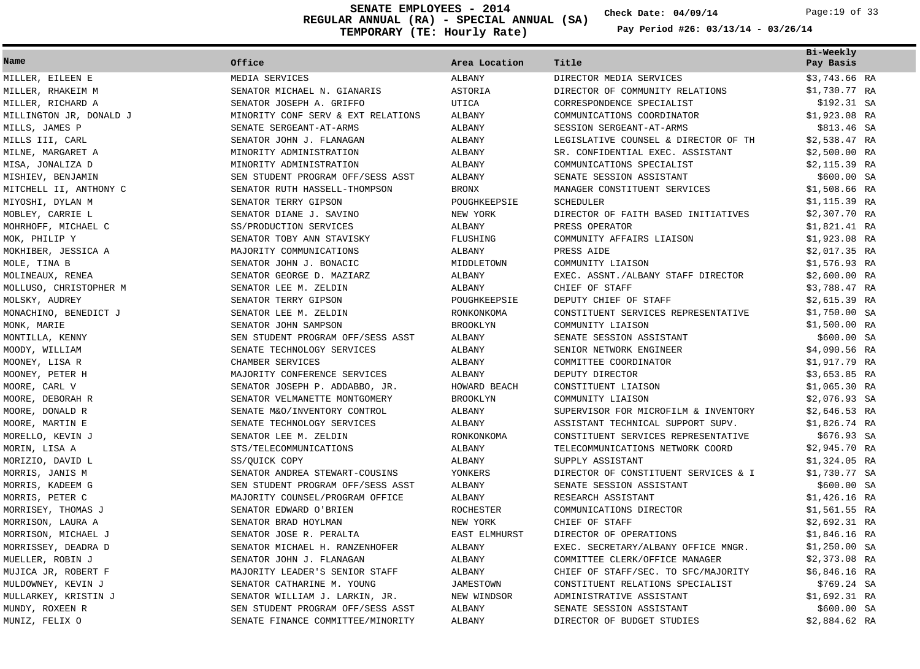# SENATE EMPLOYEES - 2014
## REGULAR ANNUAL (RA) - SPECIAL ANNUAL (SA)
## TEMPORARY (TE: Hourly Rate)

Check Date: 04/09/14

Pay Period #26: 03/13/14 - 03/26/14

| Name | Office | Area Location | Title | Bi-Weekly Pay Basis |
|---|---|---|---|---|
| MILLER, EILEEN E | MEDIA SERVICES | ALBANY | DIRECTOR MEDIA SERVICES | $3,743.66 RA |
| MILLER, RHAKEIM M | SENATOR MICHAEL N. GIANARIS | ASTORIA | DIRECTOR OF COMMUNITY RELATIONS | $1,730.77 RA |
| MILLER, RICHARD A | SENATOR JOSEPH A. GRIFFO | UTICA | CORRESPONDENCE SPECIALIST | $192.31 SA |
| MILLINGTON JR, DONALD J | MINORITY CONF SERV & EXT RELATIONS | ALBANY | COMMUNICATIONS COORDINATOR | $1,923.08 RA |
| MILLS, JAMES P | SENATE SERGEANT-AT-ARMS | ALBANY | SESSION SERGEANT-AT-ARMS | $813.46 SA |
| MILLS III, CARL | SENATOR JOHN J. FLANAGAN | ALBANY | LEGISLATIVE COUNSEL & DIRECTOR OF TH | $2,538.47 RA |
| MILNE, MARGARET A | MINORITY ADMINISTRATION | ALBANY | SR. CONFIDENTIAL EXEC. ASSISTANT | $2,500.00 RA |
| MISA, JONALIZA D | MINORITY ADMINISTRATION | ALBANY | COMMUNICATIONS SPECIALIST | $2,115.39 RA |
| MISHIEV, BENJAMIN | SEN STUDENT PROGRAM OFF/SESS ASST | ALBANY | SENATE SESSION ASSISTANT | $600.00 SA |
| MITCHELL II, ANTHONY C | SENATOR RUTH HASSELL-THOMPSON | BRONX | MANAGER CONSTITUENT SERVICES | $1,508.66 RA |
| MIYOSHI, DYLAN M | SENATOR TERRY GIPSON | POUGHKEEPSIE | SCHEDULER | $1,115.39 RA |
| MOBLEY, CARRIE L | SENATOR DIANE J. SAVINO | NEW YORK | DIRECTOR OF FAITH BASED INITIATIVES | $2,307.70 RA |
| MOHRHOFF, MICHAEL C | SS/PRODUCTION SERVICES | ALBANY | PRESS OPERATOR | $1,821.41 RA |
| MOK, PHILIP Y | SENATOR TOBY ANN STAVISKY | FLUSHING | COMMUNITY AFFAIRS LIAISON | $1,923.08 RA |
| MOKHIBER, JESSICA A | MAJORITY COMMUNICATIONS | ALBANY | PRESS AIDE | $2,017.35 RA |
| MOLE, TINA B | SENATOR JOHN J. BONACIC | MIDDLETOWN | COMMUNITY LIAISON | $1,576.93 RA |
| MOLINEAUX, RENEA | SENATOR GEORGE D. MAZIARZ | ALBANY | EXEC. ASSNT./ALBANY STAFF DIRECTOR | $2,600.00 RA |
| MOLLUSO, CHRISTOPHER M | SENATOR LEE M. ZELDIN | ALBANY | CHIEF OF STAFF | $3,788.47 RA |
| MOLSKY, AUDREY | SENATOR TERRY GIPSON | POUGHKEEPSIE | DEPUTY CHIEF OF STAFF | $2,615.39 RA |
| MONACHINO, BENEDICT J | SENATOR LEE M. ZELDIN | RONKONKOMA | CONSTITUENT SERVICES REPRESENTATIVE | $1,750.00 SA |
| MONK, MARIE | SENATOR JOHN SAMPSON | BROOKLYN | COMMUNITY LIAISON | $1,500.00 RA |
| MONTILLA, KENNY | SEN STUDENT PROGRAM OFF/SESS ASST | ALBANY | SENATE SESSION ASSISTANT | $600.00 SA |
| MOODY, WILLIAM | SENATE TECHNOLOGY SERVICES | ALBANY | SENIOR NETWORK ENGINEER | $4,090.56 RA |
| MOONEY, LISA R | CHAMBER SERVICES | ALBANY | COMMITTEE COORDINATOR | $1,917.79 RA |
| MOONEY, PETER H | MAJORITY CONFERENCE SERVICES | ALBANY | DEPUTY DIRECTOR | $3,653.85 RA |
| MOORE, CARL V | SENATOR JOSEPH P. ADDABBO, JR. | HOWARD BEACH | CONSTITUENT LIAISON | $1,065.30 RA |
| MOORE, DEBORAH R | SENATOR VELMANETTE MONTGOMERY | BROOKLYN | COMMUNITY LIAISON | $2,076.93 SA |
| MOORE, DONALD R | SENATE M&O/INVENTORY CONTROL | ALBANY | SUPERVISOR FOR MICROFILM & INVENTORY | $2,646.53 RA |
| MOORE, MARTIN E | SENATE TECHNOLOGY SERVICES | ALBANY | ASSISTANT TECHNICAL SUPPORT SUPV. | $1,826.74 RA |
| MORELLO, KEVIN J | SENATOR LEE M. ZELDIN | RONKONKOMA | CONSTITUENT SERVICES REPRESENTATIVE | $676.93 SA |
| MORIN, LISA A | STS/TELECOMMUNICATIONS | ALBANY | TELECOMMUNICATIONS NETWORK COORD | $2,945.70 RA |
| MORIZIO, DAVID L | SS/QUICK COPY | ALBANY | SUPPLY ASSISTANT | $1,324.05 RA |
| MORRIS, JANIS M | SENATOR ANDREA STEWART-COUSINS | YONKERS | DIRECTOR OF CONSTITUENT SERVICES & I | $1,730.77 SA |
| MORRIS, KADEEM G | SEN STUDENT PROGRAM OFF/SESS ASST | ALBANY | SENATE SESSION ASSISTANT | $600.00 SA |
| MORRIS, PETER C | MAJORITY COUNSEL/PROGRAM OFFICE | ALBANY | RESEARCH ASSISTANT | $1,426.16 RA |
| MORRISEY, THOMAS J | SENATOR EDWARD O'BRIEN | ROCHESTER | COMMUNICATIONS DIRECTOR | $1,561.55 RA |
| MORRISON, LAURA A | SENATOR BRAD HOYLMAN | NEW YORK | CHIEF OF STAFF | $2,692.31 RA |
| MORRISON, MICHAEL J | SENATOR JOSE R. PERALTA | EAST ELMHURST | DIRECTOR OF OPERATIONS | $1,846.16 RA |
| MORRISSEY, DEADRA D | SENATOR MICHAEL H. RANZENHOFER | ALBANY | EXEC. SECRETARY/ALBANY OFFICE MNGR. | $1,250.00 SA |
| MUELLER, ROBIN J | SENATOR JOHN J. FLANAGAN | ALBANY | COMMITTEE CLERK/OFFICE MANAGER | $2,373.08 RA |
| MUJICA JR, ROBERT F | MAJORITY LEADER'S SENIOR STAFF | ALBANY | CHIEF OF STAFF/SEC. TO SFC/MAJORITY | $6,846.16 RA |
| MULDOWNEY, KEVIN J | SENATOR CATHARINE M. YOUNG | JAMESTOWN | CONSTITUENT RELATIONS SPECIALIST | $769.24 SA |
| MULLARKEY, KRISTIN J | SENATOR WILLIAM J. LARKIN, JR. | NEW WINDSOR | ADMINISTRATIVE ASSISTANT | $1,692.31 RA |
| MUNDY, ROXEEN R | SEN STUDENT PROGRAM OFF/SESS ASST | ALBANY | SENATE SESSION ASSISTANT | $600.00 SA |
| MUNIZ, FELIX O | SENATE FINANCE COMMITTEE/MINORITY | ALBANY | DIRECTOR OF BUDGET STUDIES | $2,884.62 RA |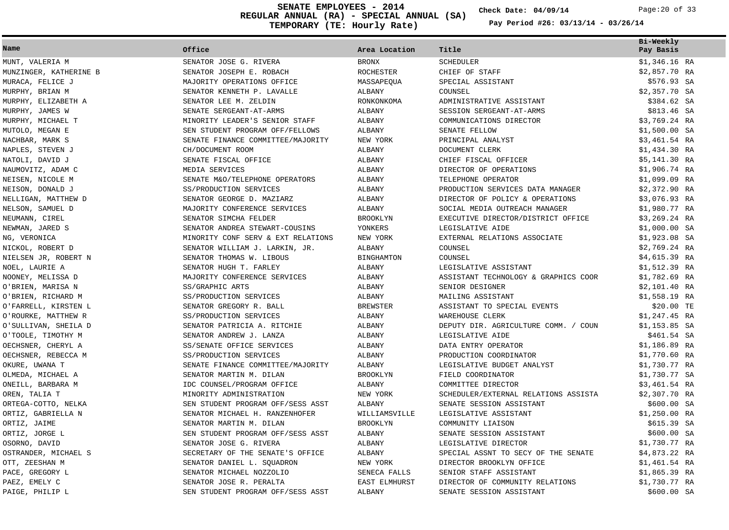# SENATE EMPLOYEES - 2014
## REGULAR ANNUAL (RA) - SPECIAL ANNUAL (SA)
## TEMPORARY (TE: Hourly Rate)

Check Date: 04/09/14

Pay Period #26: 03/13/14 - 03/26/14

| Name | Office | Area Location | Title | Bi-Weekly Pay Basis |
|---|---|---|---|---|
| MUNT, VALERIA M | SENATOR JOSE G. RIVERA | BRONX | SCHEDULER | $1,346.16 RA |
| MUNZINGER, KATHERINE B | SENATOR JOSEPH E. ROBACH | ROCHESTER | CHIEF OF STAFF | $2,857.70 RA |
| MURACA, FELICE J | MAJORITY OPERATIONS OFFICE | MASSAPEQUA | SPECIAL ASSISTANT | $576.93 SA |
| MURPHY, BRIAN M | SENATOR KENNETH P. LAVALLE | ALBANY | COUNSEL | $2,357.70 SA |
| MURPHY, ELIZABETH A | SENATOR LEE M. ZELDIN | RONKONKOMA | ADMINISTRATIVE ASSISTANT | $384.62 SA |
| MURPHY, JAMES W | SENATE SERGEANT-AT-ARMS | ALBANY | SESSION SERGEANT-AT-ARMS | $813.46 SA |
| MURPHY, MICHAEL T | MINORITY LEADER'S SENIOR STAFF | ALBANY | COMMUNICATIONS DIRECTOR | $3,769.24 RA |
| MUTOLO, MEGAN E | SEN STUDENT PROGRAM OFF/FELLOWS | ALBANY | SENATE FELLOW | $1,500.00 SA |
| NACHBAR, MARK S | SENATE FINANCE COMMITTEE/MAJORITY | NEW YORK | PRINCIPAL ANALYST | $3,461.54 RA |
| NAPLES, STEVEN J | CH/DOCUMENT ROOM | ALBANY | DOCUMENT CLERK | $1,434.30 RA |
| NATOLI, DAVID J | SENATE FISCAL OFFICE | ALBANY | CHIEF FISCAL OFFICER | $5,141.30 RA |
| NAUMOVITZ, ADAM C | MEDIA SERVICES | ALBANY | DIRECTOR OF OPERATIONS | $1,906.74 RA |
| NEISEN, NICOLE M | SENATE M&O/TELEPHONE OPERATORS | ALBANY | TELEPHONE OPERATOR | $1,099.09 RA |
| NEISON, DONALD J | SS/PRODUCTION SERVICES | ALBANY | PRODUCTION SERVICES DATA MANAGER | $2,372.90 RA |
| NELLIGAN, MATTHEW D | SENATOR GEORGE D. MAZIARZ | ALBANY | DIRECTOR OF POLICY & OPERATIONS | $3,076.93 RA |
| NELSON, SAMUEL D | MAJORITY CONFERENCE SERVICES | ALBANY | SOCIAL MEDIA OUTREACH MANAGER | $1,980.77 RA |
| NEUMANN, CIREL | SENATOR SIMCHA FELDER | BROOKLYN | EXECUTIVE DIRECTOR/DISTRICT OFFICE | $3,269.24 RA |
| NEWMAN, JARED S | SENATOR ANDREA STEWART-COUSINS | YONKERS | LEGISLATIVE AIDE | $1,000.00 SA |
| NG, VERONICA | MINORITY CONF SERV & EXT RELATIONS | NEW YORK | EXTERNAL RELATIONS ASSOCIATE | $1,923.08 SA |
| NICKOL, ROBERT D | SENATOR WILLIAM J. LARKIN, JR. | ALBANY | COUNSEL | $2,769.24 RA |
| NIELSEN JR, ROBERT N | SENATOR THOMAS W. LIBOUS | BINGHAMTON | COUNSEL | $4,615.39 RA |
| NOEL, LAURIE A | SENATOR HUGH T. FARLEY | ALBANY | LEGISLATIVE ASSISTANT | $1,512.39 RA |
| NOONEY, MELISSA D | MAJORITY CONFERENCE SERVICES | ALBANY | ASSISTANT TECHNOLOGY & GRAPHICS COOR | $1,782.69 RA |
| O'BRIEN, MARISA N | SS/GRAPHIC ARTS | ALBANY | SENIOR DESIGNER | $2,101.40 RA |
| O'BRIEN, RICHARD M | SS/PRODUCTION SERVICES | ALBANY | MAILING ASSISTANT | $1,558.19 RA |
| O'FARRELL, KIRSTEN L | SENATOR GREGORY R. BALL | BREWSTER | ASSISTANT TO SPECIAL EVENTS | $20.00 TE |
| O'ROURKE, MATTHEW R | SS/PRODUCTION SERVICES | ALBANY | WAREHOUSE CLERK | $1,247.45 RA |
| O'SULLIVAN, SHEILA D | SENATOR PATRICIA A. RITCHIE | ALBANY | DEPUTY DIR. AGRICULTURE COMM. / COUN | $1,153.85 SA |
| O'TOOLE, TIMOTHY M | SENATOR ANDREW J. LANZA | ALBANY | LEGISLATIVE AIDE | $461.54 SA |
| OECHSNER, CHERYL A | SS/SENATE OFFICE SERVICES | ALBANY | DATA ENTRY OPERATOR | $1,186.89 RA |
| OECHSNER, REBECCA M | SS/PRODUCTION SERVICES | ALBANY | PRODUCTION COORDINATOR | $1,770.60 RA |
| OKURE, UWANA T | SENATE FINANCE COMMITTEE/MAJORITY | ALBANY | LEGISLATIVE BUDGET ANALYST | $1,730.77 RA |
| OLMEDA, MICHAEL A | SENATOR MARTIN M. DILAN | BROOKLYN | FIELD COORDINATOR | $1,730.77 SA |
| ONEILL, BARBARA M | IDC COUNSEL/PROGRAM OFFICE | ALBANY | COMMITTEE DIRECTOR | $3,461.54 RA |
| OREN, TALIA T | MINORITY ADMINISTRATION | NEW YORK | SCHEDULER/EXTERNAL RELATIONS ASSISTA | $2,307.70 RA |
| ORTEGA-COTTO, NELKA | SEN STUDENT PROGRAM OFF/SESS ASST | ALBANY | SENATE SESSION ASSISTANT | $600.00 SA |
| ORTIZ, GABRIELLA N | SENATOR MICHAEL H. RANZENHOFER | WILLIAMSVILLE | LEGISLATIVE ASSISTANT | $1,250.00 RA |
| ORTIZ, JAIME | SENATOR MARTIN M. DILAN | BROOKLYN | COMMUNITY LIAISON | $615.39 SA |
| ORTIZ, JORGE L | SEN STUDENT PROGRAM OFF/SESS ASST | ALBANY | SENATE SESSION ASSISTANT | $600.00 SA |
| OSORNO, DAVID | SENATOR JOSE G. RIVERA | ALBANY | LEGISLATIVE DIRECTOR | $1,730.77 RA |
| OSTRANDER, MICHAEL S | SECRETARY OF THE SENATE'S OFFICE | ALBANY | SPECIAL ASSNT TO SECY OF THE SENATE | $4,873.22 RA |
| OTT, ZEESHAN M | SENATOR DANIEL L. SQUADRON | NEW YORK | DIRECTOR BROOKLYN OFFICE | $1,461.54 RA |
| PACE, GREGORY L | SENATOR MICHAEL NOZZOLIO | SENECA FALLS | SENIOR STAFF ASSISTANT | $1,865.39 RA |
| PAEZ, EMELY C | SENATOR JOSE R. PERALTA | EAST ELMHURST | DIRECTOR OF COMMUNITY RELATIONS | $1,730.77 RA |
| PAIGE, PHILIP L | SEN STUDENT PROGRAM OFF/SESS ASST | ALBANY | SENATE SESSION ASSISTANT | $600.00 SA |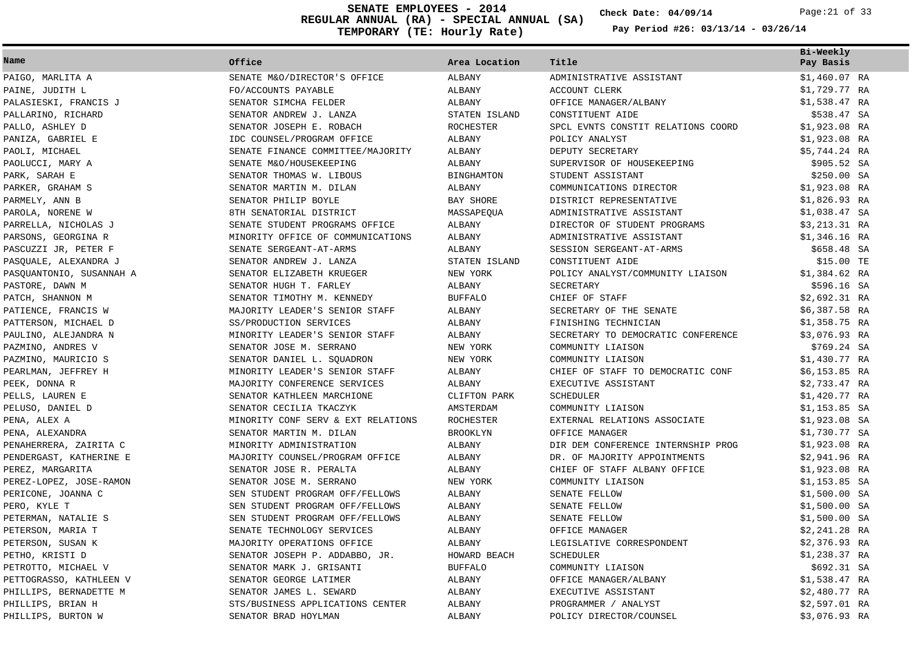# SENATE EMPLOYEES - 2014
## REGULAR ANNUAL (RA) - SPECIAL ANNUAL (SA)
## TEMPORARY (TE: Hourly Rate)

Check Date: 04/09/14

Pay Period #26: 03/13/14 - 03/26/14

| Name | Office | Area Location | Title | Bi-Weekly Pay Basis |
|---|---|---|---|---|
| PAIGO, MARLITA A | SENATE M&O/DIRECTOR'S OFFICE | ALBANY | ADMINISTRATIVE ASSISTANT | $1,460.07 RA |
| PAINE, JUDITH L | FO/ACCOUNTS PAYABLE | ALBANY | ACCOUNT CLERK | $1,729.77 RA |
| PALASIESKI, FRANCIS J | SENATOR SIMCHA FELDER | ALBANY | OFFICE MANAGER/ALBANY | $1,538.47 RA |
| PALLARINO, RICHARD | SENATOR ANDREW J. LANZA | STATEN ISLAND | CONSTITUENT AIDE | $538.47 SA |
| PALLO, ASHLEY D | SENATOR JOSEPH E. ROBACH | ROCHESTER | SPCL EVNTS CONSTIT RELATIONS COORD | $1,923.08 RA |
| PANIZA, GABRIEL E | IDC COUNSEL/PROGRAM OFFICE | ALBANY | POLICY ANALYST | $1,923.08 RA |
| PAOLI, MICHAEL | SENATE FINANCE COMMITTEE/MAJORITY | ALBANY | DEPUTY SECRETARY | $5,744.24 RA |
| PAOLUCCI, MARY A | SENATE M&O/HOUSEKEEPING | ALBANY | SUPERVISOR OF HOUSEKEEPING | $905.52 SA |
| PARK, SARAH E | SENATOR THOMAS W. LIBOUS | BINGHAMTON | STUDENT ASSISTANT | $250.00 SA |
| PARKER, GRAHAM S | SENATOR MARTIN M. DILAN | ALBANY | COMMUNICATIONS DIRECTOR | $1,923.08 RA |
| PARMELY, ANN B | SENATOR PHILIP BOYLE | BAY SHORE | DISTRICT REPRESENTATIVE | $1,826.93 RA |
| PAROLA, NORENE W | 8TH SENATORIAL DISTRICT | MASSAPEQUA | ADMINISTRATIVE ASSISTANT | $1,038.47 SA |
| PARRELLA, NICHOLAS J | SENATE STUDENT PROGRAMS OFFICE | ALBANY | DIRECTOR OF STUDENT PROGRAMS | $3,213.31 RA |
| PARSONS, GEORGINA R | MINORITY OFFICE OF COMMUNICATIONS | ALBANY | ADMINISTRATIVE ASSISTANT | $1,346.16 RA |
| PASCUZZI JR, PETER F | SENATE SERGEANT-AT-ARMS | ALBANY | SESSION SERGEANT-AT-ARMS | $658.48 SA |
| PASQUALE, ALEXANDRA J | SENATOR ANDREW J. LANZA | STATEN ISLAND | CONSTITUENT AIDE | $15.00 TE |
| PASQUANTONIO, SUSANNAH A | SENATOR ELIZABETH KRUEGER | NEW YORK | POLICY ANALYST/COMMUNITY LIAISON | $1,384.62 RA |
| PASTORE, DAWN M | SENATOR HUGH T. FARLEY | ALBANY | SECRETARY | $596.16 SA |
| PATCH, SHANNON M | SENATOR TIMOTHY M. KENNEDY | BUFFALO | CHIEF OF STAFF | $2,692.31 RA |
| PATIENCE, FRANCIS W | MAJORITY LEADER'S SENIOR STAFF | ALBANY | SECRETARY OF THE SENATE | $6,387.58 RA |
| PATTERSON, MICHAEL D | SS/PRODUCTION SERVICES | ALBANY | FINISHING TECHNICIAN | $1,358.75 RA |
| PAULINO, ALEJANDRA N | MINORITY LEADER'S SENIOR STAFF | ALBANY | SECRETARY TO DEMOCRATIC CONFERENCE | $3,076.93 RA |
| PAZMINO, ANDRES V | SENATOR JOSE M. SERRANO | NEW YORK | COMMUNITY LIAISON | $769.24 SA |
| PAZMINO, MAURICIO S | SENATOR DANIEL L. SQUADRON | NEW YORK | COMMUNITY LIAISON | $1,430.77 RA |
| PEARLMAN, JEFFREY H | MINORITY LEADER'S SENIOR STAFF | ALBANY | CHIEF OF STAFF TO DEMOCRATIC CONF | $6,153.85 RA |
| PEEK, DONNA R | MAJORITY CONFERENCE SERVICES | ALBANY | EXECUTIVE ASSISTANT | $2,733.47 RA |
| PELLS, LAUREN E | SENATOR KATHLEEN MARCHIONE | CLIFTON PARK | SCHEDULER | $1,420.77 RA |
| PELUSO, DANIEL D | SENATOR CECILIA TKACZYK | AMSTERDAM | COMMUNITY LIAISON | $1,153.85 SA |
| PENA, ALEX A | MINORITY CONF SERV & EXT RELATIONS | ROCHESTER | EXTERNAL RELATIONS ASSOCIATE | $1,923.08 SA |
| PENA, ALEXANDRA | SENATOR MARTIN M. DILAN | BROOKLYN | OFFICE MANAGER | $1,730.77 SA |
| PENAHERRERA, ZAIRITA C | MINORITY ADMINISTRATION | ALBANY | DIR DEM CONFERENCE INTERNSHIP PROG | $1,923.08 RA |
| PENDERGAST, KATHERINE E | MAJORITY COUNSEL/PROGRAM OFFICE | ALBANY | DR. OF MAJORITY APPOINTMENTS | $2,941.96 RA |
| PEREZ, MARGARITA | SENATOR JOSE R. PERALTA | ALBANY | CHIEF OF STAFF ALBANY OFFICE | $1,923.08 RA |
| PEREZ-LOPEZ, JOSE-RAMON | SENATOR JOSE M. SERRANO | NEW YORK | COMMUNITY LIAISON | $1,153.85 SA |
| PERICONE, JOANNA C | SEN STUDENT PROGRAM OFF/FELLOWS | ALBANY | SENATE FELLOW | $1,500.00 SA |
| PERO, KYLE T | SEN STUDENT PROGRAM OFF/FELLOWS | ALBANY | SENATE FELLOW | $1,500.00 SA |
| PETERMAN, NATALIE S | SEN STUDENT PROGRAM OFF/FELLOWS | ALBANY | SENATE FELLOW | $1,500.00 SA |
| PETERSON, MARIA T | SENATE TECHNOLOGY SERVICES | ALBANY | OFFICE MANAGER | $2,241.28 RA |
| PETERSON, SUSAN K | MAJORITY OPERATIONS OFFICE | ALBANY | LEGISLATIVE CORRESPONDENT | $2,376.93 RA |
| PETHO, KRISTI D | SENATOR JOSEPH P. ADDABBO, JR. | HOWARD BEACH | SCHEDULER | $1,238.37 RA |
| PETROTTO, MICHAEL V | SENATOR MARK J. GRISANTI | BUFFALO | COMMUNITY LIAISON | $692.31 SA |
| PETTOGRASSO, KATHLEEN V | SENATOR GEORGE LATIMER | ALBANY | OFFICE MANAGER/ALBANY | $1,538.47 RA |
| PHILLIPS, BERNADETTE M | SENATOR JAMES L. SEWARD | ALBANY | EXECUTIVE ASSISTANT | $2,480.77 RA |
| PHILLIPS, BRIAN H | STS/BUSINESS APPLICATIONS CENTER | ALBANY | PROGRAMMER / ANALYST | $2,597.01 RA |
| PHILLIPS, BURTON W | SENATOR BRAD HOYLMAN | ALBANY | POLICY DIRECTOR/COUNSEL | $3,076.93 RA |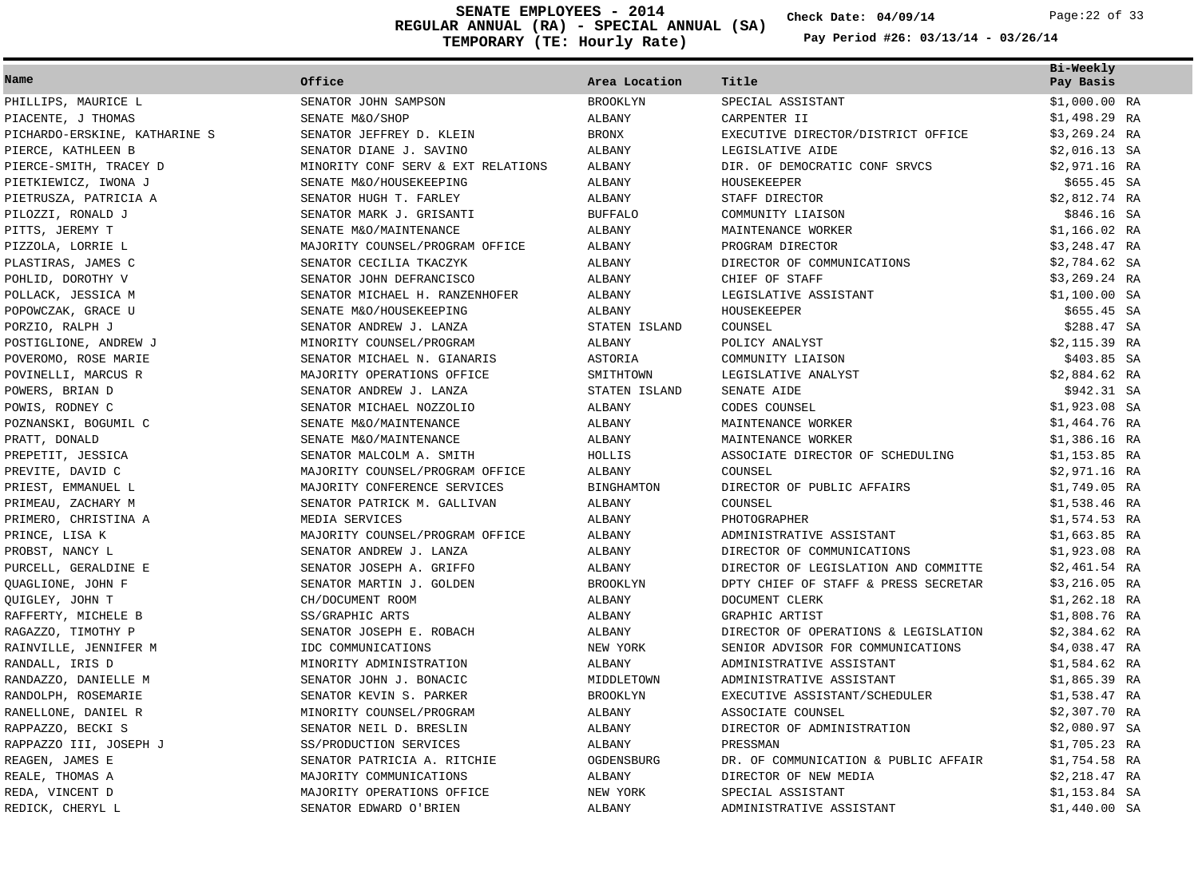# SENATE EMPLOYEES - 2014
## REGULAR ANNUAL (RA) - SPECIAL ANNUAL (SA)
## TEMPORARY (TE: Hourly Rate)

**Check Date: 04/09/14**

**Pay Period #26: 03/13/14 - 03/26/14**

| Name | Office | Area Location | Title | Bi-Weekly Pay Basis |
|---|---|---|---|---|
| PHILLIPS, MAURICE L | SENATOR JOHN SAMPSON | BROOKLYN | SPECIAL ASSISTANT | $1,000.00 RA |
| PIACENTE, J THOMAS | SENATE M&O/SHOP | ALBANY | CARPENTER II | $1,498.29 RA |
| PICHARDO-ERSKINE, KATHARINE S | SENATOR JEFFREY D. KLEIN | BRONX | EXECUTIVE DIRECTOR/DISTRICT OFFICE | $3,269.24 RA |
| PIERCE, KATHLEEN B | SENATOR DIANE J. SAVINO | ALBANY | LEGISLATIVE AIDE | $2,016.13 SA |
| PIERCE-SMITH, TRACEY D | MINORITY CONF SERV & EXT RELATIONS | ALBANY | DIR. OF DEMOCRATIC CONF SRVCS | $2,971.16 RA |
| PIETKIEWICZ, IWONA J | SENATE M&O/HOUSEKEEPING | ALBANY | HOUSEKEEPER | $655.45 SA |
| PIETRUSZA, PATRICIA A | SENATOR HUGH T. FARLEY | ALBANY | STAFF DIRECTOR | $2,812.74 RA |
| PILOZZI, RONALD J | SENATOR MARK J. GRISANTI | BUFFALO | COMMUNITY LIAISON | $846.16 SA |
| PITTS, JEREMY T | SENATE M&O/MAINTENANCE | ALBANY | MAINTENANCE WORKER | $1,166.02 RA |
| PIZZOLA, LORRIE L | MAJORITY COUNSEL/PROGRAM OFFICE | ALBANY | PROGRAM DIRECTOR | $3,248.47 RA |
| PLASTIRAS, JAMES C | SENATOR CECILIA TKACZYK | ALBANY | DIRECTOR OF COMMUNICATIONS | $2,784.62 SA |
| POHLID, DOROTHY V | SENATOR JOHN DEFRANCISCO | ALBANY | CHIEF OF STAFF | $3,269.24 RA |
| POLLACK, JESSICA M | SENATOR MICHAEL H. RANZENHOFER | ALBANY | LEGISLATIVE ASSISTANT | $1,100.00 SA |
| POPOWCZAK, GRACE U | SENATE M&O/HOUSEKEEPING | ALBANY | HOUSEKEEPER | $655.45 SA |
| PORZIO, RALPH J | SENATOR ANDREW J. LANZA | STATEN ISLAND | COUNSEL | $288.47 SA |
| POSTIGLIONE, ANDREW J | MINORITY COUNSEL/PROGRAM | ALBANY | POLICY ANALYST | $2,115.39 RA |
| POVEROMO, ROSE MARIE | SENATOR MICHAEL N. GIANARIS | ASTORIA | COMMUNITY LIAISON | $403.85 SA |
| POVINELLI, MARCUS R | MAJORITY OPERATIONS OFFICE | SMITHTOWN | LEGISLATIVE ANALYST | $2,884.62 RA |
| POWERS, BRIAN D | SENATOR ANDREW J. LANZA | STATEN ISLAND | SENATE AIDE | $942.31 SA |
| POWIS, RODNEY C | SENATOR MICHAEL NOZZOLIO | ALBANY | CODES COUNSEL | $1,923.08 SA |
| POZNANSKI, BOGUMIL C | SENATE M&O/MAINTENANCE | ALBANY | MAINTENANCE WORKER | $1,464.76 RA |
| PRATT, DONALD | SENATE M&O/MAINTENANCE | ALBANY | MAINTENANCE WORKER | $1,386.16 RA |
| PREPETIT, JESSICA | SENATOR MALCOLM A. SMITH | HOLLIS | ASSOCIATE DIRECTOR OF SCHEDULING | $1,153.85 RA |
| PREVITE, DAVID C | MAJORITY COUNSEL/PROGRAM OFFICE | ALBANY | COUNSEL | $2,971.16 RA |
| PRIEST, EMMANUEL L | MAJORITY CONFERENCE SERVICES | BINGHAMTON | DIRECTOR OF PUBLIC AFFAIRS | $1,749.05 RA |
| PRIMEAU, ZACHARY M | SENATOR PATRICK M. GALLIVAN | ALBANY | COUNSEL | $1,538.46 RA |
| PRIMERO, CHRISTINA A | MEDIA SERVICES | ALBANY | PHOTOGRAPHER | $1,574.53 RA |
| PRINCE, LISA K | MAJORITY COUNSEL/PROGRAM OFFICE | ALBANY | ADMINISTRATIVE ASSISTANT | $1,663.85 RA |
| PROBST, NANCY L | SENATOR ANDREW J. LANZA | ALBANY | DIRECTOR OF COMMUNICATIONS | $1,923.08 RA |
| PURCELL, GERALDINE E | SENATOR JOSEPH A. GRIFFO | ALBANY | DIRECTOR OF LEGISLATION AND COMMITTE | $2,461.54 RA |
| QUAGLIONE, JOHN F | SENATOR MARTIN J. GOLDEN | BROOKLYN | DPTY CHIEF OF STAFF & PRESS SECRETAR | $3,216.05 RA |
| QUIGLEY, JOHN T | CH/DOCUMENT ROOM | ALBANY | DOCUMENT CLERK | $1,262.18 RA |
| RAFFERTY, MICHELE B | SS/GRAPHIC ARTS | ALBANY | GRAPHIC ARTIST | $1,808.76 RA |
| RAGAZZO, TIMOTHY P | SENATOR JOSEPH E. ROBACH | ALBANY | DIRECTOR OF OPERATIONS & LEGISLATION | $2,384.62 RA |
| RAINVILLE, JENNIFER M | IDC COMMUNICATIONS | NEW YORK | SENIOR ADVISOR FOR COMMUNICATIONS | $4,038.47 RA |
| RANDALL, IRIS D | MINORITY ADMINISTRATION | ALBANY | ADMINISTRATIVE ASSISTANT | $1,584.62 RA |
| RANDAZZO, DANIELLE M | SENATOR JOHN J. BONACIC | MIDDLETOWN | ADMINISTRATIVE ASSISTANT | $1,865.39 RA |
| RANDOLPH, ROSEMARIE | SENATOR KEVIN S. PARKER | BROOKLYN | EXECUTIVE ASSISTANT/SCHEDULER | $1,538.47 RA |
| RANELLONE, DANIEL R | MINORITY COUNSEL/PROGRAM | ALBANY | ASSOCIATE COUNSEL | $2,307.70 RA |
| RAPPAZZO, BECKI S | SENATOR NEIL D. BRESLIN | ALBANY | DIRECTOR OF ADMINISTRATION | $2,080.97 SA |
| RAPPAZZO III, JOSEPH J | SS/PRODUCTION SERVICES | ALBANY | PRESSMAN | $1,705.23 RA |
| REAGEN, JAMES E | SENATOR PATRICIA A. RITCHIE | OGDENSBURG | DR. OF COMMUNICATION & PUBLIC AFFAIR | $1,754.58 RA |
| REALE, THOMAS A | MAJORITY COMMUNICATIONS | ALBANY | DIRECTOR OF NEW MEDIA | $2,218.47 RA |
| REDA, VINCENT D | MAJORITY OPERATIONS OFFICE | NEW YORK | SPECIAL ASSISTANT | $1,153.84 SA |
| REDICK, CHERYL L | SENATOR EDWARD O'BRIEN | ALBANY | ADMINISTRATIVE ASSISTANT | $1,440.00 SA |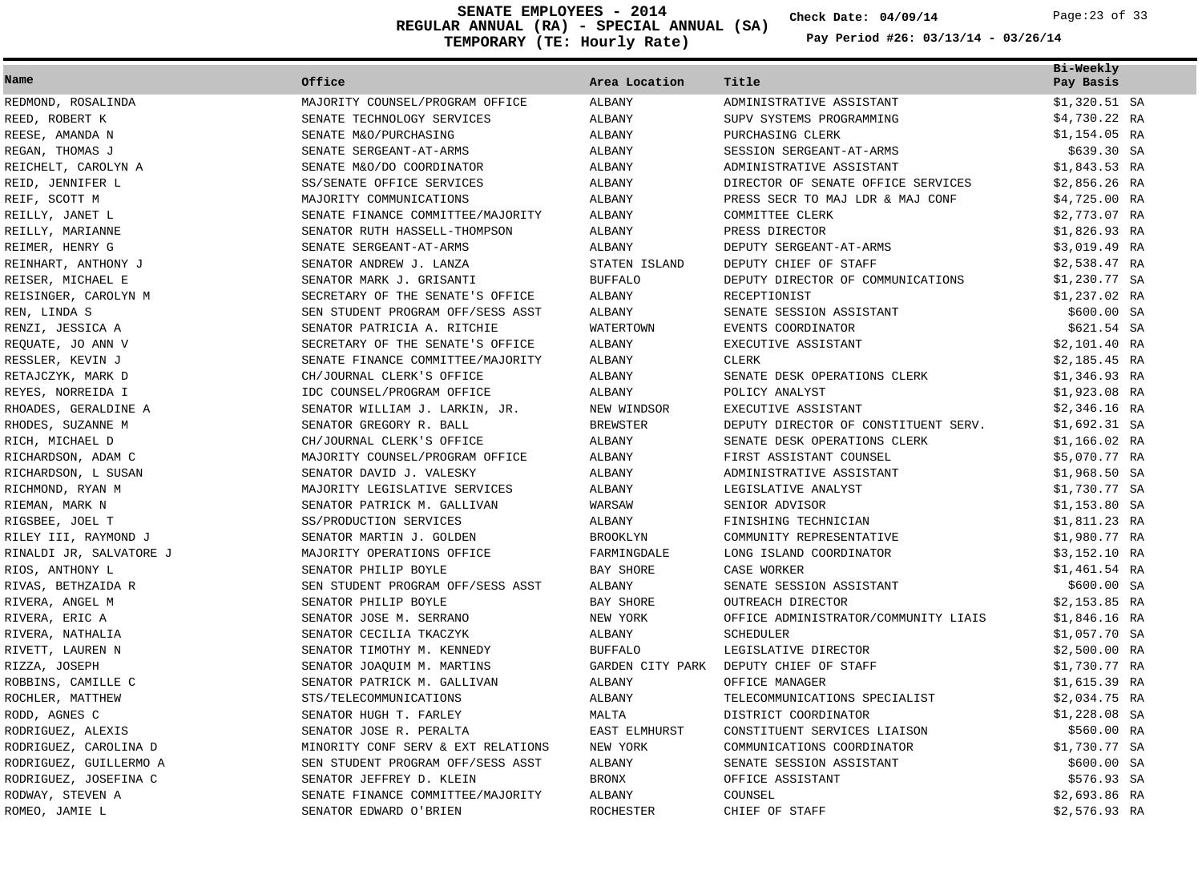# SENATE EMPLOYEES - 2014
## REGULAR ANNUAL (RA) - SPECIAL ANNUAL (SA)
## TEMPORARY (TE: Hourly Rate)

Check Date: 04/09/14

Pay Period #26: 03/13/14 - 03/26/14

| Name | Office | Area Location | Title | Bi-Weekly Pay Basis |
|---|---|---|---|---|
| REDMOND, ROSALINDA | MAJORITY COUNSEL/PROGRAM OFFICE | ALBANY | ADMINISTRATIVE ASSISTANT | $1,320.51 SA |
| REED, ROBERT K | SENATE TECHNOLOGY SERVICES | ALBANY | SUPV SYSTEMS PROGRAMMING | $4,730.22 RA |
| REESE, AMANDA N | SENATE M&O/PURCHASING | ALBANY | PURCHASING CLERK | $1,154.05 RA |
| REGAN, THOMAS J | SENATE SERGEANT-AT-ARMS | ALBANY | SESSION SERGEANT-AT-ARMS | $639.30 SA |
| REICHELT, CAROLYN A | SENATE M&O/DO COORDINATOR | ALBANY | ADMINISTRATIVE ASSISTANT | $1,843.53 RA |
| REID, JENNIFER L | SS/SENATE OFFICE SERVICES | ALBANY | DIRECTOR OF SENATE OFFICE SERVICES | $2,856.26 RA |
| REIF, SCOTT M | MAJORITY COMMUNICATIONS | ALBANY | PRESS SECR TO MAJ LDR & MAJ CONF | $4,725.00 RA |
| REILLY, JANET L | SENATE FINANCE COMMITTEE/MAJORITY | ALBANY | COMMITTEE CLERK | $2,773.07 RA |
| REILLY, MARIANNE | SENATOR RUTH HASSELL-THOMPSON | ALBANY | PRESS DIRECTOR | $1,826.93 RA |
| REIMER, HENRY G | SENATE SERGEANT-AT-ARMS | ALBANY | DEPUTY SERGEANT-AT-ARMS | $3,019.49 RA |
| REINHART, ANTHONY J | SENATOR ANDREW J. LANZA | STATEN ISLAND | DEPUTY CHIEF OF STAFF | $2,538.47 RA |
| REISER, MICHAEL E | SENATOR MARK J. GRISANTI | BUFFALO | DEPUTY DIRECTOR OF COMMUNICATIONS | $1,230.77 SA |
| REISINGER, CAROLYN M | SECRETARY OF THE SENATE'S OFFICE | ALBANY | RECEPTIONIST | $1,237.02 RA |
| REN, LINDA S | SEN STUDENT PROGRAM OFF/SESS ASST | ALBANY | SENATE SESSION ASSISTANT | $600.00 SA |
| RENZI, JESSICA A | SENATOR PATRICIA A. RITCHIE | WATERTOWN | EVENTS COORDINATOR | $621.54 SA |
| REQUATE, JO ANN V | SECRETARY OF THE SENATE'S OFFICE | ALBANY | EXECUTIVE ASSISTANT | $2,101.40 RA |
| RESSLER, KEVIN J | SENATE FINANCE COMMITTEE/MAJORITY | ALBANY | CLERK | $2,185.45 RA |
| RETAJCZYK, MARK D | CH/JOURNAL CLERK'S OFFICE | ALBANY | SENATE DESK OPERATIONS CLERK | $1,346.93 RA |
| REYES, NORREIDA I | IDC COUNSEL/PROGRAM OFFICE | ALBANY | POLICY ANALYST | $1,923.08 RA |
| RHOADES, GERALDINE A | SENATOR WILLIAM J. LARKIN, JR. | NEW WINDSOR | EXECUTIVE ASSISTANT | $2,346.16 RA |
| RHODES, SUZANNE M | SENATOR GREGORY R. BALL | BREWSTER | DEPUTY DIRECTOR OF CONSTITUENT SERV. | $1,692.31 SA |
| RICH, MICHAEL D | CH/JOURNAL CLERK'S OFFICE | ALBANY | SENATE DESK OPERATIONS CLERK | $1,166.02 RA |
| RICHARDSON, ADAM C | MAJORITY COUNSEL/PROGRAM OFFICE | ALBANY | FIRST ASSISTANT COUNSEL | $5,070.77 RA |
| RICHARDSON, L SUSAN | SENATOR DAVID J. VALESKY | ALBANY | ADMINISTRATIVE ASSISTANT | $1,968.50 SA |
| RICHMOND, RYAN M | MAJORITY LEGISLATIVE SERVICES | ALBANY | LEGISLATIVE ANALYST | $1,730.77 SA |
| RIEMAN, MARK N | SENATOR PATRICK M. GALLIVAN | WARSAW | SENIOR ADVISOR | $1,153.80 SA |
| RIGSBEE, JOEL T | SS/PRODUCTION SERVICES | ALBANY | FINISHING TECHNICIAN | $1,811.23 RA |
| RILEY III, RAYMOND J | SENATOR MARTIN J. GOLDEN | BROOKLYN | COMMUNITY REPRESENTATIVE | $1,980.77 RA |
| RINALDI JR, SALVATORE J | MAJORITY OPERATIONS OFFICE | FARMINGDALE | LONG ISLAND COORDINATOR | $3,152.10 RA |
| RIOS, ANTHONY L | SENATOR PHILIP BOYLE | BAY SHORE | CASE WORKER | $1,461.54 RA |
| RIVAS, BETHZAIDA R | SEN STUDENT PROGRAM OFF/SESS ASST | ALBANY | SENATE SESSION ASSISTANT | $600.00 SA |
| RIVERA, ANGEL M | SENATOR PHILIP BOYLE | BAY SHORE | OUTREACH DIRECTOR | $2,153.85 RA |
| RIVERA, ERIC A | SENATOR JOSE M. SERRANO | NEW YORK | OFFICE ADMINISTRATOR/COMMUNITY LIAIS | $1,846.16 RA |
| RIVERA, NATHALIA | SENATOR CECILIA TKACZYK | ALBANY | SCHEDULER | $1,057.70 SA |
| RIVETT, LAUREN N | SENATOR TIMOTHY M. KENNEDY | BUFFALO | LEGISLATIVE DIRECTOR | $2,500.00 RA |
| RIZZA, JOSEPH | SENATOR JOAQUIM M. MARTINS | GARDEN CITY PARK | DEPUTY CHIEF OF STAFF | $1,730.77 RA |
| ROBBINS, CAMILLE C | SENATOR PATRICK M. GALLIVAN | ALBANY | OFFICE MANAGER | $1,615.39 RA |
| ROCHLER, MATTHEW | STS/TELECOMMUNICATIONS | ALBANY | TELECOMMUNICATIONS SPECIALIST | $2,034.75 RA |
| RODD, AGNES C | SENATOR HUGH T. FARLEY | MALTA | DISTRICT COORDINATOR | $1,228.08 SA |
| RODRIGUEZ, ALEXIS | SENATOR JOSE R. PERALTA | EAST ELMHURST | CONSTITUENT SERVICES LIAISON | $560.00 RA |
| RODRIGUEZ, CAROLINA D | MINORITY CONF SERV & EXT RELATIONS | NEW YORK | COMMUNICATIONS COORDINATOR | $1,730.77 SA |
| RODRIGUEZ, GUILLERMO A | SEN STUDENT PROGRAM OFF/SESS ASST | ALBANY | SENATE SESSION ASSISTANT | $600.00 SA |
| RODRIGUEZ, JOSEFINA C | SENATOR JEFFREY D. KLEIN | BRONX | OFFICE ASSISTANT | $576.93 SA |
| RODWAY, STEVEN A | SENATE FINANCE COMMITTEE/MAJORITY | ALBANY | COUNSEL | $2,693.86 RA |
| ROMEO, JAMIE L | SENATOR EDWARD O'BRIEN | ROCHESTER | CHIEF OF STAFF | $2,576.93 RA |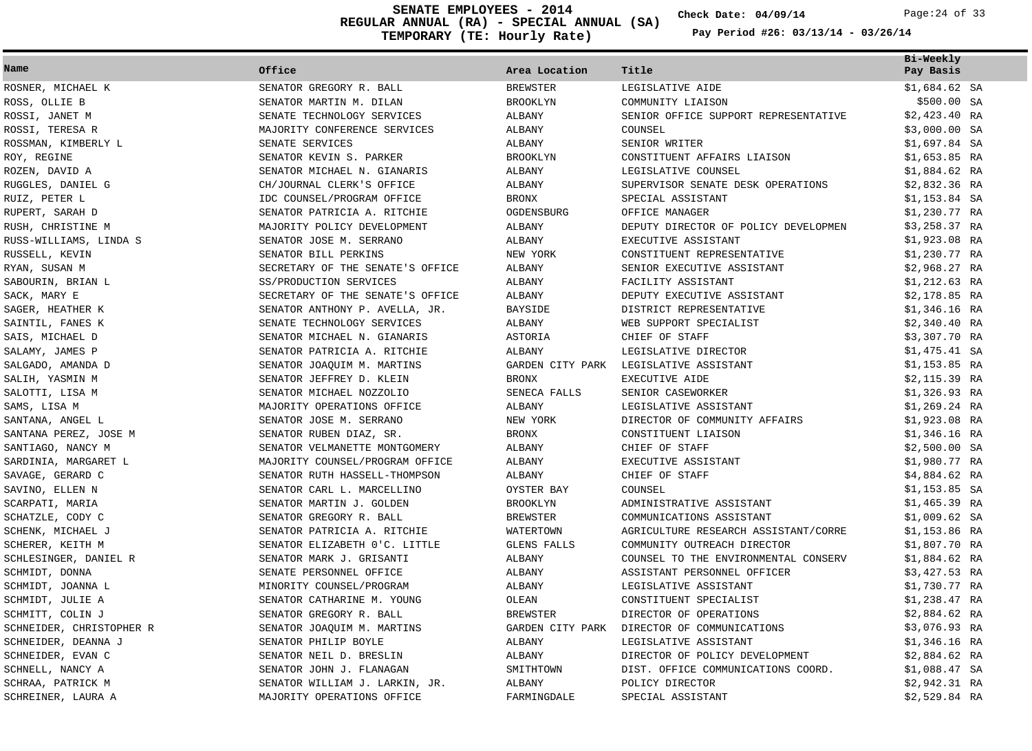# SENATE EMPLOYEES - 2014
## REGULAR ANNUAL (RA) - SPECIAL ANNUAL (SA)
## TEMPORARY (TE: Hourly Rate)

Check Date: 04/09/14

Pay Period #26: 03/13/14 - 03/26/14

| Name | Office | Area Location | Title | Bi-Weekly Pay Basis |
|---|---|---|---|---|
| ROSNER, MICHAEL K | SENATOR GREGORY R. BALL | BREWSTER | LEGISLATIVE AIDE | $1,684.62 SA |
| ROSS, OLLIE B | SENATOR MARTIN M. DILAN | BROOKLYN | COMMUNITY LIAISON | $500.00 SA |
| ROSSI, JANET M | SENATE TECHNOLOGY SERVICES | ALBANY | SENIOR OFFICE SUPPORT REPRESENTATIVE | $2,423.40 RA |
| ROSSI, TERESA R | MAJORITY CONFERENCE SERVICES | ALBANY | COUNSEL | $3,000.00 SA |
| ROSSMAN, KIMBERLY L | SENATE SERVICES | ALBANY | SENIOR WRITER | $1,697.84 SA |
| ROY, REGINE | SENATOR KEVIN S. PARKER | BROOKLYN | CONSTITUENT AFFAIRS LIAISON | $1,653.85 RA |
| ROZEN, DAVID A | SENATOR MICHAEL N. GIANARIS | ALBANY | LEGISLATIVE COUNSEL | $1,884.62 RA |
| RUGGLES, DANIEL G | CH/JOURNAL CLERK'S OFFICE | ALBANY | SUPERVISOR SENATE DESK OPERATIONS | $2,832.36 RA |
| RUIZ, PETER L | IDC COUNSEL/PROGRAM OFFICE | BRONX | SPECIAL ASSISTANT | $1,153.84 SA |
| RUPERT, SARAH D | SENATOR PATRICIA A. RITCHIE | OGDENSBURG | OFFICE MANAGER | $1,230.77 RA |
| RUSH, CHRISTINE M | MAJORITY POLICY DEVELOPMENT | ALBANY | DEPUTY DIRECTOR OF POLICY DEVELOPMEN | $3,258.37 RA |
| RUSS-WILLIAMS, LINDA S | SENATOR JOSE M. SERRANO | ALBANY | EXECUTIVE ASSISTANT | $1,923.08 RA |
| RUSSELL, KEVIN | SENATOR BILL PERKINS | NEW YORK | CONSTITUENT REPRESENTATIVE | $1,230.77 RA |
| RYAN, SUSAN M | SECRETARY OF THE SENATE'S OFFICE | ALBANY | SENIOR EXECUTIVE ASSISTANT | $2,968.27 RA |
| SABOURIN, BRIAN L | SS/PRODUCTION SERVICES | ALBANY | FACILITY ASSISTANT | $1,212.63 RA |
| SACK, MARY E | SECRETARY OF THE SENATE'S OFFICE | ALBANY | DEPUTY EXECUTIVE ASSISTANT | $2,178.85 RA |
| SAGER, HEATHER K | SENATOR ANTHONY P. AVELLA, JR. | BAYSIDE | DISTRICT REPRESENTATIVE | $1,346.16 RA |
| SAINTIL, FANES K | SENATE TECHNOLOGY SERVICES | ALBANY | WEB SUPPORT SPECIALIST | $2,340.40 RA |
| SAIS, MICHAEL D | SENATOR MICHAEL N. GIANARIS | ASTORIA | CHIEF OF STAFF | $3,307.70 RA |
| SALAMY, JAMES P | SENATOR PATRICIA A. RITCHIE | ALBANY | LEGISLATIVE DIRECTOR | $1,475.41 SA |
| SALGADO, AMANDA D | SENATOR JOAQUIM M. MARTINS | GARDEN CITY PARK | LEGISLATIVE ASSISTANT | $1,153.85 RA |
| SALIH, YASMIN M | SENATOR JEFFREY D. KLEIN | BRONX | EXECUTIVE AIDE | $2,115.39 RA |
| SALOTTI, LISA M | SENATOR MICHAEL NOZZOLIO | SENECA FALLS | SENIOR CASEWORKER | $1,326.93 RA |
| SAMS, LISA M | MAJORITY OPERATIONS OFFICE | ALBANY | LEGISLATIVE ASSISTANT | $1,269.24 RA |
| SANTANA, ANGEL L | SENATOR JOSE M. SERRANO | NEW YORK | DIRECTOR OF COMMUNITY AFFAIRS | $1,923.08 RA |
| SANTANA PEREZ, JOSE M | SENATOR RUBEN DIAZ, SR. | BRONX | CONSTITUENT LIAISON | $1,346.16 RA |
| SANTIAGO, NANCY M | SENATOR VELMANETTE MONTGOMERY | ALBANY | CHIEF OF STAFF | $2,500.00 SA |
| SARDINIA, MARGARET L | MAJORITY COUNSEL/PROGRAM OFFICE | ALBANY | EXECUTIVE ASSISTANT | $1,980.77 RA |
| SAVAGE, GERARD C | SENATOR RUTH HASSELL-THOMPSON | ALBANY | CHIEF OF STAFF | $4,884.62 RA |
| SAVINO, ELLEN N | SENATOR CARL L. MARCELLINO | OYSTER BAY | COUNSEL | $1,153.85 SA |
| SCARPATI, MARIA | SENATOR MARTIN J. GOLDEN | BROOKLYN | ADMINISTRATIVE ASSISTANT | $1,465.39 RA |
| SCHATZLE, CODY C | SENATOR GREGORY R. BALL | BREWSTER | COMMUNICATIONS ASSISTANT | $1,009.62 SA |
| SCHENK, MICHAEL J | SENATOR PATRICIA A. RITCHIE | WATERTOWN | AGRICULTURE RESEARCH ASSISTANT/CORRE | $1,153.86 RA |
| SCHERER, KEITH M | SENATOR ELIZABETH O'C. LITTLE | GLENS FALLS | COMMUNITY OUTREACH DIRECTOR | $1,807.70 RA |
| SCHLESINGER, DANIEL R | SENATOR MARK J. GRISANTI | ALBANY | COUNSEL TO THE ENVIRONMENTAL CONSERV | $1,884.62 RA |
| SCHMIDT, DONNA | SENATE PERSONNEL OFFICE | ALBANY | ASSISTANT PERSONNEL OFFICER | $3,427.53 RA |
| SCHMIDT, JOANNA L | MINORITY COUNSEL/PROGRAM | ALBANY | LEGISLATIVE ASSISTANT | $1,730.77 RA |
| SCHMIDT, JULIE A | SENATOR CATHARINE M. YOUNG | OLEAN | CONSTITUENT SPECIALIST | $1,238.47 RA |
| SCHMITT, COLIN J | SENATOR GREGORY R. BALL | BREWSTER | DIRECTOR OF OPERATIONS | $2,884.62 RA |
| SCHNEIDER, CHRISTOPHER R | SENATOR JOAQUIM M. MARTINS | GARDEN CITY PARK | DIRECTOR OF COMMUNICATIONS | $3,076.93 RA |
| SCHNEIDER, DEANNA J | SENATOR PHILIP BOYLE | ALBANY | LEGISLATIVE ASSISTANT | $1,346.16 RA |
| SCHNEIDER, EVAN C | SENATOR NEIL D. BRESLIN | ALBANY | DIRECTOR OF POLICY DEVELOPMENT | $2,884.62 RA |
| SCHNELL, NANCY A | SENATOR JOHN J. FLANAGAN | SMITHTOWN | DIST. OFFICE COMMUNICATIONS COORD. | $1,088.47 SA |
| SCHRAA, PATRICK M | SENATOR WILLIAM J. LARKIN, JR. | ALBANY | POLICY DIRECTOR | $2,942.31 RA |
| SCHREINER, LAURA A | MAJORITY OPERATIONS OFFICE | FARMINGDALE | SPECIAL ASSISTANT | $2,529.84 RA |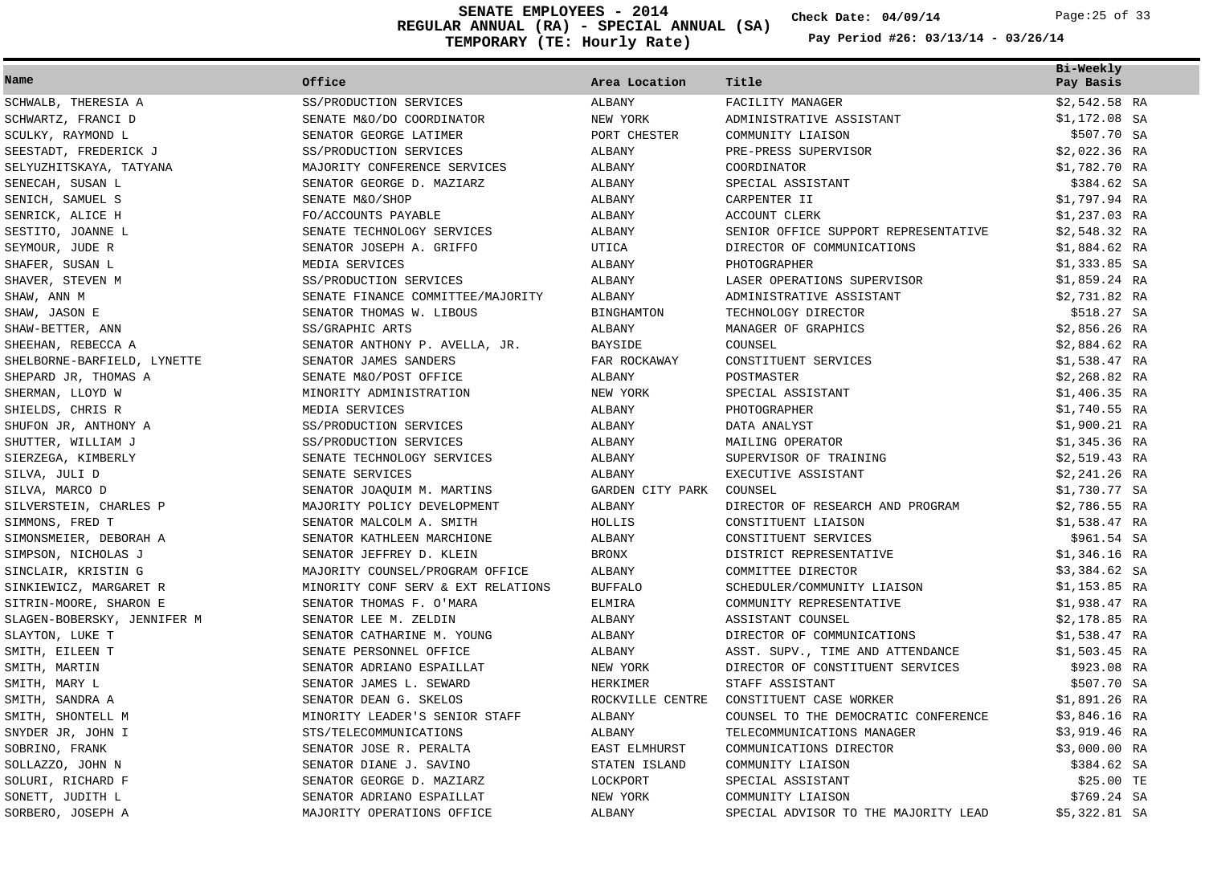# SENATE EMPLOYEES - 2014
## REGULAR ANNUAL (RA) - SPECIAL ANNUAL (SA)
## TEMPORARY (TE: Hourly Rate)

**Check Date: 04/09/14**

**Pay Period #26: 03/13/14 - 03/26/14**

| Name | Office | Area Location | Title | Bi-Weekly Pay Basis |
|---|---|---|---|---|
| SCHWALB, THERESIA A | SS/PRODUCTION SERVICES | ALBANY | FACILITY MANAGER | $2,542.58 RA |
| SCHWARTZ, FRANCI D | SENATE M&O/DO COORDINATOR | NEW YORK | ADMINISTRATIVE ASSISTANT | $1,172.08 SA |
| SCULKY, RAYMOND L | SENATOR GEORGE LATIMER | PORT CHESTER | COMMUNITY LIAISON | $507.70 SA |
| SEESTADT, FREDERICK J | SS/PRODUCTION SERVICES | ALBANY | PRE-PRESS SUPERVISOR | $2,022.36 RA |
| SELYUZHITSKAYA, TATYANA | MAJORITY CONFERENCE SERVICES | ALBANY | COORDINATOR | $1,782.70 RA |
| SENECAH, SUSAN L | SENATOR GEORGE D. MAZIARZ | ALBANY | SPECIAL ASSISTANT | $384.62 SA |
| SENICH, SAMUEL S | SENATE M&O/SHOP | ALBANY | CARPENTER II | $1,797.94 RA |
| SENRICK, ALICE H | FO/ACCOUNTS PAYABLE | ALBANY | ACCOUNT CLERK | $1,237.03 RA |
| SESTITO, JOANNE L | SENATE TECHNOLOGY SERVICES | ALBANY | SENIOR OFFICE SUPPORT REPRESENTATIVE | $2,548.32 RA |
| SEYMOUR, JUDE R | SENATOR JOSEPH A. GRIFFO | UTICA | DIRECTOR OF COMMUNICATIONS | $1,884.62 RA |
| SHAFER, SUSAN L | MEDIA SERVICES | ALBANY | PHOTOGRAPHER | $1,333.85 SA |
| SHAVER, STEVEN M | SS/PRODUCTION SERVICES | ALBANY | LASER OPERATIONS SUPERVISOR | $1,859.24 RA |
| SHAW, ANN M | SENATE FINANCE COMMITTEE/MAJORITY | ALBANY | ADMINISTRATIVE ASSISTANT | $2,731.82 RA |
| SHAW, JASON E | SENATOR THOMAS W. LIBOUS | BINGHAMTON | TECHNOLOGY DIRECTOR | $518.27 SA |
| SHAW-BETTER, ANN | SS/GRAPHIC ARTS | ALBANY | MANAGER OF GRAPHICS | $2,856.26 RA |
| SHEEHAN, REBECCA A | SENATOR ANTHONY P. AVELLA, JR. | BAYSIDE | COUNSEL | $2,884.62 RA |
| SHELBORNE-BARFIELD, LYNETTE | SENATOR JAMES SANDERS | FAR ROCKAWAY | CONSTITUENT SERVICES | $1,538.47 RA |
| SHEPARD JR, THOMAS A | SENATE M&O/POST OFFICE | ALBANY | POSTMASTER | $2,268.82 RA |
| SHERMAN, LLOYD W | MINORITY ADMINISTRATION | NEW YORK | SPECIAL ASSISTANT | $1,406.35 RA |
| SHIELDS, CHRIS R | MEDIA SERVICES | ALBANY | PHOTOGRAPHER | $1,740.55 RA |
| SHUFON JR, ANTHONY A | SS/PRODUCTION SERVICES | ALBANY | DATA ANALYST | $1,900.21 RA |
| SHUTTER, WILLIAM J | SS/PRODUCTION SERVICES | ALBANY | MAILING OPERATOR | $1,345.36 RA |
| SIERZEGA, KIMBERLY | SENATE TECHNOLOGY SERVICES | ALBANY | SUPERVISOR OF TRAINING | $2,519.43 RA |
| SILVA, JULI D | SENATE SERVICES | ALBANY | EXECUTIVE ASSISTANT | $2,241.26 RA |
| SILVA, MARCO D | SENATOR JOAQUIM M. MARTINS | GARDEN CITY PARK | COUNSEL | $1,730.77 SA |
| SILVERSTEIN, CHARLES P | MAJORITY POLICY DEVELOPMENT | ALBANY | DIRECTOR OF RESEARCH AND PROGRAM | $2,786.55 RA |
| SIMMONS, FRED T | SENATOR MALCOLM A. SMITH | HOLLIS | CONSTITUENT LIAISON | $1,538.47 RA |
| SIMONSMEIER, DEBORAH A | SENATOR KATHLEEN MARCHIONE | ALBANY | CONSTITUENT SERVICES | $961.54 SA |
| SIMPSON, NICHOLAS J | SENATOR JEFFREY D. KLEIN | BRONX | DISTRICT REPRESENTATIVE | $1,346.16 RA |
| SINCLAIR, KRISTIN G | MAJORITY COUNSEL/PROGRAM OFFICE | ALBANY | COMMITTEE DIRECTOR | $3,384.62 SA |
| SINKIEWICZ, MARGARET R | MINORITY CONF SERV & EXT RELATIONS | BUFFALO | SCHEDULER/COMMUNITY LIAISON | $1,153.85 RA |
| SITRIN-MOORE, SHARON E | SENATOR THOMAS F. O'MARA | ELMIRA | COMMUNITY REPRESENTATIVE | $1,938.47 RA |
| SLAGEN-BOBERSKY, JENNIFER M | SENATOR LEE M. ZELDIN | ALBANY | ASSISTANT COUNSEL | $2,178.85 RA |
| SLAYTON, LUKE T | SENATOR CATHARINE M. YOUNG | ALBANY | DIRECTOR OF COMMUNICATIONS | $1,538.47 RA |
| SMITH, EILEEN T | SENATE PERSONNEL OFFICE | ALBANY | ASST. SUPV., TIME AND ATTENDANCE | $1,503.45 RA |
| SMITH, MARTIN | SENATOR ADRIANO ESPAILLAT | NEW YORK | DIRECTOR OF CONSTITUENT SERVICES | $923.08 RA |
| SMITH, MARY L | SENATOR JAMES L. SEWARD | HERKIMER | STAFF ASSISTANT | $507.70 SA |
| SMITH, SANDRA A | SENATOR DEAN G. SKELOS | ROCKVILLE CENTRE | CONSTITUENT CASE WORKER | $1,891.26 RA |
| SMITH, SHONTELL M | MINORITY LEADER'S SENIOR STAFF | ALBANY | COUNSEL TO THE DEMOCRATIC CONFERENCE | $3,846.16 RA |
| SNYDER JR, JOHN I | STS/TELECOMMUNICATIONS | ALBANY | TELECOMMUNICATIONS MANAGER | $3,919.46 RA |
| SOBRINO, FRANK | SENATOR JOSE R. PERALTA | EAST ELMHURST | COMMUNICATIONS DIRECTOR | $3,000.00 RA |
| SOLLAZZO, JOHN N | SENATOR DIANE J. SAVINO | STATEN ISLAND | COMMUNITY LIAISON | $384.62 SA |
| SOLURI, RICHARD F | SENATOR GEORGE D. MAZIARZ | LOCKPORT | SPECIAL ASSISTANT | $25.00 TE |
| SONETT, JUDITH L | SENATOR ADRIANO ESPAILLAT | NEW YORK | COMMUNITY LIAISON | $769.24 SA |
| SORBERO, JOSEPH A | MAJORITY OPERATIONS OFFICE | ALBANY | SPECIAL ADVISOR TO THE MAJORITY LEAD | $5,322.81 SA |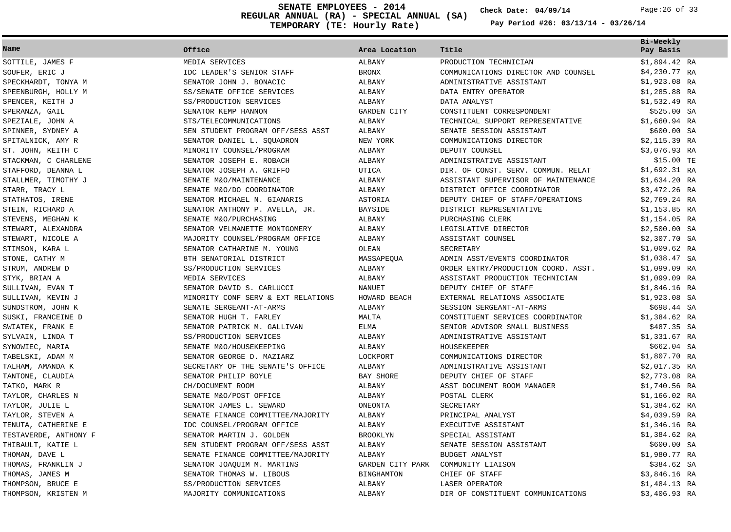# SENATE EMPLOYEES - 2014
## REGULAR ANNUAL (RA) - SPECIAL ANNUAL (SA)
## TEMPORARY (TE: Hourly Rate)

**Check Date: 04/09/14**

**Pay Period #26: 03/13/14 - 03/26/14**

| Name | Office | Area Location | Title | Bi-Weekly Pay Basis |
|---|---|---|---|---|
| SOTTILE, JAMES F | MEDIA SERVICES | ALBANY | PRODUCTION TECHNICIAN | $1,894.42 RA |
| SOUFER, ERIC J | IDC LEADER'S SENIOR STAFF | BRONX | COMMUNICATIONS DIRECTOR AND COUNSEL | $4,230.77 RA |
| SPECKHARDT, TONYA M | SENATOR JOHN J. BONACIC | ALBANY | ADMINISTRATIVE ASSISTANT | $1,923.08 RA |
| SPEENBURGH, HOLLY M | SS/SENATE OFFICE SERVICES | ALBANY | DATA ENTRY OPERATOR | $1,285.88 RA |
| SPENCER, KEITH J | SS/PRODUCTION SERVICES | ALBANY | DATA ANALYST | $1,532.49 RA |
| SPERANZA, GAIL | SENATOR KEMP HANNON | GARDEN CITY | CONSTITUENT CORRESPONDENT | $525.00 SA |
| SPEZIALE, JOHN A | STS/TELECOMMUNICATIONS | ALBANY | TECHNICAL SUPPORT REPRESENTATIVE | $1,660.94 RA |
| SPINNER, SYDNEY A | SEN STUDENT PROGRAM OFF/SESS ASST | ALBANY | SENATE SESSION ASSISTANT | $600.00 SA |
| SPITALNICK, AMY R | SENATOR DANIEL L. SQUADRON | NEW YORK | COMMUNICATIONS DIRECTOR | $2,115.39 RA |
| ST. JOHN, KEITH C | MINORITY COUNSEL/PROGRAM | ALBANY | DEPUTY COUNSEL | $3,076.93 RA |
| STACKMAN, C CHARLENE | SENATOR JOSEPH E. ROBACH | ALBANY | ADMINISTRATIVE ASSISTANT | $15.00 TE |
| STAFFORD, DEANNA L | SENATOR JOSEPH A. GRIFFO | UTICA | DIR. OF CONST. SERV. COMMUN. RELAT | $1,692.31 RA |
| STALLMER, TIMOTHY J | SENATE M&O/MAINTENANCE | ALBANY | ASSISTANT SUPERVISOR OF MAINTENANCE | $1,634.20 RA |
| STARR, TRACY L | SENATE M&O/DO COORDINATOR | ALBANY | DISTRICT OFFICE COORDINATOR | $3,472.26 RA |
| STATHATOS, IRENE | SENATOR MICHAEL N. GIANARIS | ASTORIA | DEPUTY CHIEF OF STAFF/OPERATIONS | $2,769.24 RA |
| STEIN, RICHARD A | SENATOR ANTHONY P. AVELLA, JR. | BAYSIDE | DISTRICT REPRESENTATIVE | $1,153.85 RA |
| STEVENS, MEGHAN K | SENATE M&O/PURCHASING | ALBANY | PURCHASING CLERK | $1,154.05 RA |
| STEWART, ALEXANDRA | SENATOR VELMANETTE MONTGOMERY | ALBANY | LEGISLATIVE DIRECTOR | $2,500.00 SA |
| STEWART, NICOLE A | MAJORITY COUNSEL/PROGRAM OFFICE | ALBANY | ASSISTANT COUNSEL | $2,307.70 SA |
| STIMSON, KARA L | SENATOR CATHARINE M. YOUNG | OLEAN | SECRETARY | $1,009.62 RA |
| STONE, CATHY M | 8TH SENATORIAL DISTRICT | MASSAPEQUA | ADMIN ASST/EVENTS COORDINATOR | $1,038.47 SA |
| STRUM, ANDREW D | SS/PRODUCTION SERVICES | ALBANY | ORDER ENTRY/PRODUCTION COORD. ASST. | $1,099.09 RA |
| STYK, BRIAN A | MEDIA SERVICES | ALBANY | ASSISTANT PRODUCTION TECHNICIAN | $1,099.09 RA |
| SULLIVAN, EVAN T | SENATOR DAVID S. CARLUCCI | NANUET | DEPUTY CHIEF OF STAFF | $1,846.16 RA |
| SULLIVAN, KEVIN J | MINORITY CONF SERV & EXT RELATIONS | HOWARD BEACH | EXTERNAL RELATIONS ASSOCIATE | $1,923.08 SA |
| SUNDSTROM, JOHN K | SENATE SERGEANT-AT-ARMS | ALBANY | SESSION SERGEANT-AT-ARMS | $698.44 SA |
| SUSKI, FRANCEINE D | SENATOR HUGH T. FARLEY | MALTA | CONSTITUENT SERVICES COORDINATOR | $1,384.62 RA |
| SWIATEK, FRANK E | SENATOR PATRICK M. GALLIVAN | ELMA | SENIOR ADVISOR SMALL BUSINESS | $487.35 SA |
| SYLVAIN, LINDA T | SS/PRODUCTION SERVICES | ALBANY | ADMINISTRATIVE ASSISTANT | $1,331.67 RA |
| SYNOWIEC, MARIA | SENATE M&O/HOUSEKEEPING | ALBANY | HOUSEKEEPER | $662.04 SA |
| TABELSKI, ADAM M | SENATOR GEORGE D. MAZIARZ | LOCKPORT | COMMUNICATIONS DIRECTOR | $1,807.70 RA |
| TALHAM, AMANDA K | SECRETARY OF THE SENATE'S OFFICE | ALBANY | ADMINISTRATIVE ASSISTANT | $2,017.35 RA |
| TANTONE, CLAUDIA | SENATOR PHILIP BOYLE | BAY SHORE | DEPUTY CHIEF OF STAFF | $2,773.08 RA |
| TATKO, MARK R | CH/DOCUMENT ROOM | ALBANY | ASST DOCUMENT ROOM MANAGER | $1,740.56 RA |
| TAYLOR, CHARLES N | SENATE M&O/POST OFFICE | ALBANY | POSTAL CLERK | $1,166.02 RA |
| TAYLOR, JULIE L | SENATOR JAMES L. SEWARD | ONEONTA | SECRETARY | $1,384.62 RA |
| TAYLOR, STEVEN A | SENATE FINANCE COMMITTEE/MAJORITY | ALBANY | PRINCIPAL ANALYST | $4,039.59 RA |
| TENUTA, CATHERINE E | IDC COUNSEL/PROGRAM OFFICE | ALBANY | EXECUTIVE ASSISTANT | $1,346.16 RA |
| TESTAVERDE, ANTHONY F | SENATOR MARTIN J. GOLDEN | BROOKLYN | SPECIAL ASSISTANT | $1,384.62 RA |
| THIBAULT, KATIE L | SEN STUDENT PROGRAM OFF/SESS ASST | ALBANY | SENATE SESSION ASSISTANT | $600.00 SA |
| THOMAN, DAVE L | SENATE FINANCE COMMITTEE/MAJORITY | ALBANY | BUDGET ANALYST | $1,980.77 RA |
| THOMAS, FRANKLIN J | SENATOR JOAQUIM M. MARTINS | GARDEN CITY PARK | COMMUNITY LIAISON | $384.62 SA |
| THOMAS, JAMES M | SENATOR THOMAS W. LIBOUS | BINGHAMTON | CHIEF OF STAFF | $3,846.16 RA |
| THOMPSON, BRUCE E | SS/PRODUCTION SERVICES | ALBANY | LASER OPERATOR | $1,484.13 RA |
| THOMPSON, KRISTEN M | MAJORITY COMMUNICATIONS | ALBANY | DIR OF CONSTITUENT COMMUNICATIONS | $3,406.93 RA |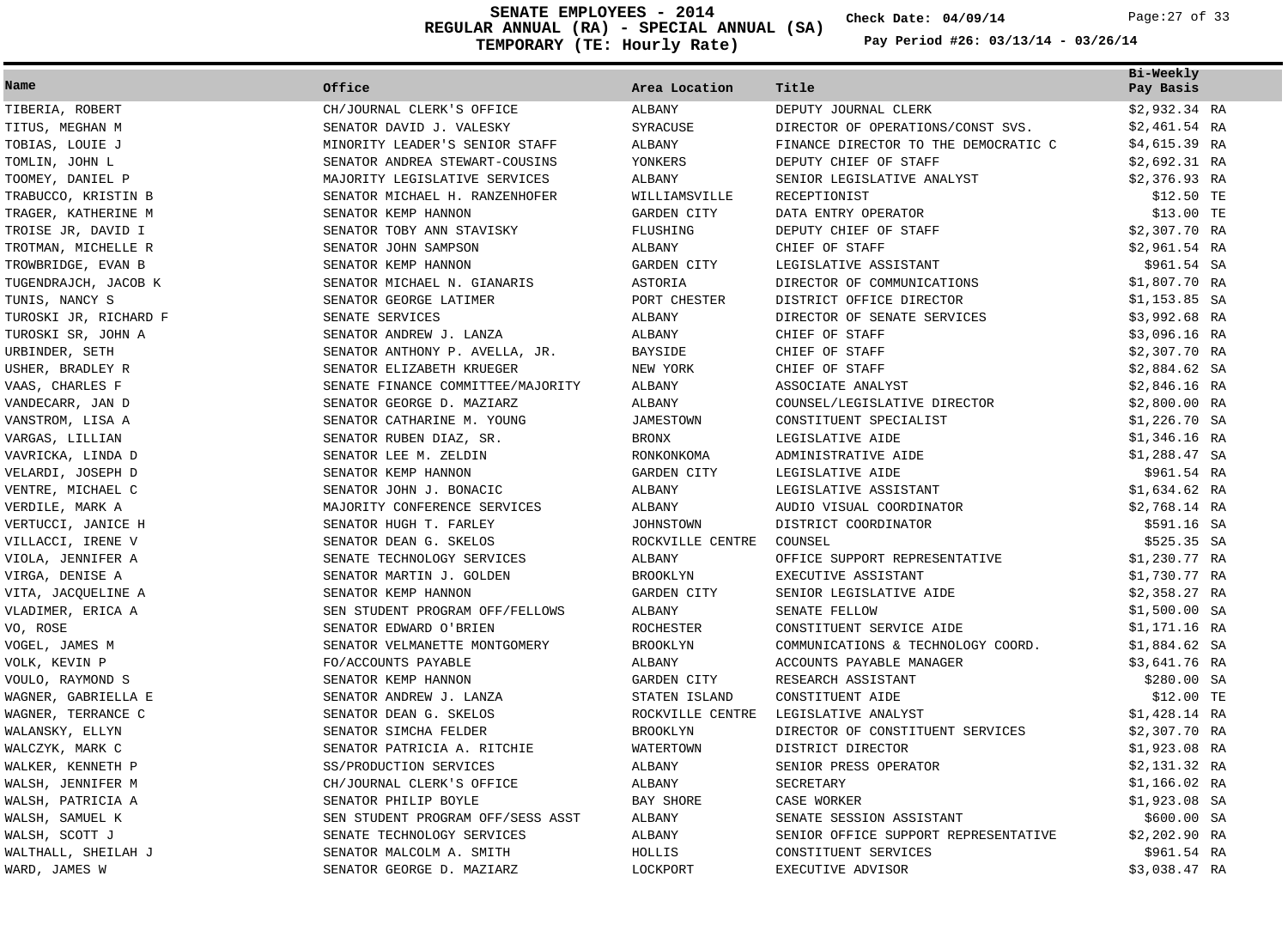# SENATE EMPLOYEES - 2014
## REGULAR ANNUAL (RA) - SPECIAL ANNUAL (SA)
## TEMPORARY (TE: Hourly Rate)

Check Date: 04/09/14

Pay Period #26: 03/13/14 - 03/26/14

| Name | Office | Area Location | Title | Bi-Weekly Pay Basis |
|---|---|---|---|---|
| TIBERIA, ROBERT | CH/JOURNAL CLERK'S OFFICE | ALBANY | DEPUTY JOURNAL CLERK | $2,932.34 RA |
| TITUS, MEGHAN M | SENATOR DAVID J. VALESKY | SYRACUSE | DIRECTOR OF OPERATIONS/CONST SVS. | $2,461.54 RA |
| TOBIAS, LOUIE J | MINORITY LEADER'S SENIOR STAFF | ALBANY | FINANCE DIRECTOR TO THE DEMOCRATIC C | $4,615.39 RA |
| TOMLIN, JOHN L | SENATOR ANDREA STEWART-COUSINS | YONKERS | DEPUTY CHIEF OF STAFF | $2,692.31 RA |
| TOOMEY, DANIEL P | MAJORITY LEGISLATIVE SERVICES | ALBANY | SENIOR LEGISLATIVE ANALYST | $2,376.93 RA |
| TRABUCCO, KRISTIN B | SENATOR MICHAEL H. RANZENHOFER | WILLIAMSVILLE | RECEPTIONIST | $12.50 TE |
| TRAGER, KATHERINE M | SENATOR KEMP HANNON | GARDEN CITY | DATA ENTRY OPERATOR | $13.00 TE |
| TROISE JR, DAVID I | SENATOR TOBY ANN STAVISKY | FLUSHING | DEPUTY CHIEF OF STAFF | $2,307.70 RA |
| TROTMAN, MICHELLE R | SENATOR JOHN SAMPSON | ALBANY | CHIEF OF STAFF | $2,961.54 RA |
| TROWBRIDGE, EVAN B | SENATOR KEMP HANNON | GARDEN CITY | LEGISLATIVE ASSISTANT | $961.54 SA |
| TUGENDRAJCH, JACOB K | SENATOR MICHAEL N. GIANARIS | ASTORIA | DIRECTOR OF COMMUNICATIONS | $1,807.70 RA |
| TUNIS, NANCY S | SENATOR GEORGE LATIMER | PORT CHESTER | DISTRICT OFFICE DIRECTOR | $1,153.85 SA |
| TUROSKI JR, RICHARD F | SENATE SERVICES | ALBANY | DIRECTOR OF SENATE SERVICES | $3,992.68 RA |
| TUROSKI SR, JOHN A | SENATOR ANDREW J. LANZA | ALBANY | CHIEF OF STAFF | $3,096.16 RA |
| URBINDER, SETH | SENATOR ANTHONY P. AVELLA, JR. | BAYSIDE | CHIEF OF STAFF | $2,307.70 RA |
| USHER, BRADLEY R | SENATOR ELIZABETH KRUEGER | NEW YORK | CHIEF OF STAFF | $2,884.62 SA |
| VAAS, CHARLES F | SENATE FINANCE COMMITTEE/MAJORITY | ALBANY | ASSOCIATE ANALYST | $2,846.16 RA |
| VANDECARR, JAN D | SENATOR GEORGE D. MAZIARZ | ALBANY | COUNSEL/LEGISLATIVE DIRECTOR | $2,800.00 RA |
| VANSTROM, LISA A | SENATOR CATHARINE M. YOUNG | JAMESTOWN | CONSTITUENT SPECIALIST | $1,226.70 SA |
| VARGAS, LILLIAN | SENATOR RUBEN DIAZ, SR. | BRONX | LEGISLATIVE AIDE | $1,346.16 RA |
| VAVRICKA, LINDA D | SENATOR LEE M. ZELDIN | RONKONKOMA | ADMINISTRATIVE AIDE | $1,288.47 SA |
| VELARDI, JOSEPH D | SENATOR KEMP HANNON | GARDEN CITY | LEGISLATIVE AIDE | $961.54 RA |
| VENTRE, MICHAEL C | SENATOR JOHN J. BONACIC | ALBANY | LEGISLATIVE ASSISTANT | $1,634.62 RA |
| VERDILE, MARK A | MAJORITY CONFERENCE SERVICES | ALBANY | AUDIO VISUAL COORDINATOR | $2,768.14 RA |
| VERTUCCI, JANICE H | SENATOR HUGH T. FARLEY | JOHNSTOWN | DISTRICT COORDINATOR | $591.16 SA |
| VILLACCI, IRENE V | SENATOR DEAN G. SKELOS | ROCKVILLE CENTRE | COUNSEL | $525.35 SA |
| VIOLA, JENNIFER A | SENATE TECHNOLOGY SERVICES | ALBANY | OFFICE SUPPORT REPRESENTATIVE | $1,230.77 RA |
| VIRGA, DENISE A | SENATOR MARTIN J. GOLDEN | BROOKLYN | EXECUTIVE ASSISTANT | $1,730.77 RA |
| VITA, JACQUELINE A | SENATOR KEMP HANNON | GARDEN CITY | SENIOR LEGISLATIVE AIDE | $2,358.27 RA |
| VLADIMER, ERICA A | SEN STUDENT PROGRAM OFF/FELLOWS | ALBANY | SENATE FELLOW | $1,500.00 SA |
| VO, ROSE | SENATOR EDWARD O'BRIEN | ROCHESTER | CONSTITUENT SERVICE AIDE | $1,171.16 RA |
| VOGEL, JAMES M | SENATOR VELMANETTE MONTGOMERY | BROOKLYN | COMMUNICATIONS & TECHNOLOGY COORD. | $1,884.62 SA |
| VOLK, KEVIN P | FO/ACCOUNTS PAYABLE | ALBANY | ACCOUNTS PAYABLE MANAGER | $3,641.76 RA |
| VOULO, RAYMOND S | SENATOR KEMP HANNON | GARDEN CITY | RESEARCH ASSISTANT | $280.00 SA |
| WAGNER, GABRIELLA E | SENATOR ANDREW J. LANZA | STATEN ISLAND | CONSTITUENT AIDE | $12.00 TE |
| WAGNER, TERRANCE C | SENATOR DEAN G. SKELOS | ROCKVILLE CENTRE | LEGISLATIVE ANALYST | $1,428.14 RA |
| WALANSKY, ELLYN | SENATOR SIMCHA FELDER | BROOKLYN | DIRECTOR OF CONSTITUENT SERVICES | $2,307.70 RA |
| WALCZYK, MARK C | SENATOR PATRICIA A. RITCHIE | WATERTOWN | DISTRICT DIRECTOR | $1,923.08 RA |
| WALKER, KENNETH P | SS/PRODUCTION SERVICES | ALBANY | SENIOR PRESS OPERATOR | $2,131.32 RA |
| WALSH, JENNIFER M | CH/JOURNAL CLERK'S OFFICE | ALBANY | SECRETARY | $1,166.02 RA |
| WALSH, PATRICIA A | SENATOR PHILIP BOYLE | BAY SHORE | CASE WORKER | $1,923.08 SA |
| WALSH, SAMUEL K | SEN STUDENT PROGRAM OFF/SESS ASST | ALBANY | SENATE SESSION ASSISTANT | $600.00 SA |
| WALSH, SCOTT J | SENATE TECHNOLOGY SERVICES | ALBANY | SENIOR OFFICE SUPPORT REPRESENTATIVE | $2,202.90 RA |
| WALTHALL, SHEILAH J | SENATOR MALCOLM A. SMITH | HOLLIS | CONSTITUENT SERVICES | $961.54 RA |
| WARD, JAMES W | SENATOR GEORGE D. MAZIARZ | LOCKPORT | EXECUTIVE ADVISOR | $3,038.47 RA |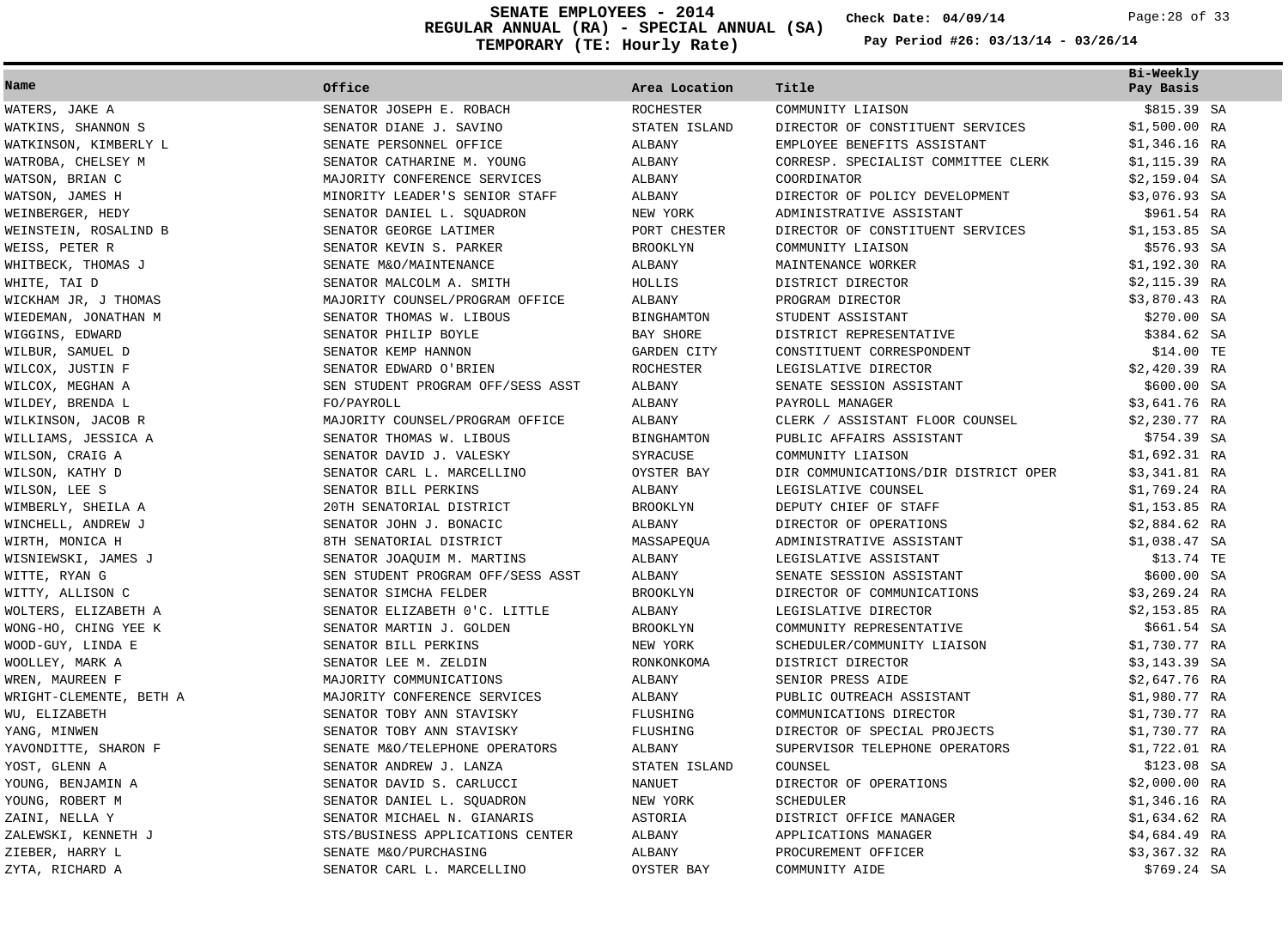# SENATE EMPLOYEES - 2014
## REGULAR ANNUAL (RA) - SPECIAL ANNUAL (SA)
## TEMPORARY (TE: Hourly Rate)

**Check Date: 04/09/14**

**Pay Period #26: 03/13/14 - 03/26/14**

| Name | Office | Area Location | Title | Bi-Weekly Pay Basis |
|---|---|---|---|---|
| WATERS, JAKE A | SENATOR JOSEPH E. ROBACH | ROCHESTER | COMMUNITY LIAISON | $815.39 SA |
| WATKINS, SHANNON S | SENATOR DIANE J. SAVINO | STATEN ISLAND | DIRECTOR OF CONSTITUENT SERVICES | $1,500.00 RA |
| WATKINSON, KIMBERLY L | SENATE PERSONNEL OFFICE | ALBANY | EMPLOYEE BENEFITS ASSISTANT | $1,346.16 RA |
| WATROBA, CHELSEY M | SENATOR CATHARINE M. YOUNG | ALBANY | CORRESP. SPECIALIST COMMITTEE CLERK | $1,115.39 RA |
| WATSON, BRIAN C | MAJORITY CONFERENCE SERVICES | ALBANY | COORDINATOR | $2,159.04 SA |
| WATSON, JAMES H | MINORITY LEADER'S SENIOR STAFF | ALBANY | DIRECTOR OF POLICY DEVELOPMENT | $3,076.93 SA |
| WEINBERGER, HEDY | SENATOR DANIEL L. SQUADRON | NEW YORK | ADMINISTRATIVE ASSISTANT | $961.54 RA |
| WEINSTEIN, ROSALIND B | SENATOR GEORGE LATIMER | PORT CHESTER | DIRECTOR OF CONSTITUENT SERVICES | $1,153.85 SA |
| WEISS, PETER R | SENATOR KEVIN S. PARKER | BROOKLYN | COMMUNITY LIAISON | $576.93 SA |
| WHITBECK, THOMAS J | SENATE M&O/MAINTENANCE | ALBANY | MAINTENANCE WORKER | $1,192.30 RA |
| WHITE, TAI D | SENATOR MALCOLM A. SMITH | HOLLIS | DISTRICT DIRECTOR | $2,115.39 RA |
| WICKHAM JR, J THOMAS | MAJORITY COUNSEL/PROGRAM OFFICE | ALBANY | PROGRAM DIRECTOR | $3,870.43 RA |
| WIEDEMAN, JONATHAN M | SENATOR THOMAS W. LIBOUS | BINGHAMTON | STUDENT ASSISTANT | $270.00 SA |
| WIGGINS, EDWARD | SENATOR PHILIP BOYLE | BAY SHORE | DISTRICT REPRESENTATIVE | $384.62 SA |
| WILBUR, SAMUEL D | SENATOR KEMP HANNON | GARDEN CITY | CONSTITUENT CORRESPONDENT | $14.00 TE |
| WILCOX, JUSTIN F | SENATOR EDWARD O'BRIEN | ROCHESTER | LEGISLATIVE DIRECTOR | $2,420.39 RA |
| WILCOX, MEGHAN A | SEN STUDENT PROGRAM OFF/SESS ASST | ALBANY | SENATE SESSION ASSISTANT | $600.00 SA |
| WILDEY, BRENDA L | FO/PAYROLL | ALBANY | PAYROLL MANAGER | $3,641.76 RA |
| WILKINSON, JACOB R | MAJORITY COUNSEL/PROGRAM OFFICE | ALBANY | CLERK / ASSISTANT FLOOR COUNSEL | $2,230.77 RA |
| WILLIAMS, JESSICA A | SENATOR THOMAS W. LIBOUS | BINGHAMTON | PUBLIC AFFAIRS ASSISTANT | $754.39 SA |
| WILSON, CRAIG A | SENATOR DAVID J. VALESKY | SYRACUSE | COMMUNITY LIAISON | $1,692.31 RA |
| WILSON, KATHY D | SENATOR CARL L. MARCELLINO | OYSTER BAY | DIR COMMUNICATIONS/DIR DISTRICT OPER | $3,341.81 RA |
| WILSON, LEE S | SENATOR BILL PERKINS | ALBANY | LEGISLATIVE COUNSEL | $1,769.24 RA |
| WIMBERLY, SHEILA A | 20TH SENATORIAL DISTRICT | BROOKLYN | DEPUTY CHIEF OF STAFF | $1,153.85 RA |
| WINCHELL, ANDREW J | SENATOR JOHN J. BONACIC | ALBANY | DIRECTOR OF OPERATIONS | $2,884.62 RA |
| WIRTH, MONICA H | 8TH SENATORIAL DISTRICT | MASSAPEQUA | ADMINISTRATIVE ASSISTANT | $1,038.47 SA |
| WISNIEWSKI, JAMES J | SENATOR JOAQUIM M. MARTINS | ALBANY | LEGISLATIVE ASSISTANT | $13.74 TE |
| WITTE, RYAN G | SEN STUDENT PROGRAM OFF/SESS ASST | ALBANY | SENATE SESSION ASSISTANT | $600.00 SA |
| WITTY, ALLISON C | SENATOR SIMCHA FELDER | BROOKLYN | DIRECTOR OF COMMUNICATIONS | $3,269.24 RA |
| WOLTERS, ELIZABETH A | SENATOR ELIZABETH O'C. LITTLE | ALBANY | LEGISLATIVE DIRECTOR | $2,153.85 RA |
| WONG-HO, CHING YEE K | SENATOR MARTIN J. GOLDEN | BROOKLYN | COMMUNITY REPRESENTATIVE | $661.54 SA |
| WOOD-GUY, LINDA E | SENATOR BILL PERKINS | NEW YORK | SCHEDULER/COMMUNITY LIAISON | $1,730.77 RA |
| WOOLLEY, MARK A | SENATOR LEE M. ZELDIN | RONKONKOMA | DISTRICT DIRECTOR | $3,143.39 SA |
| WREN, MAUREEN F | MAJORITY COMMUNICATIONS | ALBANY | SENIOR PRESS AIDE | $2,647.76 RA |
| WRIGHT-CLEMENTE, BETH A | MAJORITY CONFERENCE SERVICES | ALBANY | PUBLIC OUTREACH ASSISTANT | $1,980.77 RA |
| WU, ELIZABETH | SENATOR TOBY ANN STAVISKY | FLUSHING | COMMUNICATIONS DIRECTOR | $1,730.77 RA |
| YANG, MINWEN | SENATOR TOBY ANN STAVISKY | FLUSHING | DIRECTOR OF SPECIAL PROJECTS | $1,730.77 RA |
| YAVONDITTE, SHARON F | SENATE M&O/TELEPHONE OPERATORS | ALBANY | SUPERVISOR TELEPHONE OPERATORS | $1,722.01 RA |
| YOST, GLENN A | SENATOR ANDREW J. LANZA | STATEN ISLAND | COUNSEL | $123.08 SA |
| YOUNG, BENJAMIN A | SENATOR DAVID S. CARLUCCI | NANUET | DIRECTOR OF OPERATIONS | $2,000.00 RA |
| YOUNG, ROBERT M | SENATOR DANIEL L. SQUADRON | NEW YORK | SCHEDULER | $1,346.16 RA |
| ZAINI, NELLA Y | SENATOR MICHAEL N. GIANARIS | ASTORIA | DISTRICT OFFICE MANAGER | $1,634.62 RA |
| ZALEWSKI, KENNETH J | STS/BUSINESS APPLICATIONS CENTER | ALBANY | APPLICATIONS MANAGER | $4,684.49 RA |
| ZIEBER, HARRY L | SENATE M&O/PURCHASING | ALBANY | PROCUREMENT OFFICER | $3,367.32 RA |
| ZYTA, RICHARD A | SENATOR CARL L. MARCELLINO | OYSTER BAY | COMMUNITY AIDE | $769.24 SA |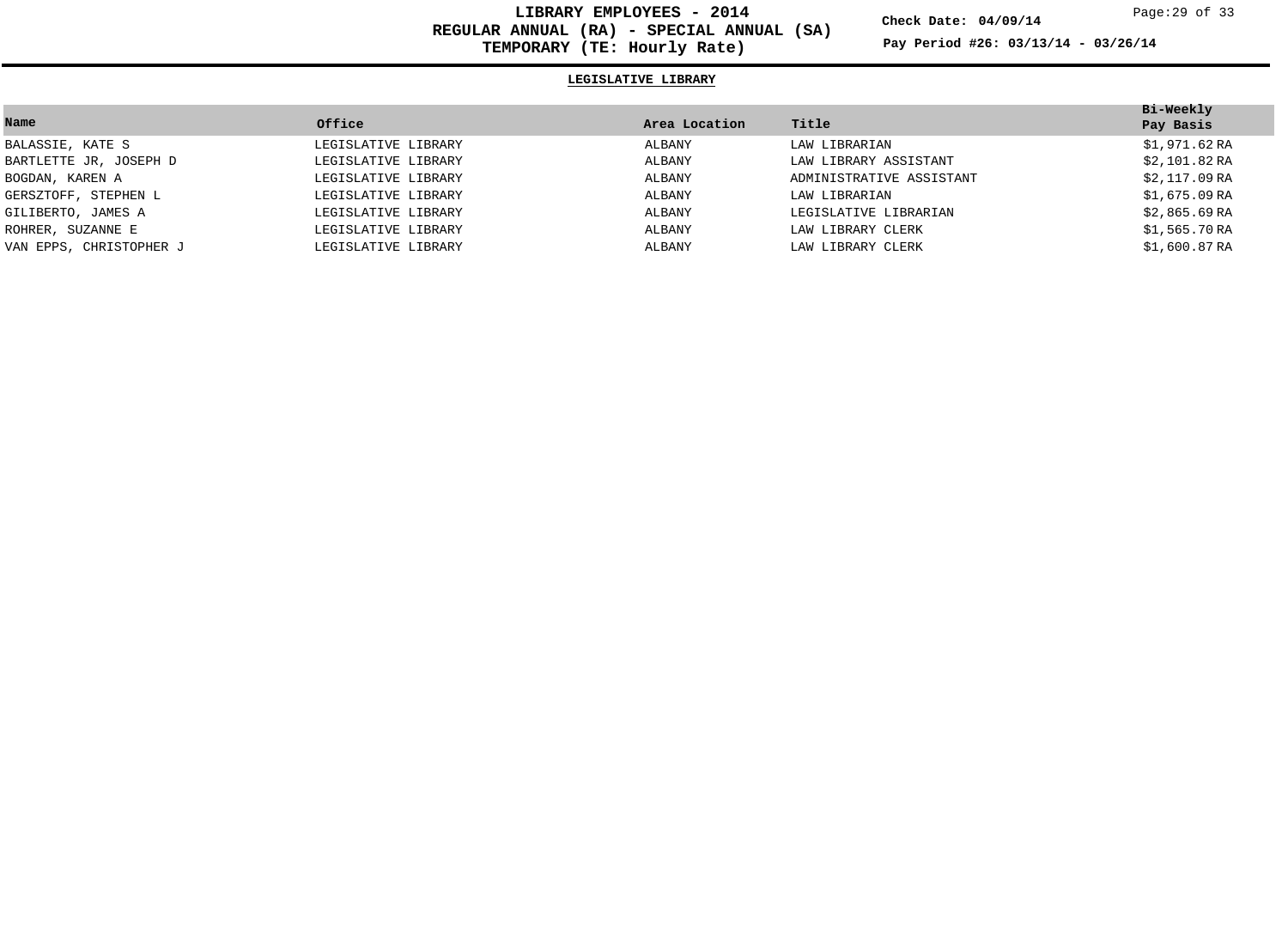# LIBRARY EMPLOYEES - 2014
## REGULAR ANNUAL (RA) - SPECIAL ANNUAL (SA)
## TEMPORARY (TE: Hourly Rate)

**Check Date: 04/09/14**

**Pay Period #26: 03/13/14 - 03/26/14**

### LEGISLATIVE LIBRARY

| Name | Office | Area Location | Title | Bi-Weekly Pay Basis |
|---|---|---|---|---|
| BALASSIE, KATE S | LEGISLATIVE LIBRARY | ALBANY | LAW LIBRARIAN | $1,971.62 RA |
| BARTLETTE JR, JOSEPH D | LEGISLATIVE LIBRARY | ALBANY | LAW LIBRARY ASSISTANT | $2,101.82 RA |
| BOGDAN, KAREN A | LEGISLATIVE LIBRARY | ALBANY | ADMINISTRATIVE ASSISTANT | $2,117.09 RA |
| GERSZTOFF, STEPHEN L | LEGISLATIVE LIBRARY | ALBANY | LAW LIBRARIAN | $1,675.09 RA |
| GILIBERTO, JAMES A | LEGISLATIVE LIBRARY | ALBANY | LEGISLATIVE LIBRARIAN | $2,865.69 RA |
| ROHRER, SUZANNE E | LEGISLATIVE LIBRARY | ALBANY | LAW LIBRARY CLERK | $1,565.70 RA |
| VAN EPPS, CHRISTOPHER J | LEGISLATIVE LIBRARY | ALBANY | LAW LIBRARY CLERK | $1,600.87 RA |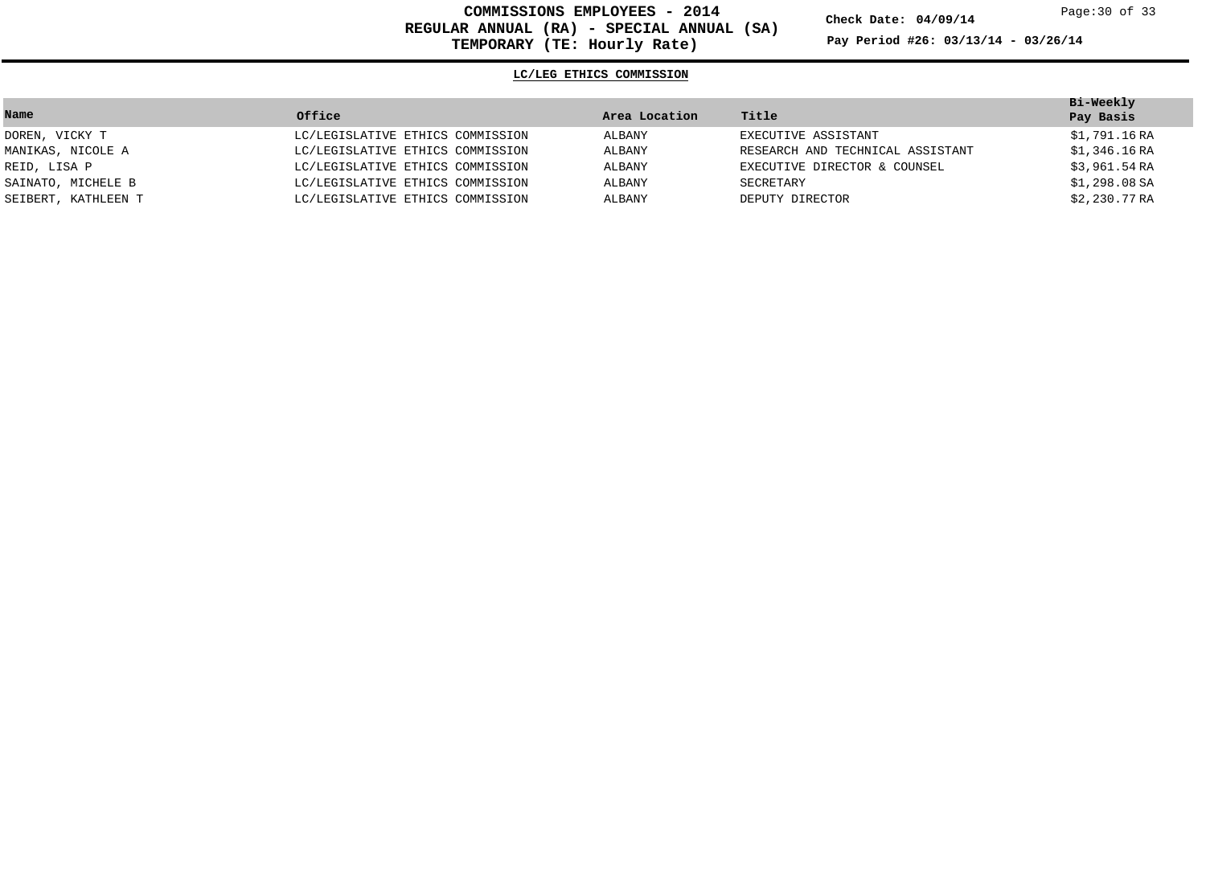# COMMISSIONS EMPLOYEES - 2014
## REGULAR ANNUAL (RA) - SPECIAL ANNUAL (SA)
## TEMPORARY (TE: Hourly Rate)

**Check Date: 04/09/14**

**Pay Period #26: 03/13/14 - 03/26/14**

### LC/LEG ETHICS COMMISSION

| Name | Office | Area Location | Title | Bi-Weekly Pay Basis |
|---|---|---|---|---|
| DOREN, VICKY T | LC/LEGISLATIVE ETHICS COMMISSION | ALBANY | EXECUTIVE ASSISTANT | $1,791.16 RA |
| MANIKAS, NICOLE A | LC/LEGISLATIVE ETHICS COMMISSION | ALBANY | RESEARCH AND TECHNICAL ASSISTANT | $1,346.16 RA |
| REID, LISA P | LC/LEGISLATIVE ETHICS COMMISSION | ALBANY | EXECUTIVE DIRECTOR & COUNSEL | $3,961.54 RA |
| SAINATO, MICHELE B | LC/LEGISLATIVE ETHICS COMMISSION | ALBANY | SECRETARY | $1,298.08 SA |
| SEIBERT, KATHLEEN T | LC/LEGISLATIVE ETHICS COMMISSION | ALBANY | DEPUTY DIRECTOR | $2,230.77 RA |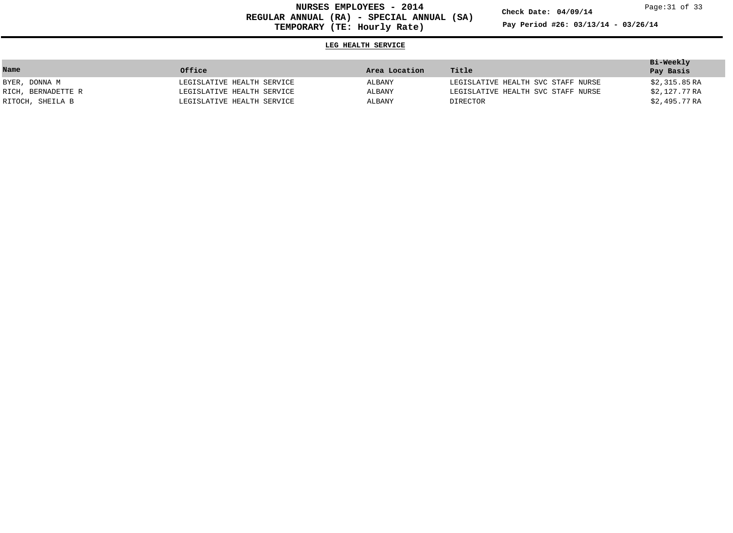# NURSES EMPLOYEES - 2014
## REGULAR ANNUAL (RA) - SPECIAL ANNUAL (SA)
## TEMPORARY (TE: Hourly Rate)

**Check Date: 04/09/14**

**Pay Period #26: 03/13/14 - 03/26/14**

### LEG HEALTH SERVICE

| Name | Office | Area Location | Title | Bi-Weekly Pay Basis |
|---|---|---|---|---|
| BYER, DONNA M | LEGISLATIVE HEALTH SERVICE | ALBANY | LEGISLATIVE HEALTH SVC STAFF NURSE | $2,315.85 RA |
| RICH, BERNADETTE R | LEGISLATIVE HEALTH SERVICE | ALBANY | LEGISLATIVE HEALTH SVC STAFF NURSE | $2,127.77 RA |
| RITOCH, SHEILA B | LEGISLATIVE HEALTH SERVICE | ALBANY | DIRECTOR | $2,495.77 RA |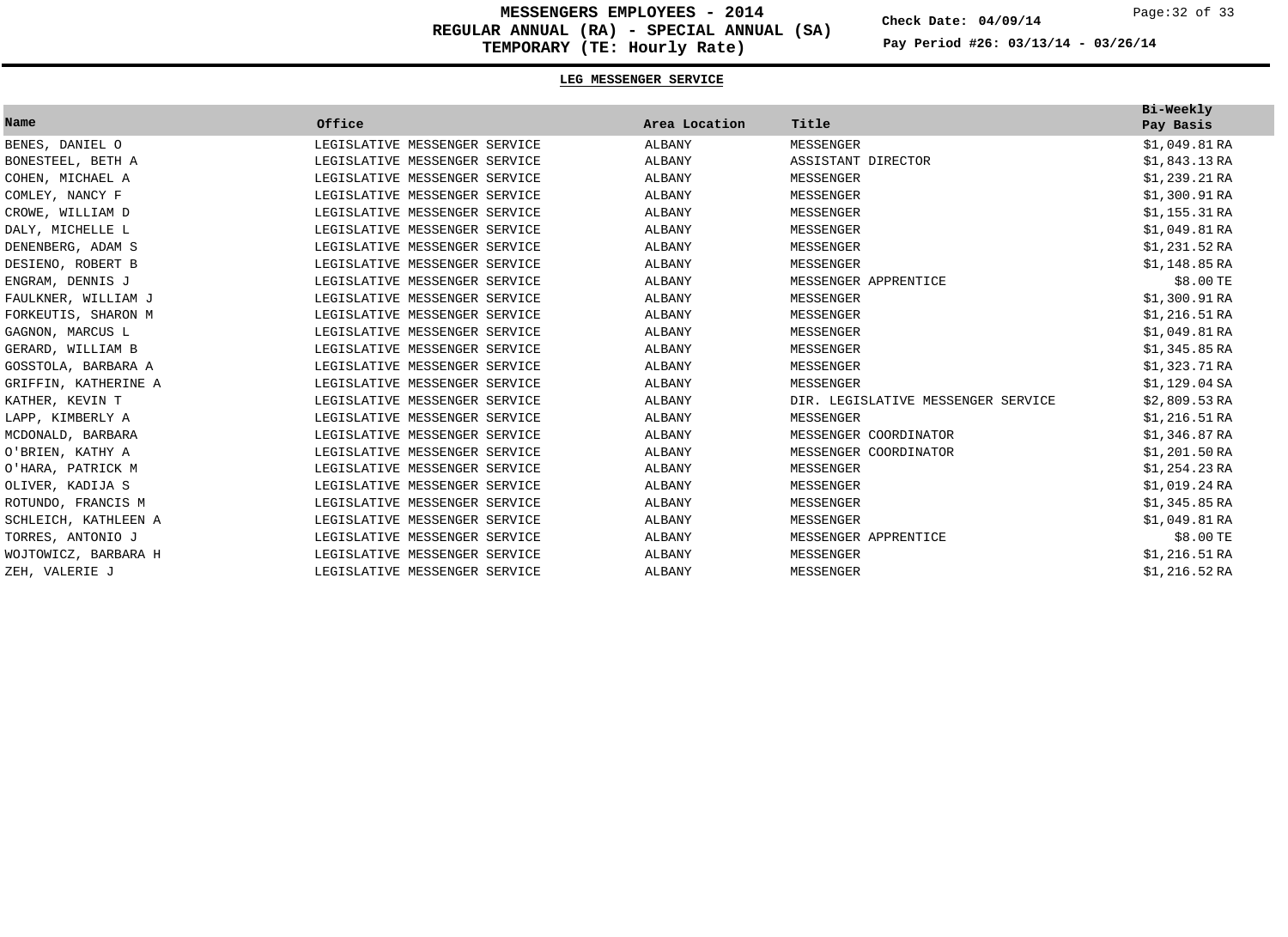# MESSENGERS EMPLOYEES - 2014
## REGULAR ANNUAL (RA) - SPECIAL ANNUAL (SA)
## TEMPORARY (TE: Hourly Rate)

**Check Date: 04/09/14**

**Pay Period #26: 03/13/14 - 03/26/14**

### LEG MESSENGER SERVICE

| Name | Office | Area Location | Title | Bi-Weekly Pay Basis |
|---|---|---|---|---|
| BENES, DANIEL O | LEGISLATIVE MESSENGER SERVICE | ALBANY | MESSENGER | $1,049.81 RA |
| BONESTEEL, BETH A | LEGISLATIVE MESSENGER SERVICE | ALBANY | ASSISTANT DIRECTOR | $1,843.13 RA |
| COHEN, MICHAEL A | LEGISLATIVE MESSENGER SERVICE | ALBANY | MESSENGER | $1,239.21 RA |
| COMLEY, NANCY F | LEGISLATIVE MESSENGER SERVICE | ALBANY | MESSENGER | $1,300.91 RA |
| CROWE, WILLIAM D | LEGISLATIVE MESSENGER SERVICE | ALBANY | MESSENGER | $1,155.31 RA |
| DALY, MICHELLE L | LEGISLATIVE MESSENGER SERVICE | ALBANY | MESSENGER | $1,049.81 RA |
| DENENBERG, ADAM S | LEGISLATIVE MESSENGER SERVICE | ALBANY | MESSENGER | $1,231.52 RA |
| DESIENO, ROBERT B | LEGISLATIVE MESSENGER SERVICE | ALBANY | MESSENGER | $1,148.85 RA |
| ENGRAM, DENNIS J | LEGISLATIVE MESSENGER SERVICE | ALBANY | MESSENGER APPRENTICE | $8.00 TE |
| FAULKNER, WILLIAM J | LEGISLATIVE MESSENGER SERVICE | ALBANY | MESSENGER | $1,300.91 RA |
| FORKEUTIS, SHARON M | LEGISLATIVE MESSENGER SERVICE | ALBANY | MESSENGER | $1,216.51 RA |
| GAGNON, MARCUS L | LEGISLATIVE MESSENGER SERVICE | ALBANY | MESSENGER | $1,049.81 RA |
| GERARD, WILLIAM B | LEGISLATIVE MESSENGER SERVICE | ALBANY | MESSENGER | $1,345.85 RA |
| GOSSTOLA, BARBARA A | LEGISLATIVE MESSENGER SERVICE | ALBANY | MESSENGER | $1,323.71 RA |
| GRIFFIN, KATHERINE A | LEGISLATIVE MESSENGER SERVICE | ALBANY | MESSENGER | $1,129.04 SA |
| KATHER, KEVIN T | LEGISLATIVE MESSENGER SERVICE | ALBANY | DIR. LEGISLATIVE MESSENGER SERVICE | $2,809.53 RA |
| LAPP, KIMBERLY A | LEGISLATIVE MESSENGER SERVICE | ALBANY | MESSENGER | $1,216.51 RA |
| MCDONALD, BARBARA | LEGISLATIVE MESSENGER SERVICE | ALBANY | MESSENGER COORDINATOR | $1,346.87 RA |
| O'BRIEN, KATHY A | LEGISLATIVE MESSENGER SERVICE | ALBANY | MESSENGER COORDINATOR | $1,201.50 RA |
| O'HARA, PATRICK M | LEGISLATIVE MESSENGER SERVICE | ALBANY | MESSENGER | $1,254.23 RA |
| OLIVER, KADIJA S | LEGISLATIVE MESSENGER SERVICE | ALBANY | MESSENGER | $1,019.24 RA |
| ROTUNDO, FRANCIS M | LEGISLATIVE MESSENGER SERVICE | ALBANY | MESSENGER | $1,345.85 RA |
| SCHLEICH, KATHLEEN A | LEGISLATIVE MESSENGER SERVICE | ALBANY | MESSENGER | $1,049.81 RA |
| TORRES, ANTONIO J | LEGISLATIVE MESSENGER SERVICE | ALBANY | MESSENGER APPRENTICE | $8.00 TE |
| WOJTOWICZ, BARBARA H | LEGISLATIVE MESSENGER SERVICE | ALBANY | MESSENGER | $1,216.51 RA |
| ZEH, VALERIE J | LEGISLATIVE MESSENGER SERVICE | ALBANY | MESSENGER | $1,216.52 RA |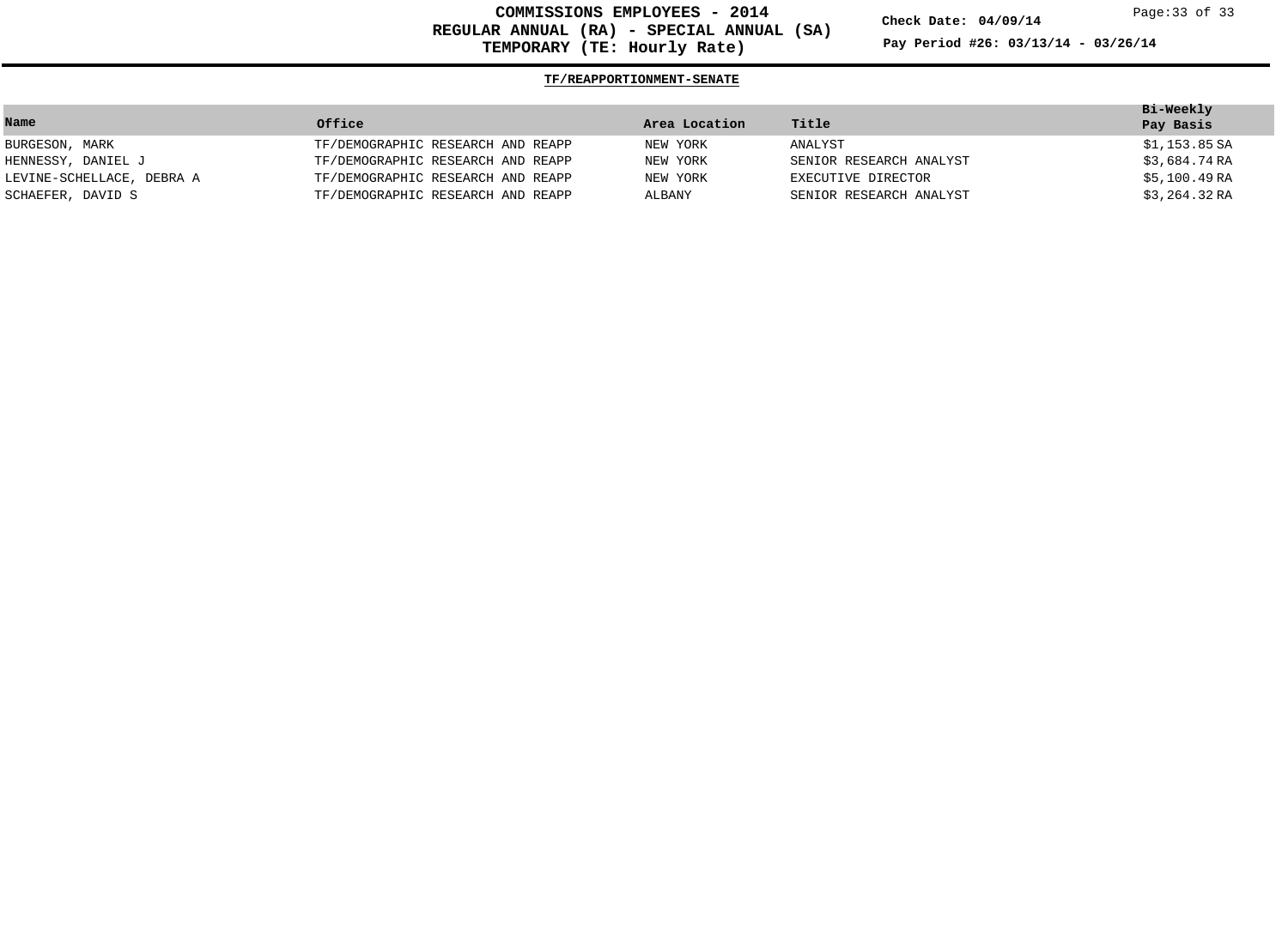# COMMISSIONS EMPLOYEES - 2014
## REGULAR ANNUAL (RA) - SPECIAL ANNUAL (SA)
## TEMPORARY (TE: Hourly Rate)

**Check Date: 04/09/14**

**Pay Period #26: 03/13/14 - 03/26/14**

### TF/REAPPORTIONMENT-SENATE

| Name | Office | Area Location | Title | Bi-Weekly Pay Basis |
|---|---|---|---|---|
| BURGESON, MARK | TF/DEMOGRAPHIC RESEARCH AND REAPP | NEW YORK | ANALYST | $1,153.85 SA |
| HENNESSY, DANIEL J | TF/DEMOGRAPHIC RESEARCH AND REAPP | NEW YORK | SENIOR RESEARCH ANALYST | $3,684.74 RA |
| LEVINE-SCHELLACE, DEBRA A | TF/DEMOGRAPHIC RESEARCH AND REAPP | NEW YORK | EXECUTIVE DIRECTOR | $5,100.49 RA |
| SCHAEFER, DAVID S | TF/DEMOGRAPHIC RESEARCH AND REAPP | ALBANY | SENIOR RESEARCH ANALYST | $3,264.32 RA |